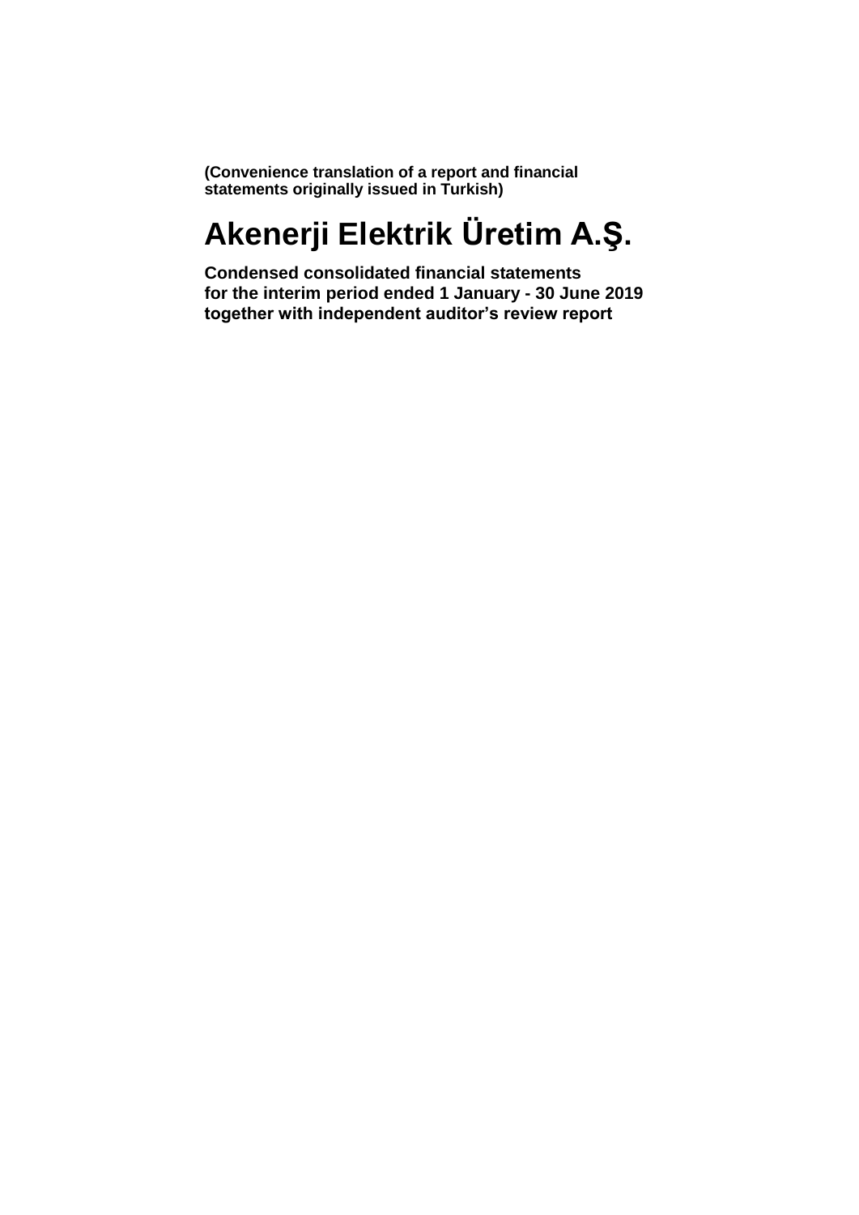**(Convenience translation of a report and financial statements originally issued in Turkish)**

# Akenerji Elektrik Üretim A.Ş.

**Condensed consolidated financial statements for the interim period ended 1 January - 30 June 2019 together with independent auditor's review report**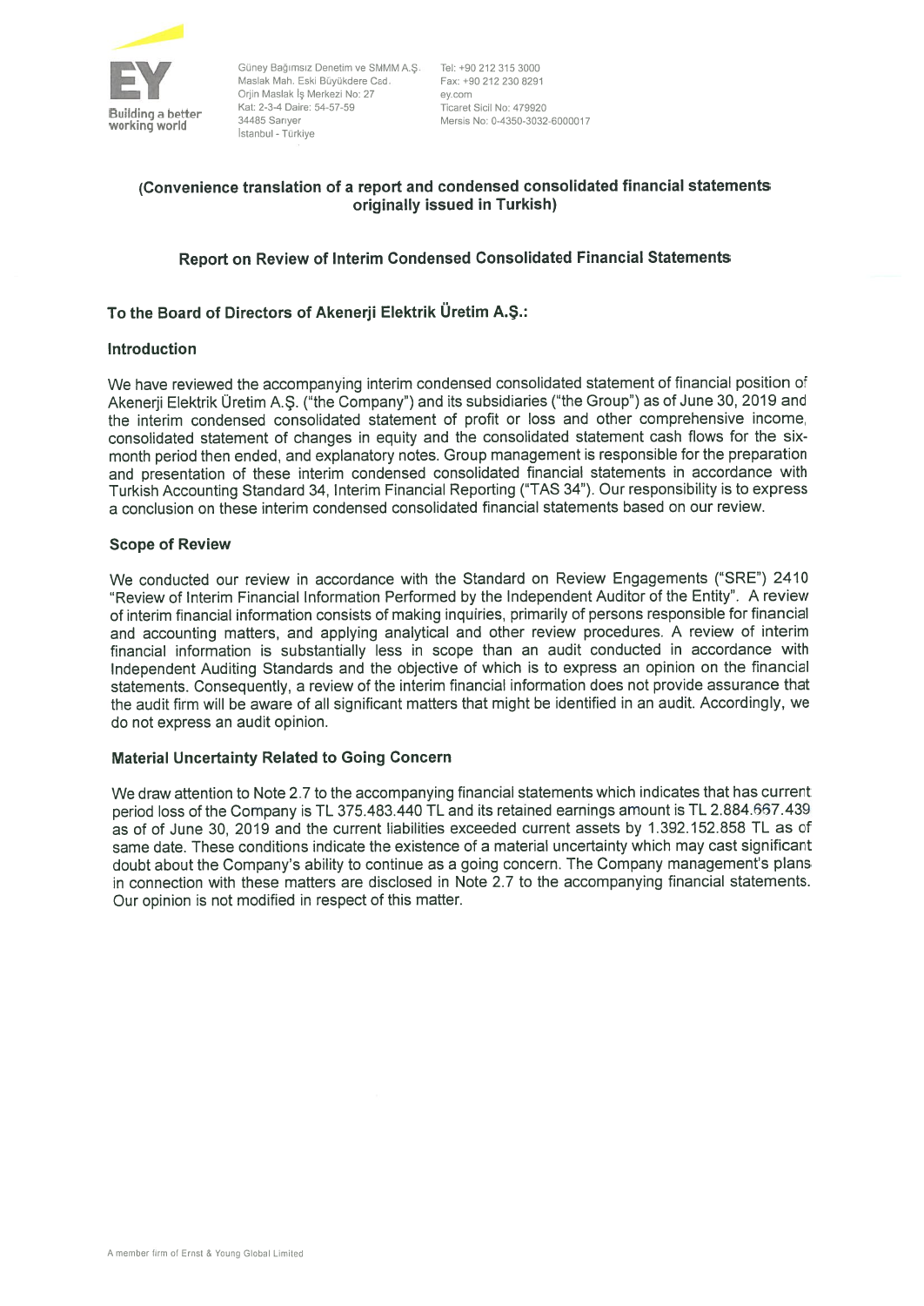Güney Bağımsız Denetim ve SMMM A.Ş.
Maslak Mah. Eski Büyükdere Cad.
Orjin Maslak İş Merkezi No: 27
Kat: 2-3-4 Daire: 54-57-59
34485 Sarıyer
İstanbul - Türkiye

Tel: +90 212 315 3000
Fax: +90 212 230 8291
ey.com
Ticaret Sicil No: 479920
Mersis No: 0-4350-3032-6000017

**(Convenience translation of a report and condensed consolidated financial statements originally issued in Turkish)**

## Report on Review of Interim Condensed Consolidated Financial Statements

### To the Board of Directors of Akenerji Elektrik Üretim A.Ş.:

### Introduction

We have reviewed the accompanying interim condensed consolidated statement of financial position of Akenerji Elektrik Üretim A.Ş. ("the Company") and its subsidiaries ("the Group") as of June 30, 2019 and the interim condensed consolidated statement of profit or loss and other comprehensive income, consolidated statement of changes in equity and the consolidated statement cash flows for the six-month period then ended, and explanatory notes. Group management is responsible for the preparation and presentation of these interim condensed consolidated financial statements in accordance with Turkish Accounting Standard 34, Interim Financial Reporting ("TAS 34"). Our responsibility is to express a conclusion on these interim condensed consolidated financial statements based on our review.

### Scope of Review

We conducted our review in accordance with the Standard on Review Engagements ("SRE") 2410 "Review of Interim Financial Information Performed by the Independent Auditor of the Entity". A review of interim financial information consists of making inquiries, primarily of persons responsible for financial and accounting matters, and applying analytical and other review procedures. A review of interim financial information is substantially less in scope than an audit conducted in accordance with Independent Auditing Standards and the objective of which is to express an opinion on the financial statements. Consequently, a review of the interim financial information does not provide assurance that the audit firm will be aware of all significant matters that might be identified in an audit. Accordingly, we do not express an audit opinion.

### Material Uncertainty Related to Going Concern

We draw attention to Note 2.7 to the accompanying financial statements which indicates that has current period loss of the Company is TL 375.483.440 TL and its retained earnings amount is TL 2.884.667.439 as of of June 30, 2019 and the current liabilities exceeded current assets by 1.392.152.858 TL as of same date. These conditions indicate the existence of a material uncertainty which may cast significant doubt about the Company's ability to continue as a going concern. The Company management's plans in connection with these matters are disclosed in Note 2.7 to the accompanying financial statements. Our opinion is not modified in respect of this matter.

A member firm of Ernst & Young Global Limited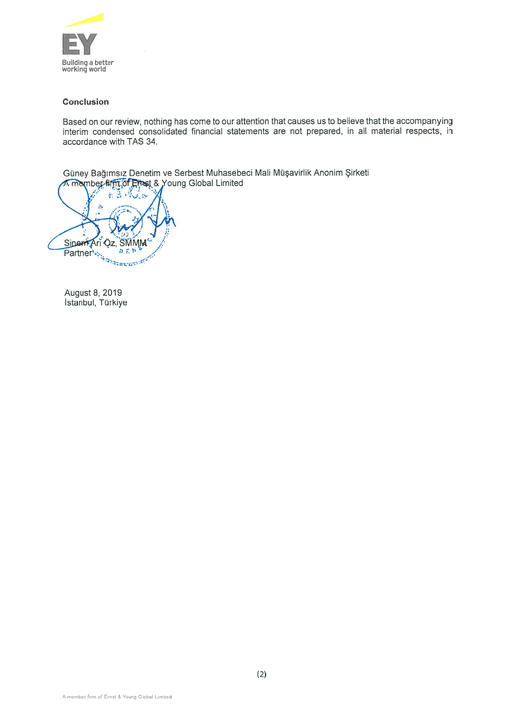## Conclusion

Based on our review, nothing has come to our attention that causes us to believe that the accompanying interim condensed consolidated financial statements are not prepared, in all material respects, in accordance with TAS 34.

Güney Bağımsız Denetim ve Serbest Muhasebeci Mali Müşavirlik Anonim Şirketi
A member firm of Ernst & Young Global Limited

Sinem Arı Öz, SMMM
Partner

August 8, 2019
İstanbul, Türkiye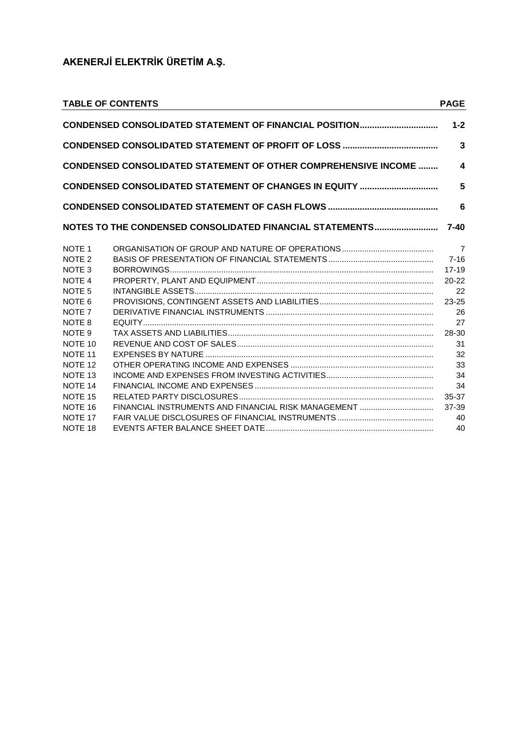# AKENERJİ ELEKTRİK ÜRETİM A.Ş.

| TABLE OF CONTENTS | | PAGE |
|---|---|---|
| **CONDENSED CONSOLIDATED STATEMENT OF FINANCIAL POSITION** | | **1-2** |
| **CONDENSED CONSOLIDATED STATEMENT OF PROFIT OF LOSS** | | **3** |
| **CONDENSED CONSOLIDATED STATEMENT OF OTHER COMPREHENSIVE INCOME** | | **4** |
| **CONDENSED CONSOLIDATED STATEMENT OF CHANGES IN EQUITY** | | **5** |
| **CONDENSED CONSOLIDATED STATEMENT OF CASH FLOWS** | | **6** |
| **NOTES TO THE CONDENSED CONSOLIDATED FINANCIAL STATEMENTS** | | **7-40** |
| NOTE 1 | ORGANISATION OF GROUP AND NATURE OF OPERATIONS | 7 |
| NOTE 2 | BASIS OF PRESENTATION OF FINANCIAL STATEMENTS | 7-16 |
| NOTE 3 | BORROWINGS | 17-19 |
| NOTE 4 | PROPERTY, PLANT AND EQUIPMENT | 20-22 |
| NOTE 5 | INTANGIBLE ASSETS | 22 |
| NOTE 6 | PROVISIONS, CONTINGENT ASSETS AND LIABILITIES | 23-25 |
| NOTE 7 | DERIVATIVE FINANCIAL INSTRUMENTS | 26 |
| NOTE 8 | EQUITY | 27 |
| NOTE 9 | TAX ASSETS AND LIABILITIES | 28-30 |
| NOTE 10 | REVENUE AND COST OF SALES | 31 |
| NOTE 11 | EXPENSES BY NATURE | 32 |
| NOTE 12 | OTHER OPERATING INCOME AND EXPENSES | 33 |
| NOTE 13 | INCOME AND EXPENSES FROM INVESTING ACTIVITIES | 34 |
| NOTE 14 | FINANCIAL INCOME AND EXPENSES | 34 |
| NOTE 15 | RELATED PARTY DISCLOSURES | 35-37 |
| NOTE 16 | FINANCIAL INSTRUMENTS AND FINANCIAL RISK MANAGEMENT | 37-39 |
| NOTE 17 | FAIR VALUE DISCLOSURES OF FINANCIAL INSTRUMENTS | 40 |
| NOTE 18 | EVENTS AFTER BALANCE SHEET DATE | 40 |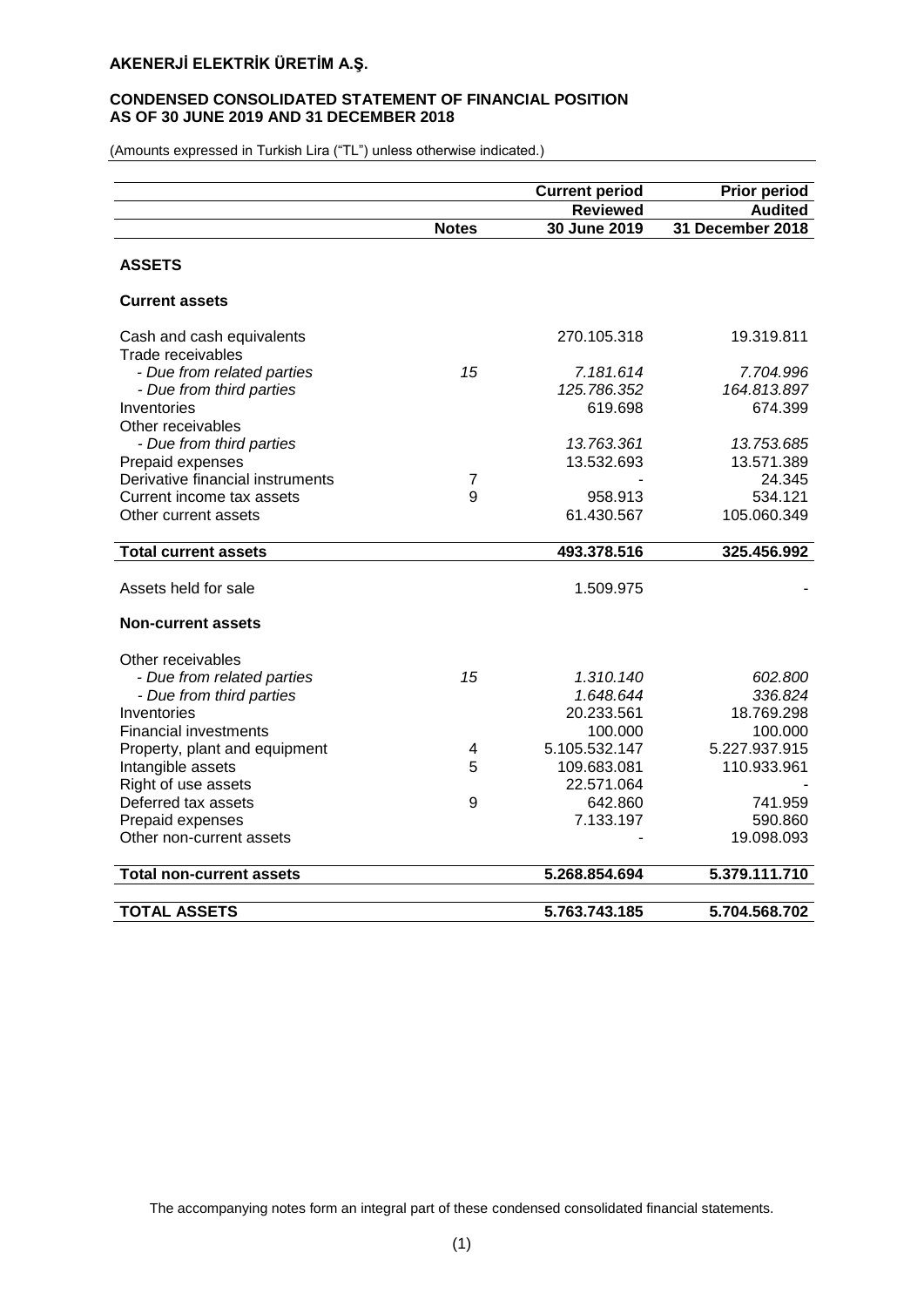# AKENERJİ ELEKTRİK ÜRETİM A.Ş.

## CONDENSED CONSOLIDATED STATEMENT OF FINANCIAL POSITION AS OF 30 JUNE 2019 AND 31 DECEMBER 2018

(Amounts expressed in Turkish Lira ("TL") unless otherwise indicated.)

| | | Current period | Prior period |
|---|---|---|---|
| | | Reviewed | Audited |
| | Notes | 30 June 2019 | 31 December 2018 |
| **ASSETS** | | | |
| **Current assets** | | | |
| Cash and cash equivalents | | 270.105.318 | 19.319.811 |
| Trade receivables | | | |
| *- Due from related parties* | *15* | *7.181.614* | *7.704.996* |
| *- Due from third parties* | | *125.786.352* | *164.813.897* |
| Inventories | | 619.698 | 674.399 |
| Other receivables | | | |
| *- Due from third parties* | | *13.763.361* | *13.753.685* |
| Prepaid expenses | | 13.532.693 | 13.571.389 |
| Derivative financial instruments | 7 | - | 24.345 |
| Current income tax assets | 9 | 958.913 | 534.121 |
| Other current assets | | 61.430.567 | 105.060.349 |
| **Total current assets** | | **493.378.516** | **325.456.992** |
| Assets held for sale | | 1.509.975 | - |
| **Non-current assets** | | | |
| Other receivables | | | |
| *- Due from related parties* | *15* | *1.310.140* | *602.800* |
| *- Due from third parties* | | *1.648.644* | *336.824* |
| Inventories | | 20.233.561 | 18.769.298 |
| Financial investments | | 100.000 | 100.000 |
| Property, plant and equipment | 4 | 5.105.532.147 | 5.227.937.915 |
| Intangible assets | 5 | 109.683.081 | 110.933.961 |
| Right of use assets | | 22.571.064 | - |
| Deferred tax assets | 9 | 642.860 | 741.959 |
| Prepaid expenses | | 7.133.197 | 590.860 |
| Other non-current assets | | - | 19.098.093 |
| **Total non-current assets** | | **5.268.854.694** | **5.379.111.710** |
| **TOTAL ASSETS** | | **5.763.743.185** | **5.704.568.702** |

The accompanying notes form an integral part of these condensed consolidated financial statements.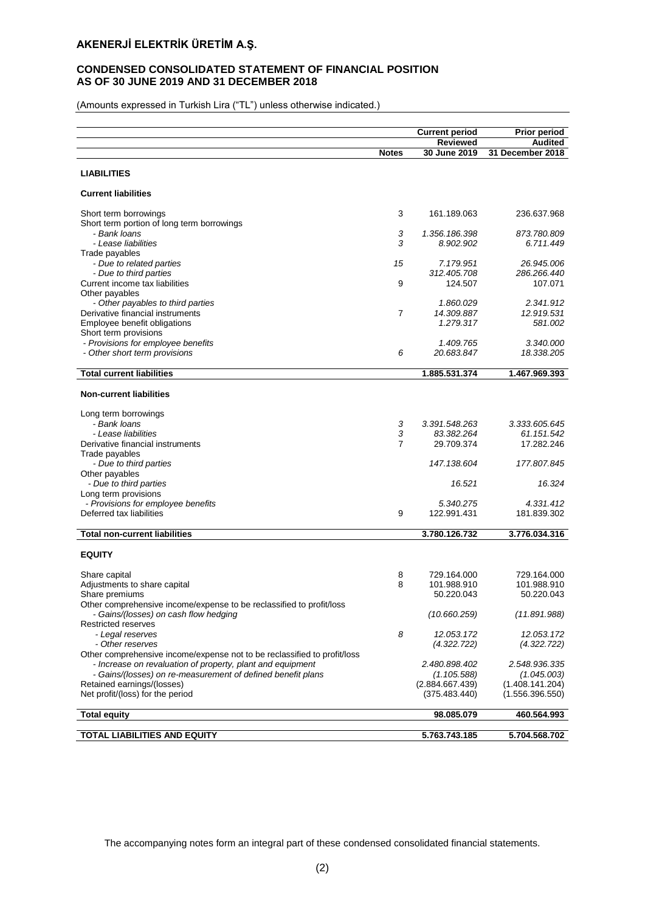# AKENERJİ ELEKTRİK ÜRETİM A.Ş.

## CONDENSED CONSOLIDATED STATEMENT OF FINANCIAL POSITION AS OF 30 JUNE 2019 AND 31 DECEMBER 2018

(Amounts expressed in Turkish Lira ("TL") unless otherwise indicated.)

| | Notes | Current period Reviewed 30 June 2019 | Prior period Audited 31 December 2018 |
|---|---|---|---|
| **LIABILITIES** | | | |
| **Current liabilities** | | | |
| Short term borrowings | 3 | 161.189.063 | 236.637.968 |
| Short term portion of long term borrowings | | | |
| *- Bank loans* | *3* | *1.356.186.398* | *873.780.809* |
| *- Lease liabilities* | *3* | *8.902.902* | *6.711.449* |
| Trade payables | | | |
| *- Due to related parties* | *15* | *7.179.951* | *26.945.006* |
| *- Due to third parties* | | *312.405.708* | *286.266.440* |
| Current income tax liabilities | 9 | 124.507 | 107.071 |
| Other payables | | | |
| *- Other payables to third parties* | | *1.860.029* | *2.341.912* |
| Derivative financial instruments | 7 | *14.309.887* | *12.919.531* |
| Employee benefit obligations | | *1.279.317* | *581.002* |
| Short term provisions | | | |
| *- Provisions for employee benefits* | | *1.409.765* | *3.340.000* |
| *- Other short term provisions* | *6* | *20.683.847* | *18.338.205* |
| **Total current liabilities** | | **1.885.531.374** | **1.467.969.393** |
| **Non-current liabilities** | | | |
| Long term borrowings | | | |
| *- Bank loans* | *3* | *3.391.548.263* | *3.333.605.645* |
| *- Lease liabilities* | *3* | *83.382.264* | *61.151.542* |
| Derivative financial instruments | 7 | 29.709.374 | 17.282.246 |
| Trade payables | | | |
| *- Due to third parties* | | *147.138.604* | *177.807.845* |
| Other payables | | | |
| *- Due to third parties* | | *16.521* | *16.324* |
| Long term provisions | | | |
| *- Provisions for employee benefits* | | *5.340.275* | *4.331.412* |
| Deferred tax liabilities | 9 | 122.991.431 | 181.839.302 |
| **Total non-current liabilities** | | **3.780.126.732** | **3.776.034.316** |
| **EQUITY** | | | |
| Share capital | 8 | 729.164.000 | 729.164.000 |
| Adjustments to share capital | 8 | 101.988.910 | 101.988.910 |
| Share premiums | | 50.220.043 | 50.220.043 |
| Other comprehensive income/expense to be reclassified to profit/loss | | | |
| *- Gains/(losses) on cash flow hedging* | | *(10.660.259)* | *(11.891.988)* |
| Restricted reserves | | | |
| *- Legal reserves* | *8* | *12.053.172* | *12.053.172* |
| *- Other reserves* | | *(4.322.722)* | *(4.322.722)* |
| Other comprehensive income/expense not to be reclassified to profit/loss | | | |
| *- Increase on revaluation of property, plant and equipment* | | *2.480.898.402* | *2.548.936.335* |
| *- Gains/(losses) on re-measurement of defined benefit plans* | | *(1.105.588)* | *(1.045.003)* |
| Retained earnings/(losses) | | (2.884.667.439) | (1.408.141.204) |
| Net profit/(loss) for the period | | (375.483.440) | (1.556.396.550) |
| **Total equity** | | **98.085.079** | **460.564.993** |
| **TOTAL LIABILITIES AND EQUITY** | | **5.763.743.185** | **5.704.568.702** |

The accompanying notes form an integral part of these condensed consolidated financial statements.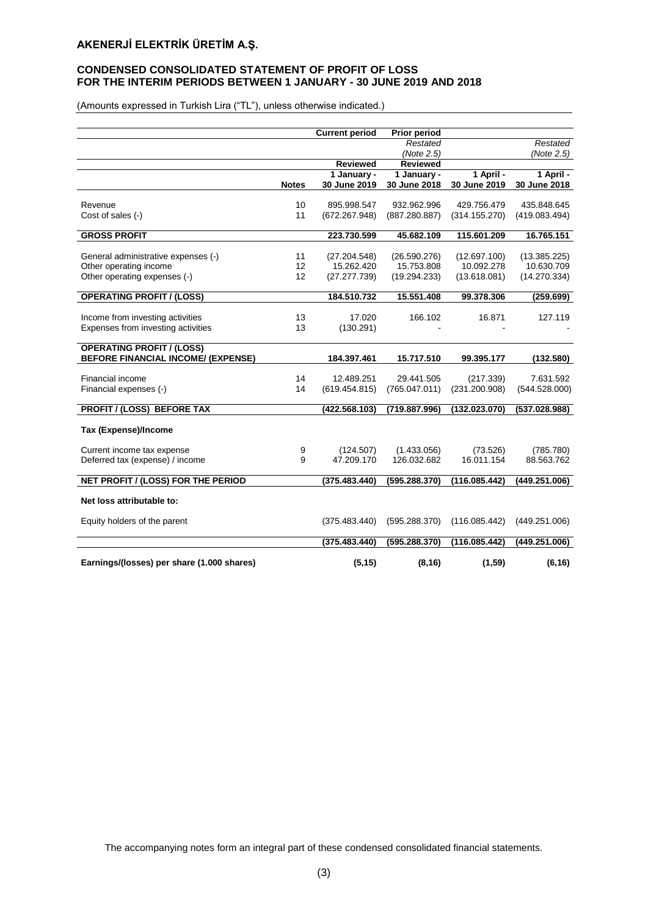# AKENERJİ ELEKTRİK ÜRETİM A.Ş.

## CONDENSED CONSOLIDATED STATEMENT OF PROFIT OF LOSS FOR THE INTERIM PERIODS BETWEEN 1 JANUARY - 30 JUNE 2019 AND 2018

(Amounts expressed in Turkish Lira ("TL"), unless otherwise indicated.)

| | | Current period | Prior period | | |
|---|---|---|---|---|---|
| | | | *Restated (Note 2.5)* | | *Restated (Note 2.5)* |
| | | **Reviewed** | **Reviewed** | | |
| | **Notes** | **1 January - 30 June 2019** | **1 January - 30 June 2018** | **1 April - 30 June 2019** | **1 April - 30 June 2018** |
| Revenue | 10 | 895.998.547 | 932.962.996 | 429.756.479 | 435.848.645 |
| Cost of sales (-) | 11 | (672.267.948) | (887.280.887) | (314.155.270) | (419.083.494) |
| **GROSS PROFIT** | | **223.730.599** | **45.682.109** | **115.601.209** | **16.765.151** |
| General administrative expenses (-) | 11 | (27.204.548) | (26.590.276) | (12.697.100) | (13.385.225) |
| Other operating income | 12 | 15.262.420 | 15.753.808 | 10.092.278 | 10.630.709 |
| Other operating expenses (-) | 12 | (27.277.739) | (19.294.233) | (13.618.081) | (14.270.334) |
| **OPERATING PROFIT / (LOSS)** | | **184.510.732** | **15.551.408** | **99.378.306** | **(259.699)** |
| Income from investing activities | 13 | 17.020 | 166.102 | 16.871 | 127.119 |
| Expenses from investing activities | 13 | (130.291) | - | - | - |
| **OPERATING PROFIT / (LOSS) BEFORE FINANCIAL INCOME/ (EXPENSE)** | | **184.397.461** | **15.717.510** | **99.395.177** | **(132.580)** |
| Financial income | 14 | 12.489.251 | 29.441.505 | (217.339) | 7.631.592 |
| Financial expenses (-) | 14 | (619.454.815) | (765.047.011) | (231.200.908) | (544.528.000) |
| **PROFIT / (LOSS) BEFORE TAX** | | **(422.568.103)** | **(719.887.996)** | **(132.023.070)** | **(537.028.988)** |
| **Tax (Expense)/Income** | | | | | |
| Current income tax expense | 9 | (124.507) | (1.433.056) | (73.526) | (785.780) |
| Deferred tax (expense) / income | 9 | 47.209.170 | 126.032.682 | 16.011.154 | 88.563.762 |
| **NET PROFIT / (LOSS) FOR THE PERIOD** | | **(375.483.440)** | **(595.288.370)** | **(116.085.442)** | **(449.251.006)** |
| **Net loss attributable to:** | | | | | |
| Equity holders of the parent | | (375.483.440) | (595.288.370) | (116.085.442) | (449.251.006) |
| | | **(375.483.440)** | **(595.288.370)** | **(116.085.442)** | **(449.251.006)** |
| **Earnings/(losses) per share (1.000 shares)** | | **(5,15)** | **(8,16)** | **(1,59)** | **(6,16)** |

The accompanying notes form an integral part of these condensed consolidated financial statements.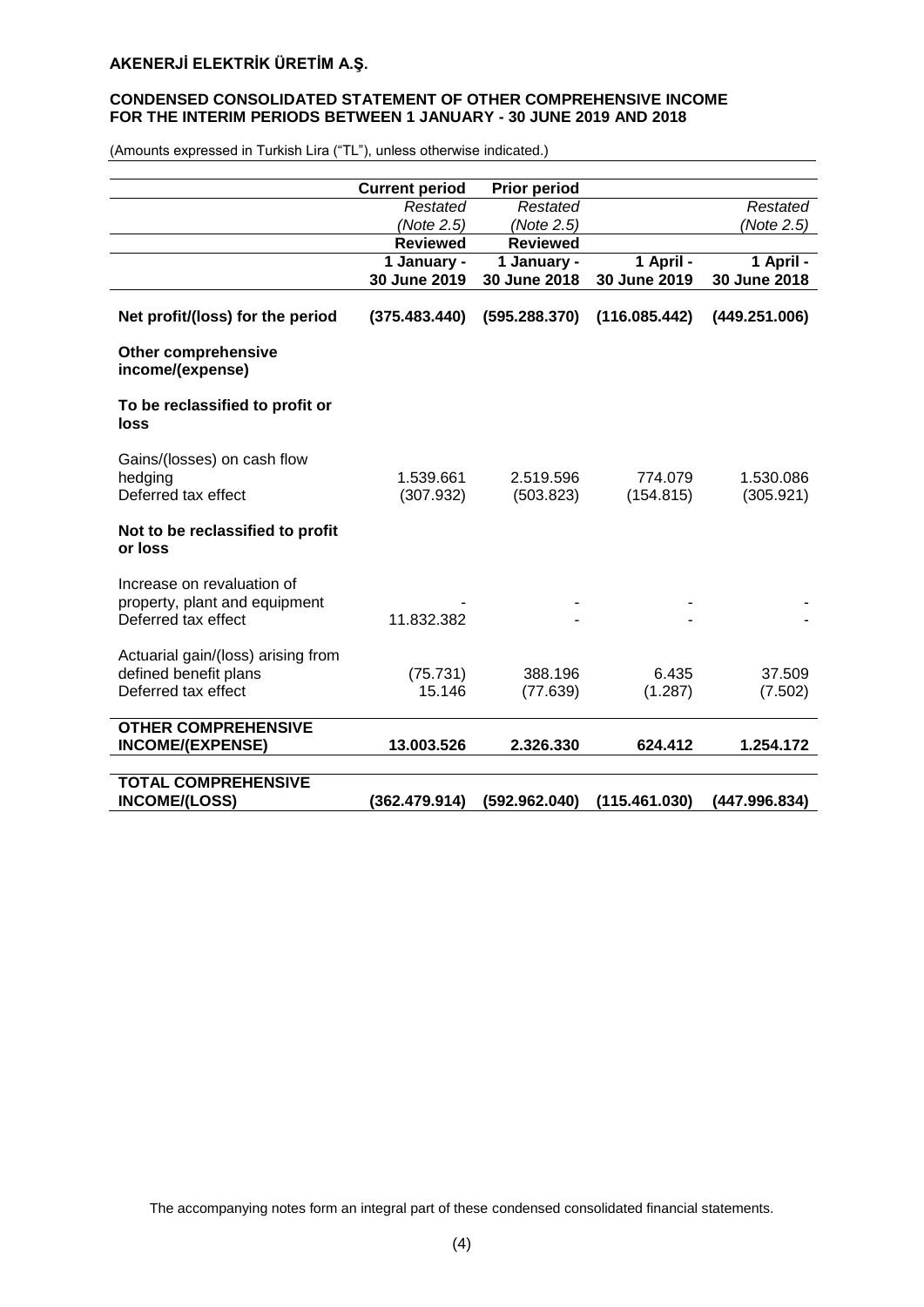**AKENERJİ ELEKTRİK ÜRETİM A.Ş.**

**CONDENSED CONSOLIDATED STATEMENT OF OTHER COMPREHENSIVE INCOME FOR THE INTERIM PERIODS BETWEEN 1 JANUARY - 30 JUNE 2019 AND 2018**

(Amounts expressed in Turkish Lira ("TL"), unless otherwise indicated.)

| | Current period | Prior period | | |
|---|---|---|---|---|
| | *Restated (Note 2.5)* | *Restated (Note 2.5)* | | *Restated (Note 2.5)* |
| | **Reviewed** | **Reviewed** | | |
| | **1 January - 30 June 2019** | **1 January - 30 June 2018** | **1 April - 30 June 2019** | **1 April - 30 June 2018** |
| **Net profit/(loss) for the period** | **(375.483.440)** | **(595.288.370)** | **(116.085.442)** | **(449.251.006)** |
| **Other comprehensive income/(expense)** | | | | |
| **To be reclassified to profit or loss** | | | | |
| Gains/(losses) on cash flow hedging | 1.539.661 | 2.519.596 | 774.079 | 1.530.086 |
| Deferred tax effect | (307.932) | (503.823) | (154.815) | (305.921) |
| **Not to be reclassified to profit or loss** | | | | |
| Increase on revaluation of property, plant and equipment | - | - | - | - |
| Deferred tax effect | 11.832.382 | - | - | - |
| Actuarial gain/(loss) arising from defined benefit plans | (75.731) | 388.196 | 6.435 | 37.509 |
| Deferred tax effect | 15.146 | (77.639) | (1.287) | (7.502) |
| **OTHER COMPREHENSIVE INCOME/(EXPENSE)** | **13.003.526** | **2.326.330** | **624.412** | **1.254.172** |
| **TOTAL COMPREHENSIVE INCOME/(LOSS)** | **(362.479.914)** | **(592.962.040)** | **(115.461.030)** | **(447.996.834)** |

The accompanying notes form an integral part of these condensed consolidated financial statements.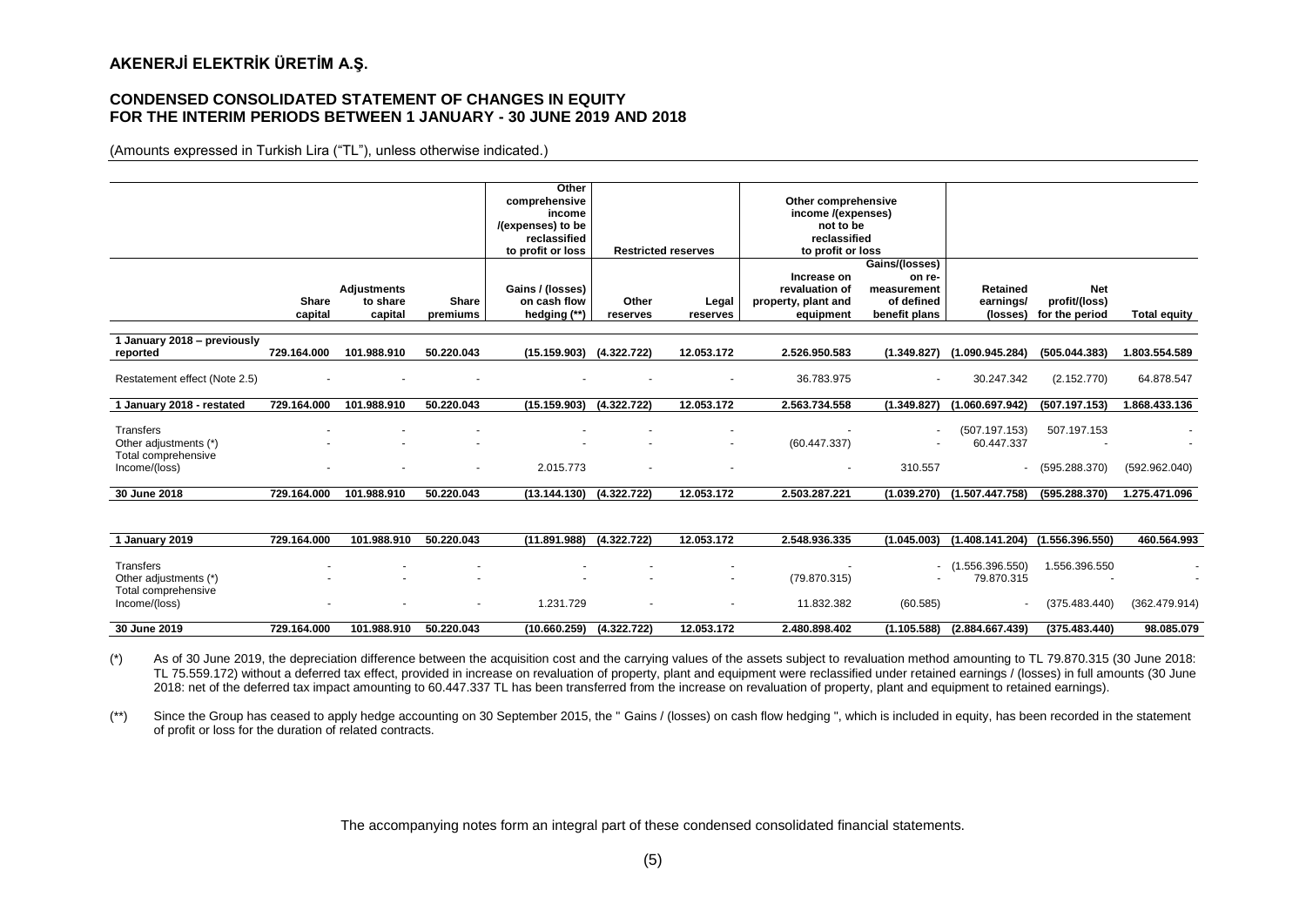# AKENERJİ ELEKTRİK ÜRETİM A.Ş.

## CONDENSED CONSOLIDATED STATEMENT OF CHANGES IN EQUITY FOR THE INTERIM PERIODS BETWEEN 1 JANUARY - 30 JUNE 2019 AND 2018

(Amounts expressed in Turkish Lira ("TL"), unless otherwise indicated.)

| | | | | Other comprehensive income /(expenses) to be reclassified to profit or loss | Restricted reserves | | Other comprehensive income /(expenses) not to be reclassified to profit or loss | | | | |
|---|---|---|---|---|---|---|---|---|---|---|---|
| | Share capital | Adjustments to share capital | Share premiums | Gains / (losses) on cash flow hedging (**) | Other reserves | Legal reserves | Increase on revaluation of property, plant and equipment | Gains/(losses) on re-measurement of defined benefit plans | Retained earnings/ (losses) | Net profit/(loss) for the period | Total equity |
| **1 January 2018 – previously reported** | 729.164.000 | 101.988.910 | 50.220.043 | (15.159.903) | (4.322.722) | 12.053.172 | 2.526.950.583 | (1.349.827) | (1.090.945.284) | (505.044.383) | 1.803.554.589 |
| Restatement effect (Note 2.5) | - | - | - | - | - | - | 36.783.975 | - | 30.247.342 | (2.152.770) | 64.878.547 |
| **1 January 2018 - restated** | 729.164.000 | 101.988.910 | 50.220.043 | (15.159.903) | (4.322.722) | 12.053.172 | 2.563.734.558 | (1.349.827) | (1.060.697.942) | (507.197.153) | 1.868.433.136 |
| Transfers | - | - | - | - | - | - | - | - | (507.197.153) | 507.197.153 | - |
| Other adjustments (*) | - | - | - | - | - | - | (60.447.337) | - | 60.447.337 | - | - |
| Total comprehensive Income/(loss) | - | - | - | 2.015.773 | - | - | - | 310.557 | - | (595.288.370) | (592.962.040) |
| **30 June 2018** | 729.164.000 | 101.988.910 | 50.220.043 | (13.144.130) | (4.322.722) | 12.053.172 | 2.503.287.221 | (1.039.270) | (1.507.447.758) | (595.288.370) | 1.275.471.096 |
| **1 January 2019** | 729.164.000 | 101.988.910 | 50.220.043 | (11.891.988) | (4.322.722) | 12.053.172 | 2.548.936.335 | (1.045.003) | (1.408.141.204) | (1.556.396.550) | 460.564.993 |
| Transfers | - | - | - | - | - | - | - | - | (1.556.396.550) | 1.556.396.550 | - |
| Other adjustments (*) | - | - | - | - | - | - | (79.870.315) | - | 79.870.315 | - | - |
| Total comprehensive Income/(loss) | - | - | - | 1.231.729 | - | - | 11.832.382 | (60.585) | - | (375.483.440) | (362.479.914) |
| **30 June 2019** | 729.164.000 | 101.988.910 | 50.220.043 | (10.660.259) | (4.322.722) | 12.053.172 | 2.480.898.402 | (1.105.588) | (2.884.667.439) | (375.483.440) | 98.085.079 |

(*) As of 30 June 2019, the depreciation difference between the acquisition cost and the carrying values of the assets subject to revaluation method amounting to TL 79.870.315 (30 June 2018: TL 75.559.172) without a deferred tax effect, provided in increase on revaluation of property, plant and equipment were reclassified under retained earnings / (losses) in full amounts (30 June 2018: net of the deferred tax impact amounting to 60.447.337 TL has been transferred from the increase on revaluation of property, plant and equipment to retained earnings).

(**) Since the Group has ceased to apply hedge accounting on 30 September 2015, the " Gains / (losses) on cash flow hedging ", which is included in equity, has been recorded in the statement of profit or loss for the duration of related contracts.

The accompanying notes form an integral part of these condensed consolidated financial statements.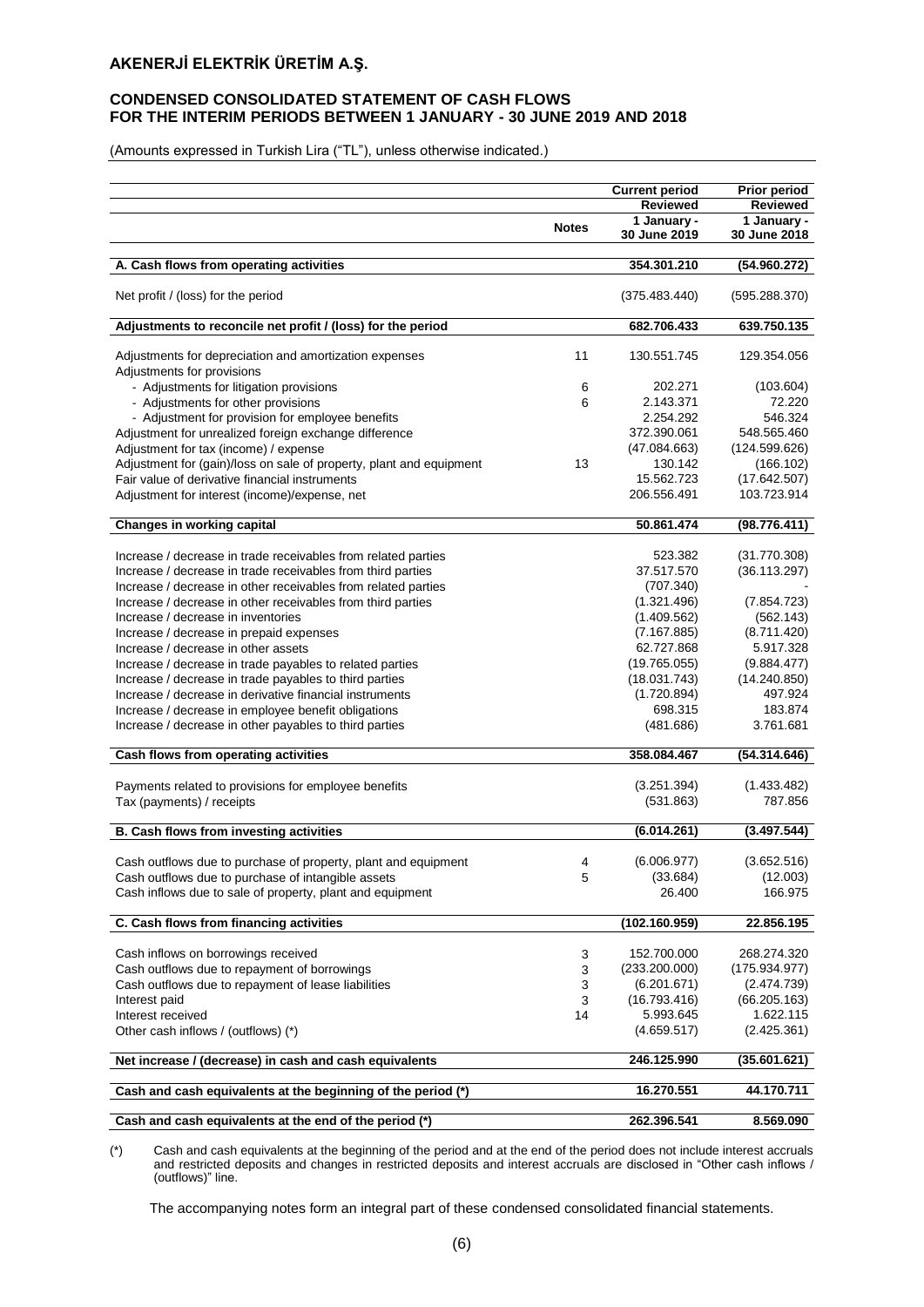# AKENERJİ ELEKTRİK ÜRETİM A.Ş.

## CONDENSED CONSOLIDATED STATEMENT OF CASH FLOWS FOR THE INTERIM PERIODS BETWEEN 1 JANUARY - 30 JUNE 2019 AND 2018

(Amounts expressed in Turkish Lira ("TL"), unless otherwise indicated.)

| | Notes | Current period Reviewed 1 January - 30 June 2019 | Prior period Reviewed 1 January - 30 June 2018 |
|---|---|---|---|
| **A. Cash flows from operating activities** | | **354.301.210** | **(54.960.272)** |
| Net profit / (loss) for the period | | (375.483.440) | (595.288.370) |
| **Adjustments to reconcile net profit / (loss) for the period** | | **682.706.433** | **639.750.135** |
| Adjustments for depreciation and amortization expenses | 11 | 130.551.745 | 129.354.056 |
| Adjustments for provisions | | | |
| - Adjustments for litigation provisions | 6 | 202.271 | (103.604) |
| - Adjustments for other provisions | 6 | 2.143.371 | 72.220 |
| - Adjustment for provision for employee benefits | | 2.254.292 | 546.324 |
| Adjustment for unrealized foreign exchange difference | | 372.390.061 | 548.565.460 |
| Adjustment for tax (income) / expense | | (47.084.663) | (124.599.626) |
| Adjustment for (gain)/loss on sale of property, plant and equipment | 13 | 130.142 | (166.102) |
| Fair value of derivative financial instruments | | 15.562.723 | (17.642.507) |
| Adjustment for interest (income)/expense, net | | 206.556.491 | 103.723.914 |
| **Changes in working capital** | | **50.861.474** | **(98.776.411)** |
| Increase / decrease in trade receivables from related parties | | 523.382 | (31.770.308) |
| Increase / decrease in trade receivables from third parties | | 37.517.570 | (36.113.297) |
| Increase / decrease in other receivables from related parties | | (707.340) | - |
| Increase / decrease in other receivables from third parties | | (1.321.496) | (7.854.723) |
| Increase / decrease in inventories | | (1.409.562) | (562.143) |
| Increase / decrease in prepaid expenses | | (7.167.885) | (8.711.420) |
| Increase / decrease in other assets | | 62.727.868 | 5.917.328 |
| Increase / decrease in trade payables to related parties | | (19.765.055) | (9.884.477) |
| Increase / decrease in trade payables to third parties | | (18.031.743) | (14.240.850) |
| Increase / decrease in derivative financial instruments | | (1.720.894) | 497.924 |
| Increase / decrease in employee benefit obligations | | 698.315 | 183.874 |
| Increase / decrease in other payables to third parties | | (481.686) | 3.761.681 |
| **Cash flows from operating activities** | | **358.084.467** | **(54.314.646)** |
| Payments related to provisions for employee benefits | | (3.251.394) | (1.433.482) |
| Tax (payments) / receipts | | (531.863) | 787.856 |
| **B. Cash flows from investing activities** | | **(6.014.261)** | **(3.497.544)** |
| Cash outflows due to purchase of property, plant and equipment | 4 | (6.006.977) | (3.652.516) |
| Cash outflows due to purchase of intangible assets | 5 | (33.684) | (12.003) |
| Cash inflows due to sale of property, plant and equipment | | 26.400 | 166.975 |
| **C. Cash flows from financing activities** | | **(102.160.959)** | **22.856.195** |
| Cash inflows on borrowings received | 3 | 152.700.000 | 268.274.320 |
| Cash outflows due to repayment of borrowings | 3 | (233.200.000) | (175.934.977) |
| Cash outflows due to repayment of lease liabilities | 3 | (6.201.671) | (2.474.739) |
| Interest paid | 3 | (16.793.416) | (66.205.163) |
| Interest received | 14 | 5.993.645 | 1.622.115 |
| Other cash inflows / (outflows) (*) | | (4.659.517) | (2.425.361) |
| **Net increase / (decrease) in cash and cash equivalents** | | **246.125.990** | **(35.601.621)** |
| **Cash and cash equivalents at the beginning of the period (*)** | | **16.270.551** | **44.170.711** |
| **Cash and cash equivalents at the end of the period (*)** | | **262.396.541** | **8.569.090** |

(*) Cash and cash equivalents at the beginning of the period and at the end of the period does not include interest accruals and restricted deposits and changes in restricted deposits and interest accruals are disclosed in "Other cash inflows / (outflows)" line.

The accompanying notes form an integral part of these condensed consolidated financial statements.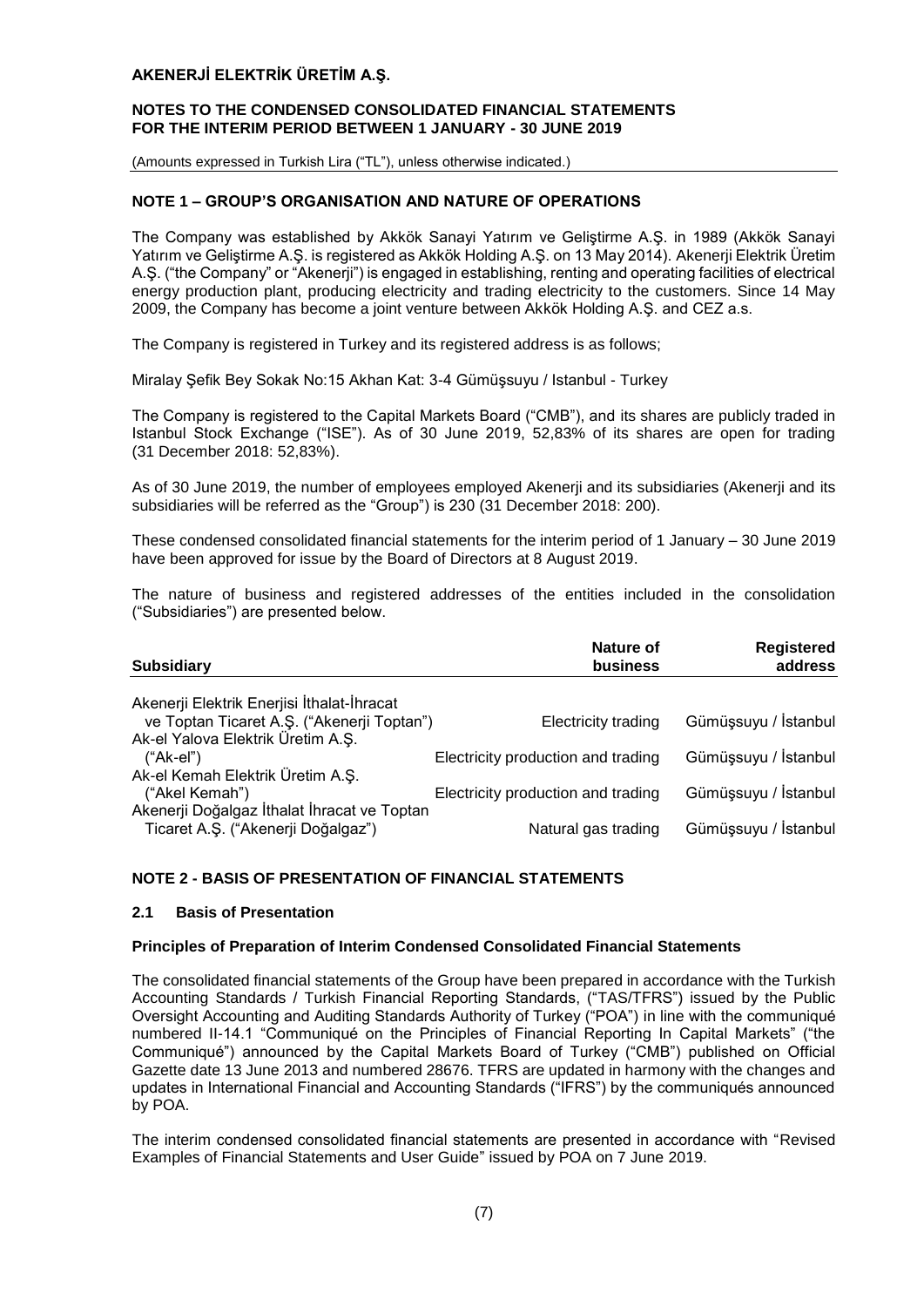## NOTE 1 – GROUP'S ORGANISATION AND NATURE OF OPERATIONS

The Company was established by Akkök Sanayi Yatırım ve Geliştirme A.Ş. in 1989 (Akkök Sanayi Yatırım ve Geliştirme A.Ş. is registered as Akkök Holding A.Ş. on 13 May 2014). Akenerji Elektrik Üretim A.Ş. ("the Company" or "Akenerji") is engaged in establishing, renting and operating facilities of electrical energy production plant, producing electricity and trading electricity to the customers. Since 14 May 2009, the Company has become a joint venture between Akkök Holding A.Ş. and CEZ a.s.

The Company is registered in Turkey and its registered address is as follows;

Miralay Şefik Bey Sokak No:15 Akhan Kat: 3-4 Gümüşsuyu / Istanbul - Turkey

The Company is registered to the Capital Markets Board ("CMB"), and its shares are publicly traded in Istanbul Stock Exchange ("ISE"). As of 30 June 2019, 52,83% of its shares are open for trading (31 December 2018: 52,83%).

As of 30 June 2019, the number of employees employed Akenerji and its subsidiaries (Akenerji and its subsidiaries will be referred as the "Group") is 230 (31 December 2018: 200).

These condensed consolidated financial statements for the interim period of 1 January – 30 June 2019 have been approved for issue by the Board of Directors at 8 August 2019.

The nature of business and registered addresses of the entities included in the consolidation ("Subsidiaries") are presented below.

| Subsidiary | Nature of business | Registered address |
|---|---|---|
| Akenerji Elektrik Enerjisi İthalat-İhracat ve Toptan Ticaret A.Ş. ("Akenerji Toptan") | Electricity trading | Gümüşsuyu / İstanbul |
| Ak-el Yalova Elektrik Üretim A.Ş. ("Ak-el") | Electricity production and trading | Gümüşsuyu / İstanbul |
| Ak-el Kemah Elektrik Üretim A.Ş. ("Akel Kemah") | Electricity production and trading | Gümüşsuyu / İstanbul |
| Akenerji Doğalgaz İthalat İhracat ve Toptan Ticaret A.Ş. ("Akenerji Doğalgaz") | Natural gas trading | Gümüşsuyu / İstanbul |

## NOTE 2 - BASIS OF PRESENTATION OF FINANCIAL STATEMENTS

### 2.1 Basis of Presentation

**Principles of Preparation of Interim Condensed Consolidated Financial Statements**

The consolidated financial statements of the Group have been prepared in accordance with the Turkish Accounting Standards / Turkish Financial Reporting Standards, ("TAS/TFRS") issued by the Public Oversight Accounting and Auditing Standards Authority of Turkey ("POA") in line with the communiqué numbered II-14.1 "Communiqué on the Principles of Financial Reporting In Capital Markets" ("the Communiqué") announced by the Capital Markets Board of Turkey ("CMB") published on Official Gazette date 13 June 2013 and numbered 28676. TFRS are updated in harmony with the changes and updates in International Financial and Accounting Standards ("IFRS") by the communiqués announced by POA.

The interim condensed consolidated financial statements are presented in accordance with "Revised Examples of Financial Statements and User Guide" issued by POA on 7 June 2019.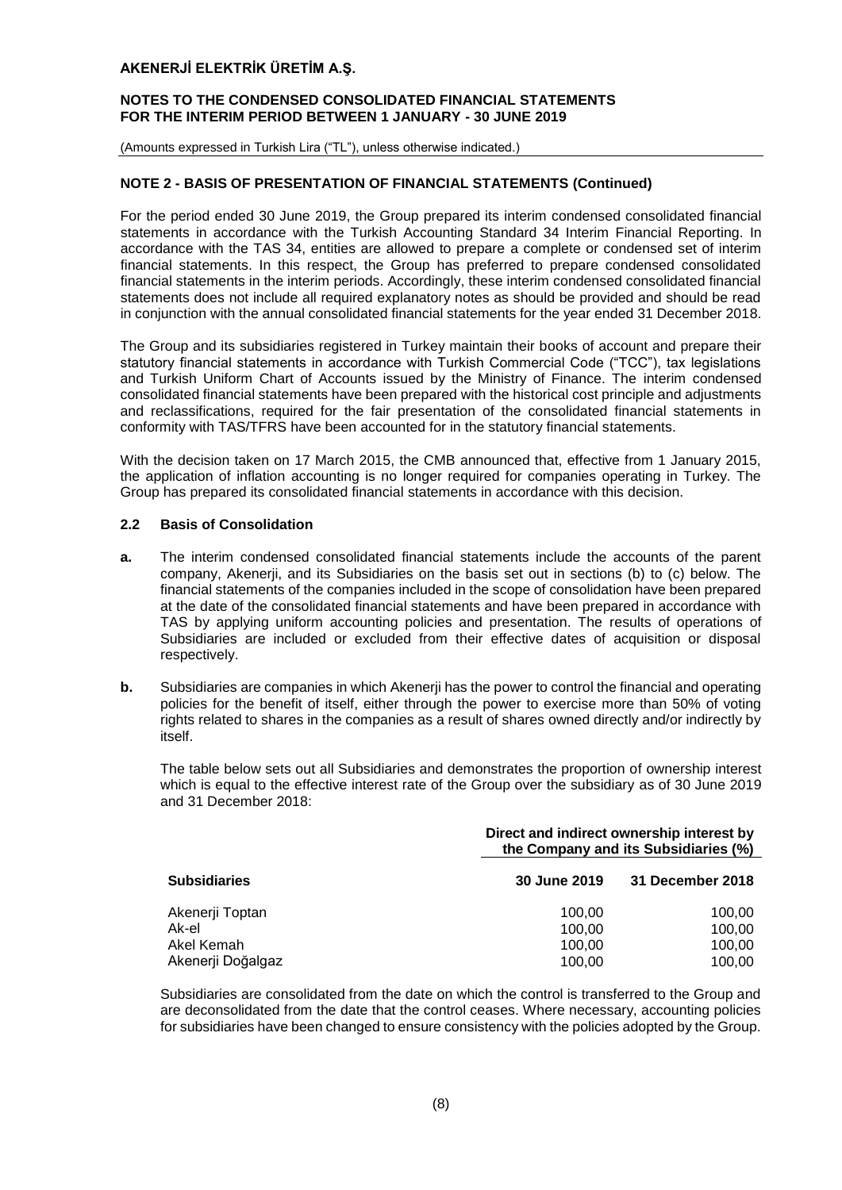## NOTE 2 - BASIS OF PRESENTATION OF FINANCIAL STATEMENTS (Continued)

For the period ended 30 June 2019, the Group prepared its interim condensed consolidated financial statements in accordance with the Turkish Accounting Standard 34 Interim Financial Reporting. In accordance with the TAS 34, entities are allowed to prepare a complete or condensed set of interim financial statements. In this respect, the Group has preferred to prepare condensed consolidated financial statements in the interim periods. Accordingly, these interim condensed consolidated financial statements does not include all required explanatory notes as should be provided and should be read in conjunction with the annual consolidated financial statements for the year ended 31 December 2018.

The Group and its subsidiaries registered in Turkey maintain their books of account and prepare their statutory financial statements in accordance with Turkish Commercial Code ("TCC"), tax legislations and Turkish Uniform Chart of Accounts issued by the Ministry of Finance. The interim condensed consolidated financial statements have been prepared with the historical cost principle and adjustments and reclassifications, required for the fair presentation of the consolidated financial statements in conformity with TAS/TFRS have been accounted for in the statutory financial statements.

With the decision taken on 17 March 2015, the CMB announced that, effective from 1 January 2015, the application of inflation accounting is no longer required for companies operating in Turkey. The Group has prepared its consolidated financial statements in accordance with this decision.

### 2.2 Basis of Consolidation

**a.** The interim condensed consolidated financial statements include the accounts of the parent company, Akenerji, and its Subsidiaries on the basis set out in sections (b) to (c) below. The financial statements of the companies included in the scope of consolidation have been prepared at the date of the consolidated financial statements and have been prepared in accordance with TAS by applying uniform accounting policies and presentation. The results of operations of Subsidiaries are included or excluded from their effective dates of acquisition or disposal respectively.

**b.** Subsidiaries are companies in which Akenerji has the power to control the financial and operating policies for the benefit of itself, either through the power to exercise more than 50% of voting rights related to shares in the companies as a result of shares owned directly and/or indirectly by itself.

The table below sets out all Subsidiaries and demonstrates the proportion of ownership interest which is equal to the effective interest rate of the Group over the subsidiary as of 30 June 2019 and 31 December 2018:

| | Direct and indirect ownership interest by the Company and its Subsidiaries (%) | |
|---|---|---|
| **Subsidiaries** | **30 June 2019** | **31 December 2018** |
| Akenerji Toptan | 100,00 | 100,00 |
| Ak-el | 100,00 | 100,00 |
| Akel Kemah | 100,00 | 100,00 |
| Akenerji Doğalgaz | 100,00 | 100,00 |

Subsidiaries are consolidated from the date on which the control is transferred to the Group and are deconsolidated from the date that the control ceases. Where necessary, accounting policies for subsidiaries have been changed to ensure consistency with the policies adopted by the Group.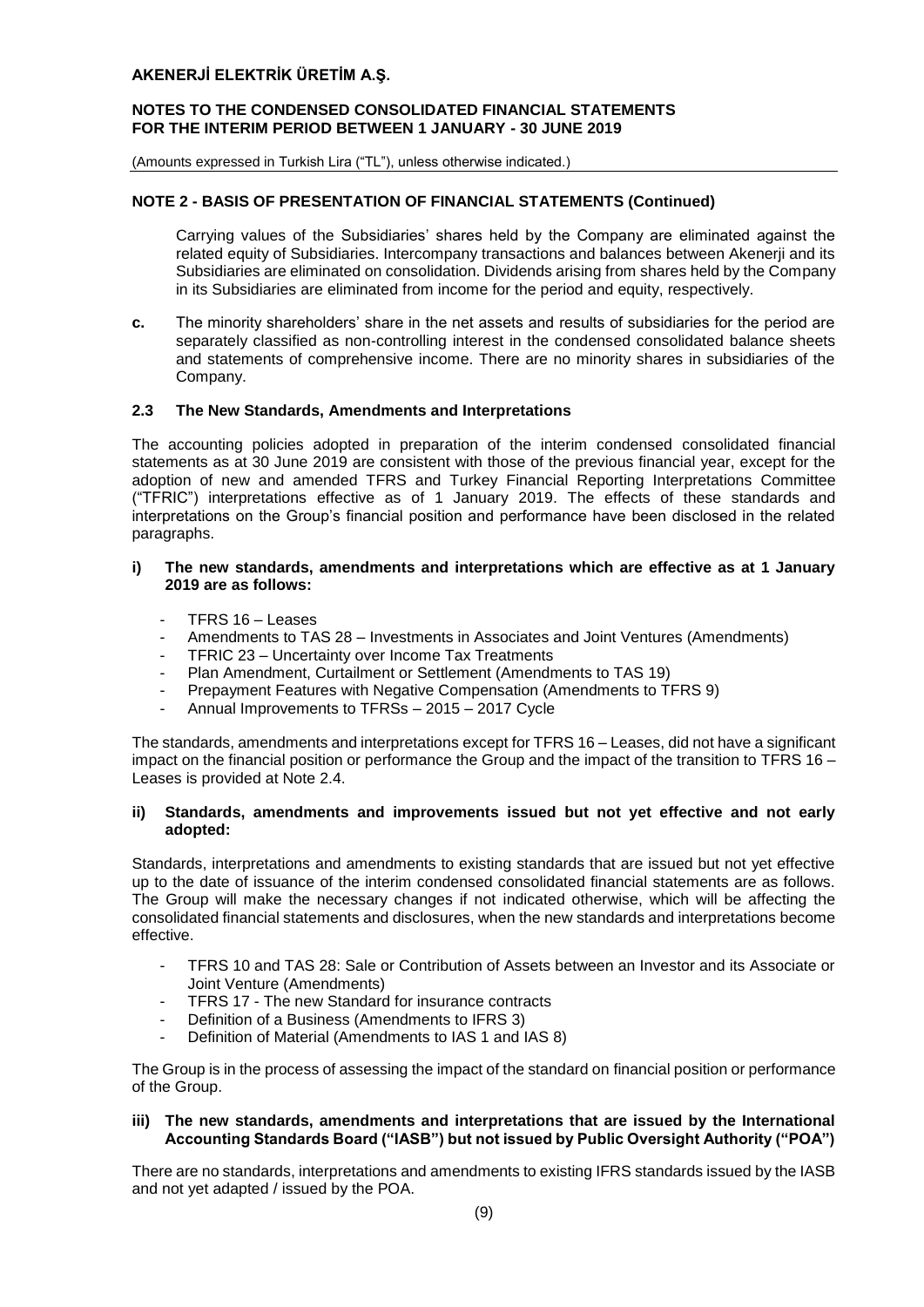## NOTE 2 - BASIS OF PRESENTATION OF FINANCIAL STATEMENTS (Continued)

Carrying values of the Subsidiaries' shares held by the Company are eliminated against the related equity of Subsidiaries. Intercompany transactions and balances between Akenerji and its Subsidiaries are eliminated on consolidation. Dividends arising from shares held by the Company in its Subsidiaries are eliminated from income for the period and equity, respectively.

**c.** The minority shareholders' share in the net assets and results of subsidiaries for the period are separately classified as non-controlling interest in the condensed consolidated balance sheets and statements of comprehensive income. There are no minority shares in subsidiaries of the Company.

### 2.3 The New Standards, Amendments and Interpretations

The accounting policies adopted in preparation of the interim condensed consolidated financial statements as at 30 June 2019 are consistent with those of the previous financial year, except for the adoption of new and amended TFRS and Turkey Financial Reporting Interpretations Committee ("TFRIC") interpretations effective as of 1 January 2019. The effects of these standards and interpretations on the Group's financial position and performance have been disclosed in the related paragraphs.

**i) The new standards, amendments and interpretations which are effective as at 1 January 2019 are as follows:**

- TFRS 16 – Leases
- Amendments to TAS 28 – Investments in Associates and Joint Ventures (Amendments)
- TFRIC 23 – Uncertainty over Income Tax Treatments
- Plan Amendment, Curtailment or Settlement (Amendments to TAS 19)
- Prepayment Features with Negative Compensation (Amendments to TFRS 9)
- Annual Improvements to TFRSs – 2015 – 2017 Cycle

The standards, amendments and interpretations except for TFRS 16 – Leases, did not have a significant impact on the financial position or performance the Group and the impact of the transition to TFRS 16 – Leases is provided at Note 2.4.

**ii) Standards, amendments and improvements issued but not yet effective and not early adopted:**

Standards, interpretations and amendments to existing standards that are issued but not yet effective up to the date of issuance of the interim condensed consolidated financial statements are as follows. The Group will make the necessary changes if not indicated otherwise, which will be affecting the consolidated financial statements and disclosures, when the new standards and interpretations become effective.

- TFRS 10 and TAS 28: Sale or Contribution of Assets between an Investor and its Associate or Joint Venture (Amendments)
- TFRS 17 - The new Standard for insurance contracts
- Definition of a Business (Amendments to IFRS 3)
- Definition of Material (Amendments to IAS 1 and IAS 8)

The Group is in the process of assessing the impact of the standard on financial position or performance of the Group.

**iii) The new standards, amendments and interpretations that are issued by the International Accounting Standards Board ("IASB") but not issued by Public Oversight Authority ("POA")**

There are no standards, interpretations and amendments to existing IFRS standards issued by the IASB and not yet adapted / issued by the POA.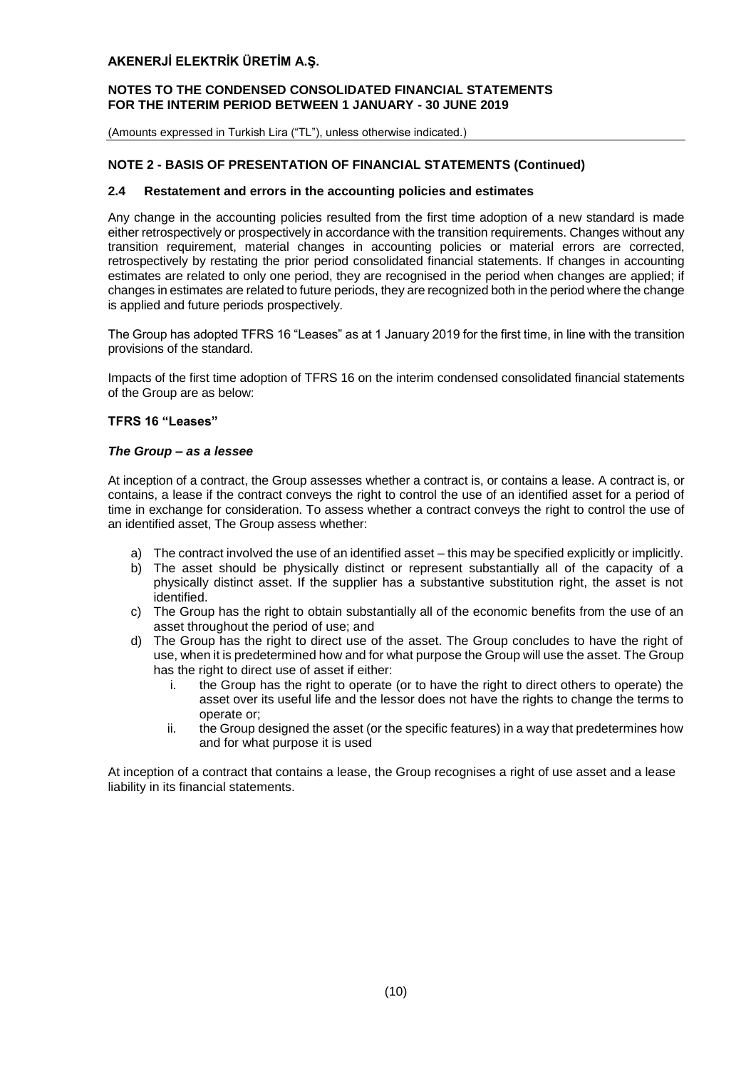## NOTE 2 - BASIS OF PRESENTATION OF FINANCIAL STATEMENTS (Continued)

### 2.4 Restatement and errors in the accounting policies and estimates

Any change in the accounting policies resulted from the first time adoption of a new standard is made either retrospectively or prospectively in accordance with the transition requirements. Changes without any transition requirement, material changes in accounting policies or material errors are corrected, retrospectively by restating the prior period consolidated financial statements. If changes in accounting estimates are related to only one period, they are recognised in the period when changes are applied; if changes in estimates are related to future periods, they are recognized both in the period where the change is applied and future periods prospectively.

The Group has adopted TFRS 16 "Leases" as at 1 January 2019 for the first time, in line with the transition provisions of the standard.

Impacts of the first time adoption of TFRS 16 on the interim condensed consolidated financial statements of the Group are as below:

**TFRS 16 "Leases"**

***The Group – as a lessee***

At inception of a contract, the Group assesses whether a contract is, or contains a lease. A contract is, or contains, a lease if the contract conveys the right to control the use of an identified asset for a period of time in exchange for consideration. To assess whether a contract conveys the right to control the use of an identified asset, The Group assess whether:

a) The contract involved the use of an identified asset – this may be specified explicitly or implicitly.
b) The asset should be physically distinct or represent substantially all of the capacity of a physically distinct asset. If the supplier has a substantive substitution right, the asset is not identified.
c) The Group has the right to obtain substantially all of the economic benefits from the use of an asset throughout the period of use; and
d) The Group has the right to direct use of the asset. The Group concludes to have the right of use, when it is predetermined how and for what purpose the Group will use the asset. The Group has the right to direct use of asset if either:
   i. the Group has the right to operate (or to have the right to direct others to operate) the asset over its useful life and the lessor does not have the rights to change the terms to operate or;
   ii. the Group designed the asset (or the specific features) in a way that predetermines how and for what purpose it is used

At inception of a contract that contains a lease, the Group recognises a right of use asset and a lease liability in its financial statements.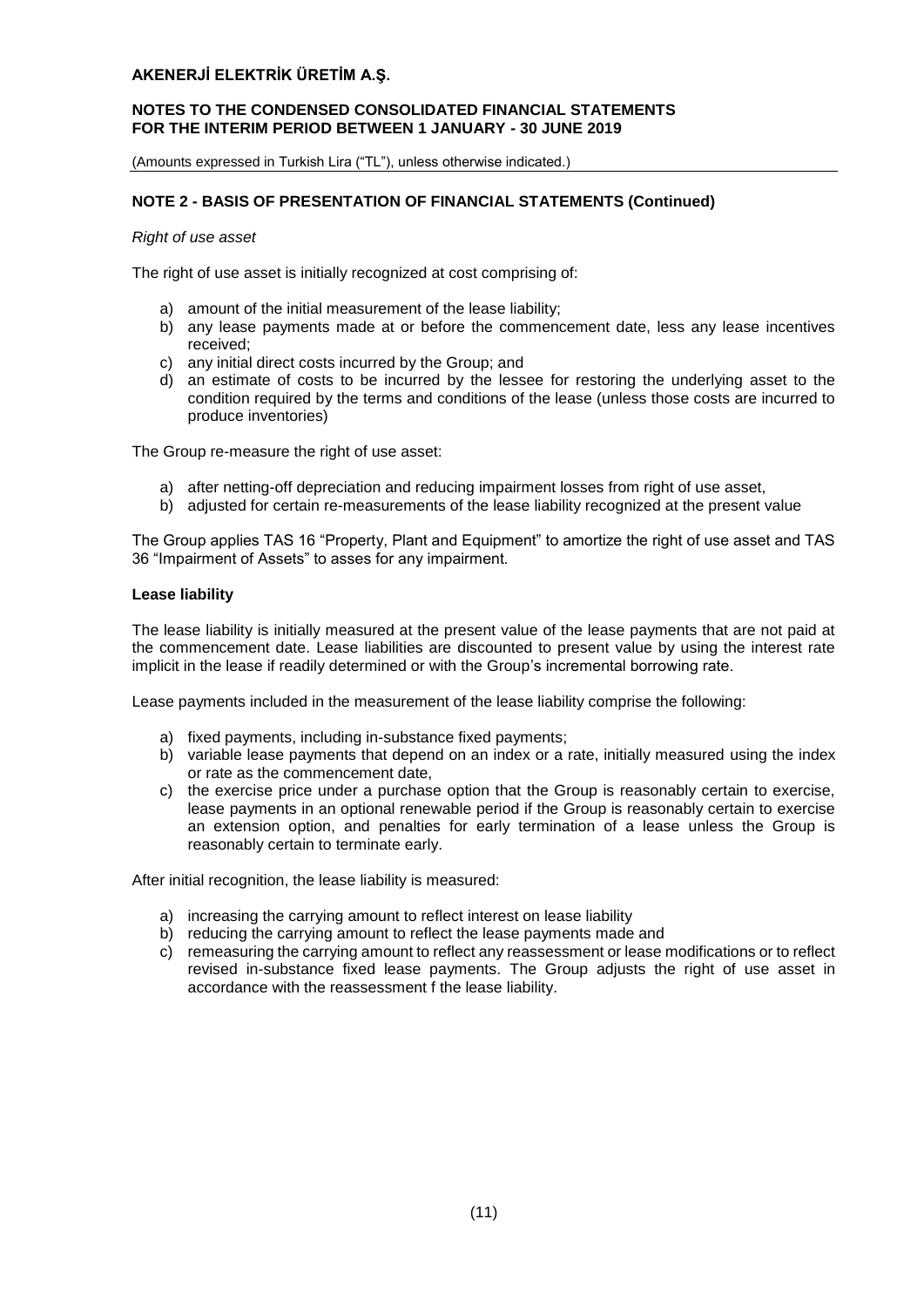## NOTE 2 - BASIS OF PRESENTATION OF FINANCIAL STATEMENTS (Continued)

*Right of use asset*

The right of use asset is initially recognized at cost comprising of:

a) amount of the initial measurement of the lease liability;
b) any lease payments made at or before the commencement date, less any lease incentives received;
c) any initial direct costs incurred by the Group; and
d) an estimate of costs to be incurred by the lessee for restoring the underlying asset to the condition required by the terms and conditions of the lease (unless those costs are incurred to produce inventories)

The Group re-measure the right of use asset:

a) after netting-off depreciation and reducing impairment losses from right of use asset,
b) adjusted for certain re-measurements of the lease liability recognized at the present value

The Group applies TAS 16 “Property, Plant and Equipment” to amortize the right of use asset and TAS 36 “Impairment of Assets” to asses for any impairment.

**Lease liability**

The lease liability is initially measured at the present value of the lease payments that are not paid at the commencement date. Lease liabilities are discounted to present value by using the interest rate implicit in the lease if readily determined or with the Group’s incremental borrowing rate.

Lease payments included in the measurement of the lease liability comprise the following:

a) fixed payments, including in-substance fixed payments;
b) variable lease payments that depend on an index or a rate, initially measured using the index or rate as the commencement date,
c) the exercise price under a purchase option that the Group is reasonably certain to exercise, lease payments in an optional renewable period if the Group is reasonably certain to exercise an extension option, and penalties for early termination of a lease unless the Group is reasonably certain to terminate early.

After initial recognition, the lease liability is measured:

a) increasing the carrying amount to reflect interest on lease liability
b) reducing the carrying amount to reflect the lease payments made and
c) remeasuring the carrying amount to reflect any reassessment or lease modifications or to reflect revised in-substance fixed lease payments. The Group adjusts the right of use asset in accordance with the reassessment f the lease liability.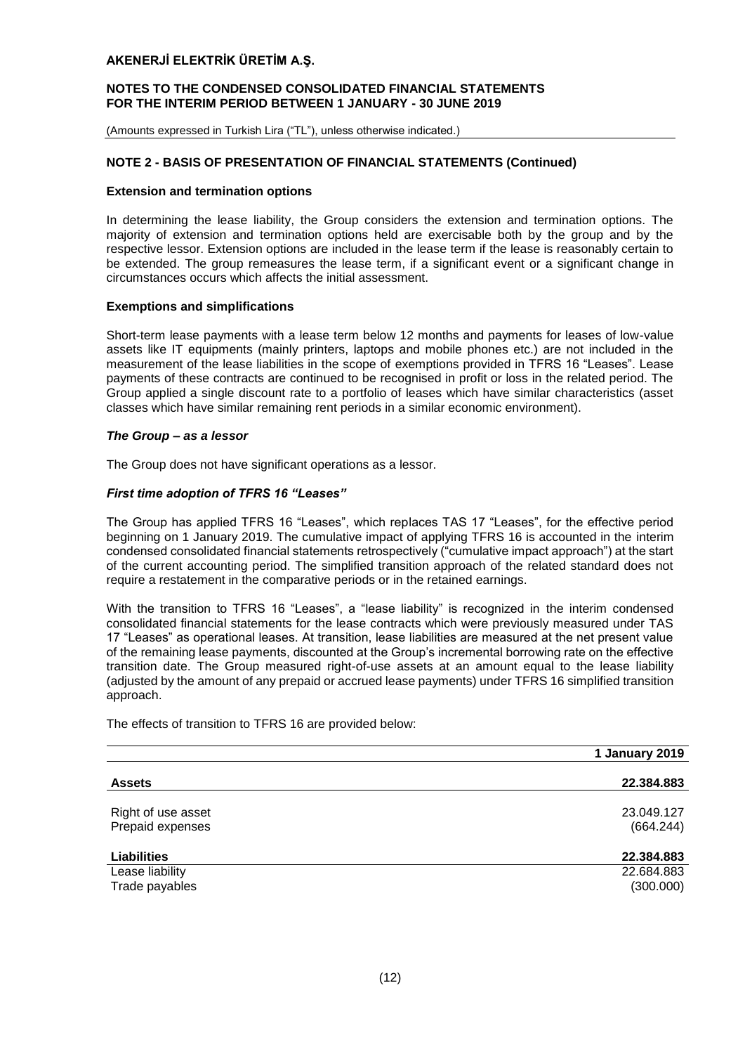## NOTE 2 - BASIS OF PRESENTATION OF FINANCIAL STATEMENTS (Continued)

### Extension and termination options

In determining the lease liability, the Group considers the extension and termination options. The majority of extension and termination options held are exercisable both by the group and by the respective lessor. Extension options are included in the lease term if the lease is reasonably certain to be extended. The group remeasures the lease term, if a significant event or a significant change in circumstances occurs which affects the initial assessment.

### Exemptions and simplifications

Short-term lease payments with a lease term below 12 months and payments for leases of low-value assets like IT equipments (mainly printers, laptops and mobile phones etc.) are not included in the measurement of the lease liabilities in the scope of exemptions provided in TFRS 16 "Leases". Lease payments of these contracts are continued to be recognised in profit or loss in the related period. The Group applied a single discount rate to a portfolio of leases which have similar characteristics (asset classes which have similar remaining rent periods in a similar economic environment).

### *The Group – as a lessor*

The Group does not have significant operations as a lessor.

### *First time adoption of TFRS 16 "Leases"*

The Group has applied TFRS 16 "Leases", which replaces TAS 17 "Leases", for the effective period beginning on 1 January 2019. The cumulative impact of applying TFRS 16 is accounted in the interim condensed consolidated financial statements retrospectively ("cumulative impact approach") at the start of the current accounting period. The simplified transition approach of the related standard does not require a restatement in the comparative periods or in the retained earnings.

With the transition to TFRS 16 "Leases", a "lease liability" is recognized in the interim condensed consolidated financial statements for the lease contracts which were previously measured under TAS 17 "Leases" as operational leases. At transition, lease liabilities are measured at the net present value of the remaining lease payments, discounted at the Group's incremental borrowing rate on the effective transition date. The Group measured right-of-use assets at an amount equal to the lease liability (adjusted by the amount of any prepaid or accrued lease payments) under TFRS 16 simplified transition approach.

The effects of transition to TFRS 16 are provided below:

| | 1 January 2019 |
|---|---|
| **Assets** | **22.384.883** |
| Right of use asset | 23.049.127 |
| Prepaid expenses | (664.244) |
| **Liabilities** | **22.384.883** |
| Lease liability | 22.684.883 |
| Trade payables | (300.000) |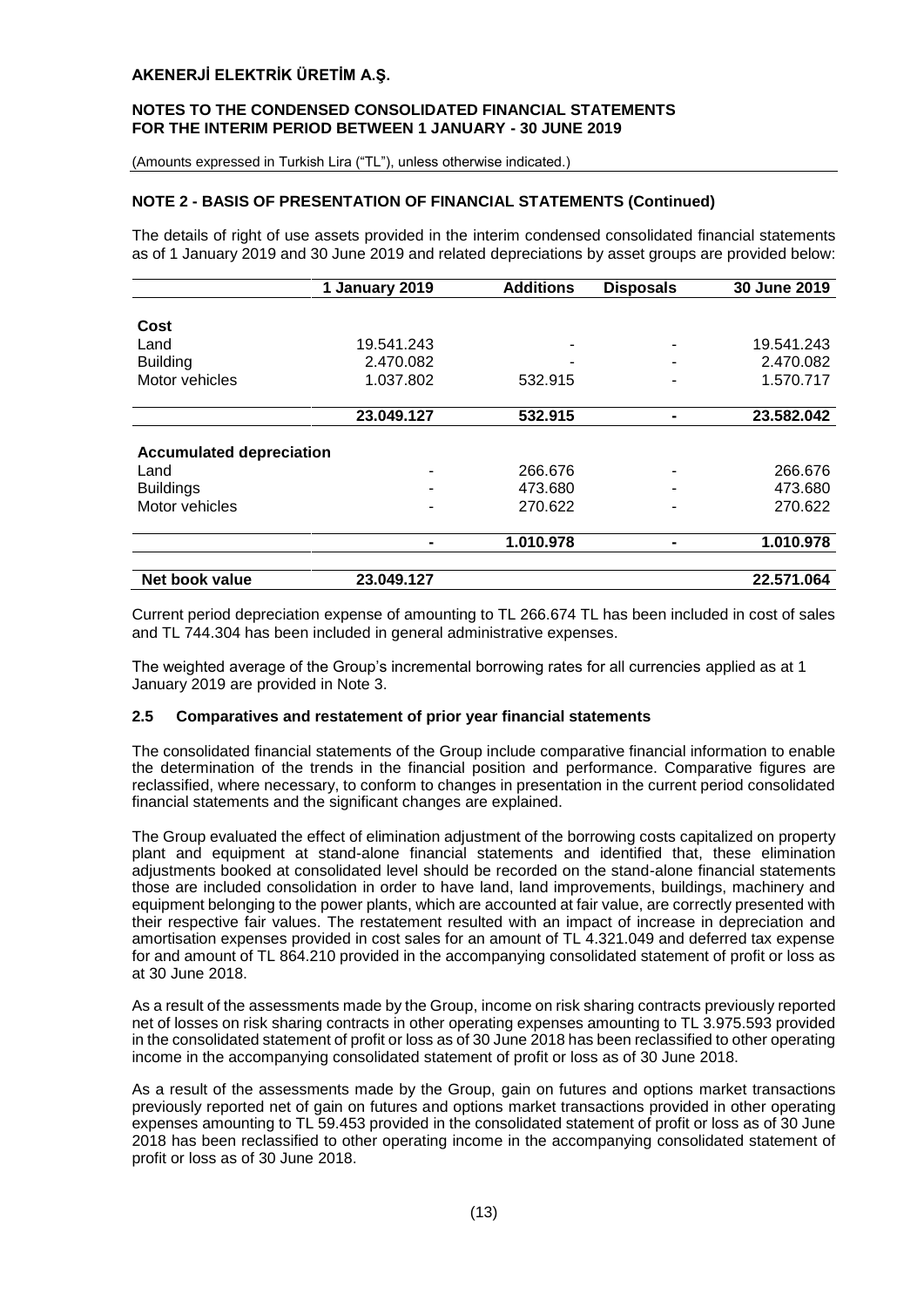## NOTE 2 - BASIS OF PRESENTATION OF FINANCIAL STATEMENTS (Continued)

The details of right of use assets provided in the interim condensed consolidated financial statements as of 1 January 2019 and 30 June 2019 and related depreciations by asset groups are provided below:

| | 1 January 2019 | Additions | Disposals | 30 June 2019 |
|---|---|---|---|---|
| **Cost** | | | | |
| Land | 19.541.243 | - | - | 19.541.243 |
| Building | 2.470.082 | - | - | 2.470.082 |
| Motor vehicles | 1.037.802 | 532.915 | - | 1.570.717 |
| | **23.049.127** | **532.915** | **-** | **23.582.042** |
| **Accumulated depreciation** | | | | |
| Land | - | 266.676 | - | 266.676 |
| Buildings | - | 473.680 | - | 473.680 |
| Motor vehicles | - | 270.622 | - | 270.622 |
| | **-** | **1.010.978** | **-** | **1.010.978** |
| **Net book value** | **23.049.127** | | | **22.571.064** |

Current period depreciation expense of amounting to TL 266.674 TL has been included in cost of sales and TL 744.304 has been included in general administrative expenses.

The weighted average of the Group's incremental borrowing rates for all currencies applied as at 1 January 2019 are provided in Note 3.

### 2.5 Comparatives and restatement of prior year financial statements

The consolidated financial statements of the Group include comparative financial information to enable the determination of the trends in the financial position and performance. Comparative figures are reclassified, where necessary, to conform to changes in presentation in the current period consolidated financial statements and the significant changes are explained.

The Group evaluated the effect of elimination adjustment of the borrowing costs capitalized on property plant and equipment at stand-alone financial statements and identified that, these elimination adjustments booked at consolidated level should be recorded on the stand-alone financial statements those are included consolidation in order to have land, land improvements, buildings, machinery and equipment belonging to the power plants, which are accounted at fair value, are correctly presented with their respective fair values. The restatement resulted with an impact of increase in depreciation and amortisation expenses provided in cost sales for an amount of TL 4.321.049 and deferred tax expense for and amount of TL 864.210 provided in the accompanying consolidated statement of profit or loss as at 30 June 2018.

As a result of the assessments made by the Group, income on risk sharing contracts previously reported net of losses on risk sharing contracts in other operating expenses amounting to TL 3.975.593 provided in the consolidated statement of profit or loss as of 30 June 2018 has been reclassified to other operating income in the accompanying consolidated statement of profit or loss as of 30 June 2018.

As a result of the assessments made by the Group, gain on futures and options market transactions previously reported net of gain on futures and options market transactions provided in other operating expenses amounting to TL 59.453 provided in the consolidated statement of profit or loss as of 30 June 2018 has been reclassified to other operating income in the accompanying consolidated statement of profit or loss as of 30 June 2018.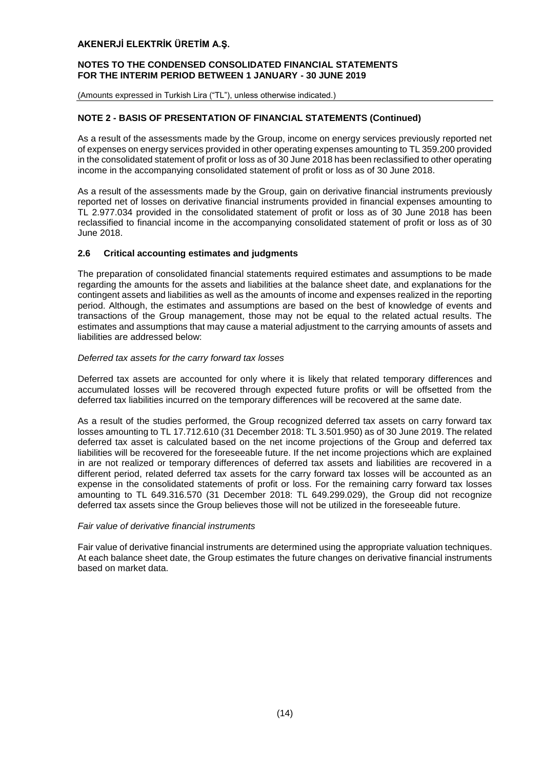## NOTE 2 - BASIS OF PRESENTATION OF FINANCIAL STATEMENTS (Continued)

As a result of the assessments made by the Group, income on energy services previously reported net of expenses on energy services provided in other operating expenses amounting to TL 359.200 provided in the consolidated statement of profit or loss as of 30 June 2018 has been reclassified to other operating income in the accompanying consolidated statement of profit or loss as of 30 June 2018.

As a result of the assessments made by the Group, gain on derivative financial instruments previously reported net of losses on derivative financial instruments provided in financial expenses amounting to TL 2.977.034 provided in the consolidated statement of profit or loss as of 30 June 2018 has been reclassified to financial income in the accompanying consolidated statement of profit or loss as of 30 June 2018.

### 2.6 Critical accounting estimates and judgments

The preparation of consolidated financial statements required estimates and assumptions to be made regarding the amounts for the assets and liabilities at the balance sheet date, and explanations for the contingent assets and liabilities as well as the amounts of income and expenses realized in the reporting period. Although, the estimates and assumptions are based on the best of knowledge of events and transactions of the Group management, those may not be equal to the related actual results. The estimates and assumptions that may cause a material adjustment to the carrying amounts of assets and liabilities are addressed below:

*Deferred tax assets for the carry forward tax losses*

Deferred tax assets are accounted for only where it is likely that related temporary differences and accumulated losses will be recovered through expected future profits or will be offsetted from the deferred tax liabilities incurred on the temporary differences will be recovered at the same date.

As a result of the studies performed, the Group recognized deferred tax assets on carry forward tax losses amounting to TL 17.712.610 (31 December 2018: TL 3.501.950) as of 30 June 2019. The related deferred tax asset is calculated based on the net income projections of the Group and deferred tax liabilities will be recovered for the foreseeable future. If the net income projections which are explained in are not realized or temporary differences of deferred tax assets and liabilities are recovered in a different period, related deferred tax assets for the carry forward tax losses will be accounted as an expense in the consolidated statements of profit or loss. For the remaining carry forward tax losses amounting to TL 649.316.570 (31 December 2018: TL 649.299.029), the Group did not recognize deferred tax assets since the Group believes those will not be utilized in the foreseeable future.

*Fair value of derivative financial instruments*

Fair value of derivative financial instruments are determined using the appropriate valuation techniques. At each balance sheet date, the Group estimates the future changes on derivative financial instruments based on market data.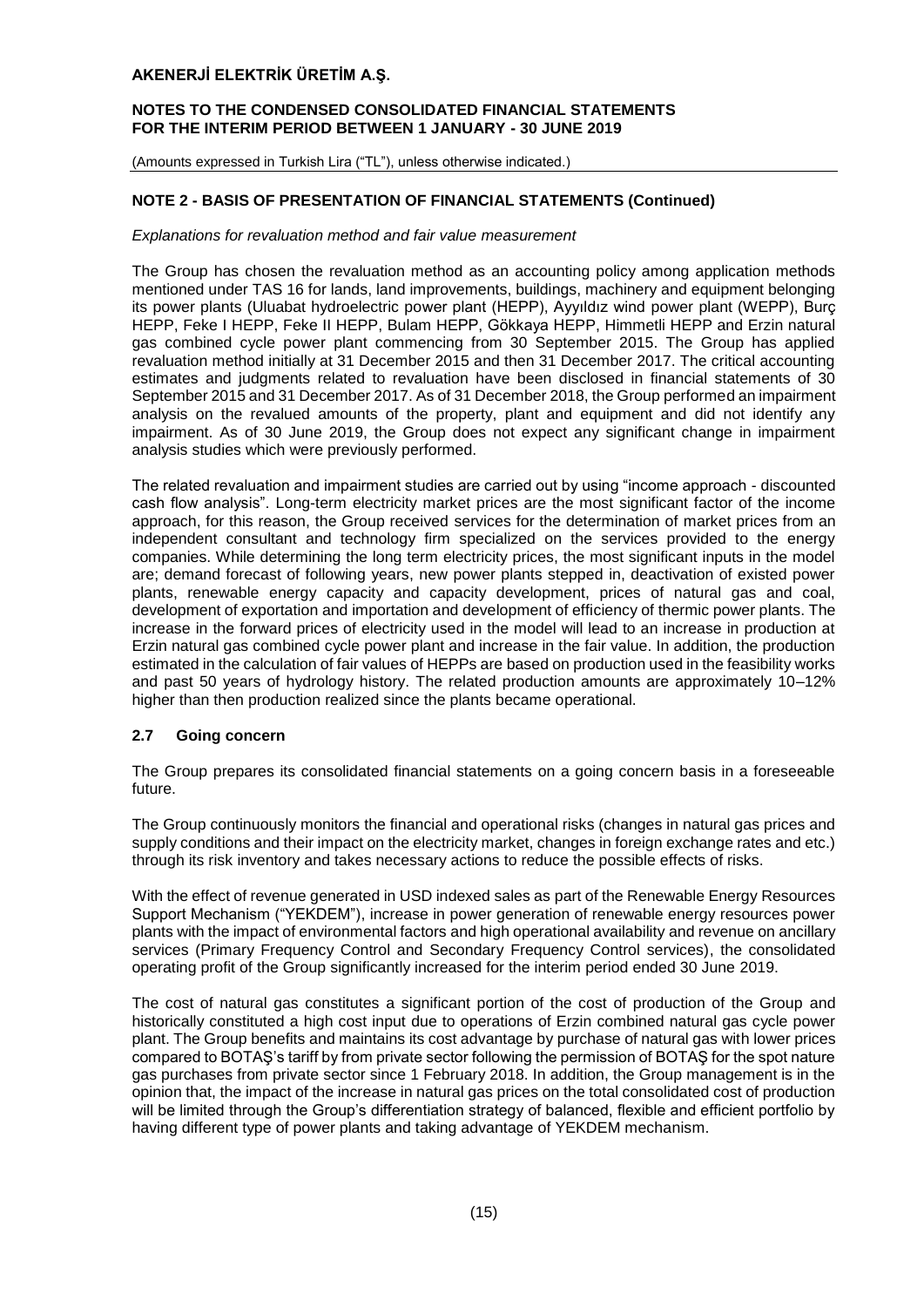## NOTE 2 - BASIS OF PRESENTATION OF FINANCIAL STATEMENTS (Continued)

*Explanations for revaluation method and fair value measurement*

The Group has chosen the revaluation method as an accounting policy among application methods mentioned under TAS 16 for lands, land improvements, buildings, machinery and equipment belonging its power plants (Uluabat hydroelectric power plant (HEPP), Ayyıldız wind power plant (WEPP), Burç HEPP, Feke I HEPP, Feke II HEPP, Bulam HEPP, Gökkaya HEPP, Himmetli HEPP and Erzin natural gas combined cycle power plant commencing from 30 September 2015. The Group has applied revaluation method initially at 31 December 2015 and then 31 December 2017. The critical accounting estimates and judgments related to revaluation have been disclosed in financial statements of 30 September 2015 and 31 December 2017. As of 31 December 2018, the Group performed an impairment analysis on the revalued amounts of the property, plant and equipment and did not identify any impairment. As of 30 June 2019, the Group does not expect any significant change in impairment analysis studies which were previously performed.

The related revaluation and impairment studies are carried out by using "income approach - discounted cash flow analysis". Long-term electricity market prices are the most significant factor of the income approach, for this reason, the Group received services for the determination of market prices from an independent consultant and technology firm specialized on the services provided to the energy companies. While determining the long term electricity prices, the most significant inputs in the model are; demand forecast of following years, new power plants stepped in, deactivation of existed power plants, renewable energy capacity and capacity development, prices of natural gas and coal, development of exportation and importation and development of efficiency of thermic power plants. The increase in the forward prices of electricity used in the model will lead to an increase in production at Erzin natural gas combined cycle power plant and increase in the fair value. In addition, the production estimated in the calculation of fair values of HEPPs are based on production used in the feasibility works and past 50 years of hydrology history. The related production amounts are approximately 10–12% higher than then production realized since the plants became operational.

### 2.7 Going concern

The Group prepares its consolidated financial statements on a going concern basis in a foreseeable future.

The Group continuously monitors the financial and operational risks (changes in natural gas prices and supply conditions and their impact on the electricity market, changes in foreign exchange rates and etc.) through its risk inventory and takes necessary actions to reduce the possible effects of risks.

With the effect of revenue generated in USD indexed sales as part of the Renewable Energy Resources Support Mechanism ("YEKDEM"), increase in power generation of renewable energy resources power plants with the impact of environmental factors and high operational availability and revenue on ancillary services (Primary Frequency Control and Secondary Frequency Control services), the consolidated operating profit of the Group significantly increased for the interim period ended 30 June 2019.

The cost of natural gas constitutes a significant portion of the cost of production of the Group and historically constituted a high cost input due to operations of Erzin combined natural gas cycle power plant. The Group benefits and maintains its cost advantage by purchase of natural gas with lower prices compared to BOTAŞ's tariff by from private sector following the permission of BOTAŞ for the spot nature gas purchases from private sector since 1 February 2018. In addition, the Group management is in the opinion that, the impact of the increase in natural gas prices on the total consolidated cost of production will be limited through the Group's differentiation strategy of balanced, flexible and efficient portfolio by having different type of power plants and taking advantage of YEKDEM mechanism.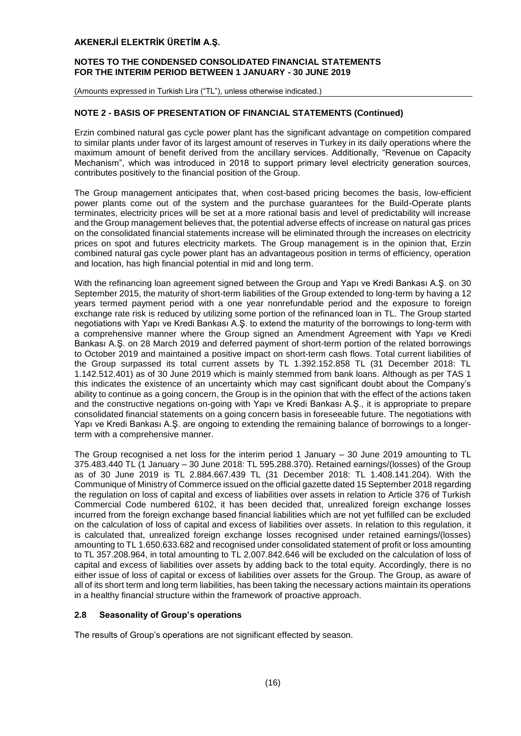## NOTE 2 - BASIS OF PRESENTATION OF FINANCIAL STATEMENTS (Continued)

Erzin combined natural gas cycle power plant has the significant advantage on competition compared to similar plants under favor of its largest amount of reserves in Turkey in its daily operations where the maximum amount of benefit derived from the ancillary services. Additionally, "Revenue on Capacity Mechanism", which was introduced in 2018 to support primary level electricity generation sources, contributes positively to the financial position of the Group.

The Group management anticipates that, when cost-based pricing becomes the basis, low-efficient power plants come out of the system and the purchase guarantees for the Build-Operate plants terminates, electricity prices will be set at a more rational basis and level of predictability will increase and the Group management believes that, the potential adverse effects of increase on natural gas prices on the consolidated financial statements increase will be eliminated through the increases on electricity prices on spot and futures electricity markets. The Group management is in the opinion that, Erzin combined natural gas cycle power plant has an advantageous position in terms of efficiency, operation and location, has high financial potential in mid and long term.

With the refinancing loan agreement signed between the Group and Yapı ve Kredi Bankası A.Ş. on 30 September 2015, the maturity of short-term liabilities of the Group extended to long-term by having a 12 years termed payment period with a one year nonrefundable period and the exposure to foreign exchange rate risk is reduced by utilizing some portion of the refinanced loan in TL. The Group started negotiations with Yapı ve Kredi Bankası A.Ş. to extend the maturity of the borrowings to long-term with a comprehensive manner where the Group signed an Amendment Agreement with Yapı ve Kredi Bankası A.Ş. on 28 March 2019 and deferred payment of short-term portion of the related borrowings to October 2019 and maintained a positive impact on short-term cash flows. Total current liabilities of the Group surpassed its total current assets by TL 1.392.152.858 TL (31 December 2018: TL 1.142.512.401) as of 30 June 2019 which is mainly stemmed from bank loans. Although as per TAS 1 this indicates the existence of an uncertainty which may cast significant doubt about the Company's ability to continue as a going concern, the Group is in the opinion that with the effect of the actions taken and the constructive negations on-going with Yapı ve Kredi Bankası A.Ş., it is appropriate to prepare consolidated financial statements on a going concern basis in foreseeable future. The negotiations with Yapı ve Kredi Bankası A.Ş. are ongoing to extending the remaining balance of borrowings to a longer-term with a comprehensive manner.

The Group recognised a net loss for the interim period 1 January – 30 June 2019 amounting to TL 375.483.440 TL (1 January – 30 June 2018: TL 595.288.370). Retained earnings/(losses) of the Group as of 30 June 2019 is TL 2.884.667.439 TL (31 December 2018: TL 1.408.141.204). With the Communique of Ministry of Commerce issued on the official gazette dated 15 September 2018 regarding the regulation on loss of capital and excess of liabilities over assets in relation to Article 376 of Turkish Commercial Code numbered 6102, it has been decided that, unrealized foreign exchange losses incurred from the foreign exchange based financial liabilities which are not yet fulfilled can be excluded on the calculation of loss of capital and excess of liabilities over assets. In relation to this regulation, it is calculated that, unrealized foreign exchange losses recognised under retained earnings/(losses) amounting to TL 1.650.633.682 and recognised under consolidated statement of profit or loss amounting to TL 357.208.964, in total amounting to TL 2.007.842.646 will be excluded on the calculation of loss of capital and excess of liabilities over assets by adding back to the total equity. Accordingly, there is no either issue of loss of capital or excess of liabilities over assets for the Group. The Group, as aware of all of its short term and long term liabilities, has been taking the necessary actions maintain its operations in a healthy financial structure within the framework of proactive approach.

### 2.8 Seasonality of Group's operations

The results of Group's operations are not significant effected by season.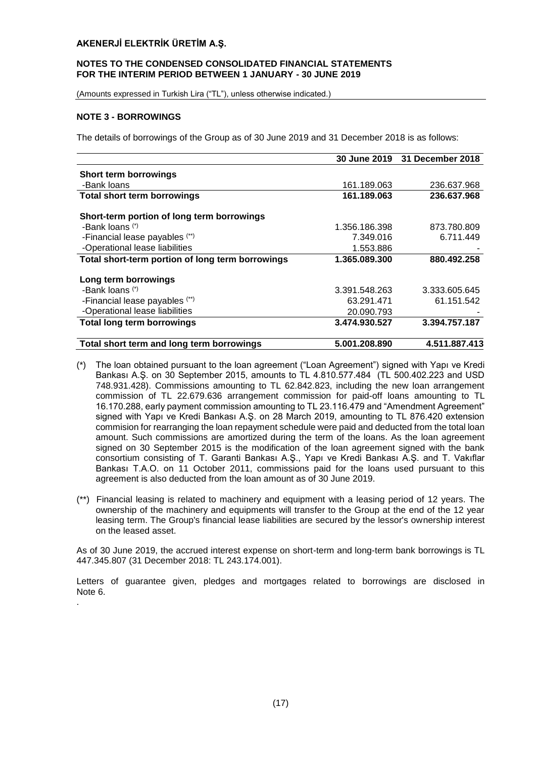## NOTE 3 - BORROWINGS

The details of borrowings of the Group as of 30 June 2019 and 31 December 2018 is as follows:

| | 30 June 2019 | 31 December 2018 |
|---|---|---|
| **Short term borrowings** | | |
| -Bank loans | 161.189.063 | 236.637.968 |
| **Total short term borrowings** | **161.189.063** | **236.637.968** |
| **Short-term portion of long term borrowings** | | |
| -Bank loans (*) | 1.356.186.398 | 873.780.809 |
| -Financial lease payables (**) | 7.349.016 | 6.711.449 |
| -Operational lease liabilities | 1.553.886 | - |
| **Total short-term portion of long term borrowings** | **1.365.089.300** | **880.492.258** |
| **Long term borrowings** | | |
| -Bank loans (*) | 3.391.548.263 | 3.333.605.645 |
| -Financial lease payables (**) | 63.291.471 | 61.151.542 |
| -Operational lease liabilities | 20.090.793 | - |
| **Total long term borrowings** | **3.474.930.527** | **3.394.757.187** |
| **Total short term and long term borrowings** | **5.001.208.890** | **4.511.887.413** |

(*) The loan obtained pursuant to the loan agreement ("Loan Agreement") signed with Yapı ve Kredi Bankası A.Ş. on 30 September 2015, amounts to TL 4.810.577.484 (TL 500.402.223 and USD 748.931.428). Commissions amounting to TL 62.842.823, including the new loan arrangement commission of TL 22.679.636 arrangement commission for paid-off loans amounting to TL 16.170.288, early payment commission amounting to TL 23.116.479 and "Amendment Agreement" signed with Yapı ve Kredi Bankası A.Ş. on 28 March 2019, amounting to TL 876.420 extension commision for rearranging the loan repayment schedule were paid and deducted from the total loan amount. Such commissions are amortized during the term of the loans. As the loan agreement signed on 30 September 2015 is the modification of the loan agreement signed with the bank consortium consisting of T. Garanti Bankası A.Ş., Yapı ve Kredi Bankası A.Ş. and T. Vakıflar Bankası T.A.O. on 11 October 2011, commissions paid for the loans used pursuant to this agreement is also deducted from the loan amount as of 30 June 2019.

(**) Financial leasing is related to machinery and equipment with a leasing period of 12 years. The ownership of the machinery and equipments will transfer to the Group at the end of the 12 year leasing term. The Group's financial lease liabilities are secured by the lessor's ownership interest on the leased asset.

As of 30 June 2019, the accrued interest expense on short-term and long-term bank borrowings is TL 447.345.807 (31 December 2018: TL 243.174.001).

Letters of guarantee given, pledges and mortgages related to borrowings are disclosed in Note 6.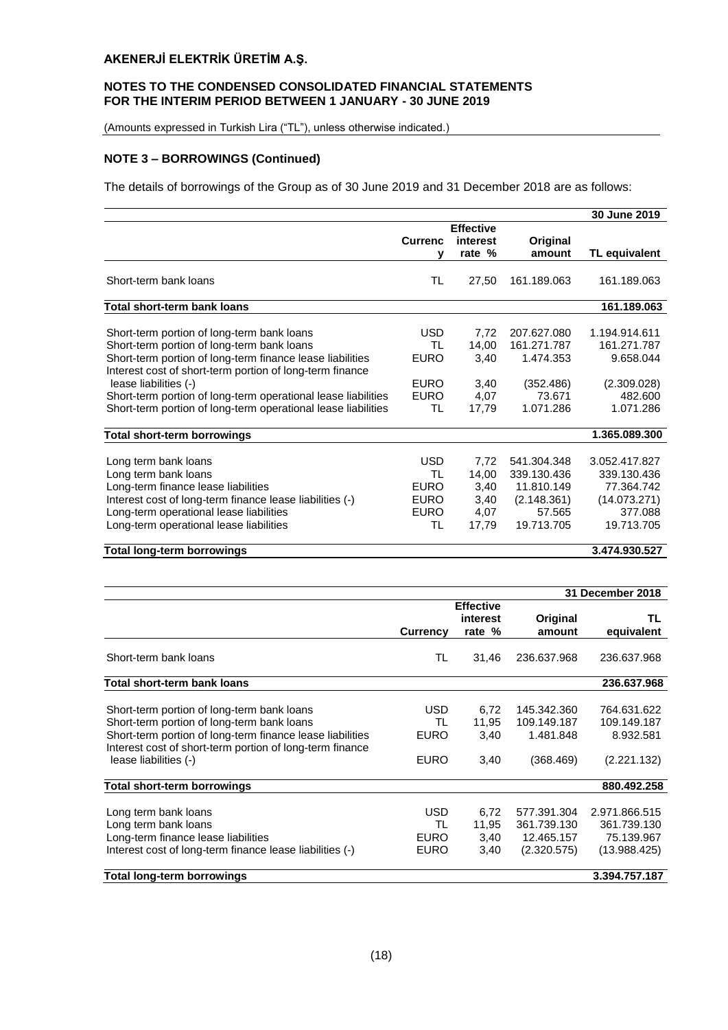# AKENERJİ ELEKTRİK ÜRETİM A.Ş.

## NOTES TO THE CONDENSED CONSOLIDATED FINANCIAL STATEMENTS FOR THE INTERIM PERIOD BETWEEN 1 JANUARY - 30 JUNE 2019

(Amounts expressed in Turkish Lira ("TL"), unless otherwise indicated.)

## NOTE 3 – BORROWINGS (Continued)

The details of borrowings of the Group as of 30 June 2019 and 31 December 2018 are as follows:

| | | | | 30 June 2019 |
|---|---|---|---|---|
| | Currency | Effective interest rate % | Original amount | TL equivalent |
| Short-term bank loans | TL | 27,50 | 161.189.063 | 161.189.063 |
| **Total short-term bank loans** | | | | **161.189.063** |
| Short-term portion of long-term bank loans | USD | 7,72 | 207.627.080 | 1.194.914.611 |
| Short-term portion of long-term bank loans | TL | 14,00 | 161.271.787 | 161.271.787 |
| Short-term portion of long-term finance lease liabilities | EURO | 3,40 | 1.474.353 | 9.658.044 |
| Interest cost of short-term portion of long-term finance lease liabilities (-) | EURO | 3,40 | (352.486) | (2.309.028) |
| Short-term portion of long-term operational lease liabilities | EURO | 4,07 | 73.671 | 482.600 |
| Short-term portion of long-term operational lease liabilities | TL | 17,79 | 1.071.286 | 1.071.286 |
| **Total short-term borrowings** | | | | **1.365.089.300** |
| Long term bank loans | USD | 7,72 | 541.304.348 | 3.052.417.827 |
| Long term bank loans | TL | 14,00 | 339.130.436 | 339.130.436 |
| Long-term finance lease liabilities | EURO | 3,40 | 11.810.149 | 77.364.742 |
| Interest cost of long-term finance lease liabilities (-) | EURO | 3,40 | (2.148.361) | (14.073.271) |
| Long-term operational lease liabilities | EURO | 4,07 | 57.565 | 377.088 |
| Long-term operational lease liabilities | TL | 17,79 | 19.713.705 | 19.713.705 |
| **Total long-term borrowings** | | | | **3.474.930.527** |

| | | | | 31 December 2018 |
|---|---|---|---|---|
| | Currency | Effective interest rate % | Original amount | TL equivalent |
| Short-term bank loans | TL | 31,46 | 236.637.968 | 236.637.968 |
| **Total short-term bank loans** | | | | **236.637.968** |
| Short-term portion of long-term bank loans | USD | 6,72 | 145.342.360 | 764.631.622 |
| Short-term portion of long-term bank loans | TL | 11,95 | 109.149.187 | 109.149.187 |
| Short-term portion of long-term finance lease liabilities | EURO | 3,40 | 1.481.848 | 8.932.581 |
| Interest cost of short-term portion of long-term finance lease liabilities (-) | EURO | 3,40 | (368.469) | (2.221.132) |
| **Total short-term borrowings** | | | | **880.492.258** |
| Long term bank loans | USD | 6,72 | 577.391.304 | 2.971.866.515 |
| Long term bank loans | TL | 11,95 | 361.739.130 | 361.739.130 |
| Long-term finance lease liabilities | EURO | 3,40 | 12.465.157 | 75.139.967 |
| Interest cost of long-term finance lease liabilities (-) | EURO | 3,40 | (2.320.575) | (13.988.425) |
| **Total long-term borrowings** | | | | **3.394.757.187** |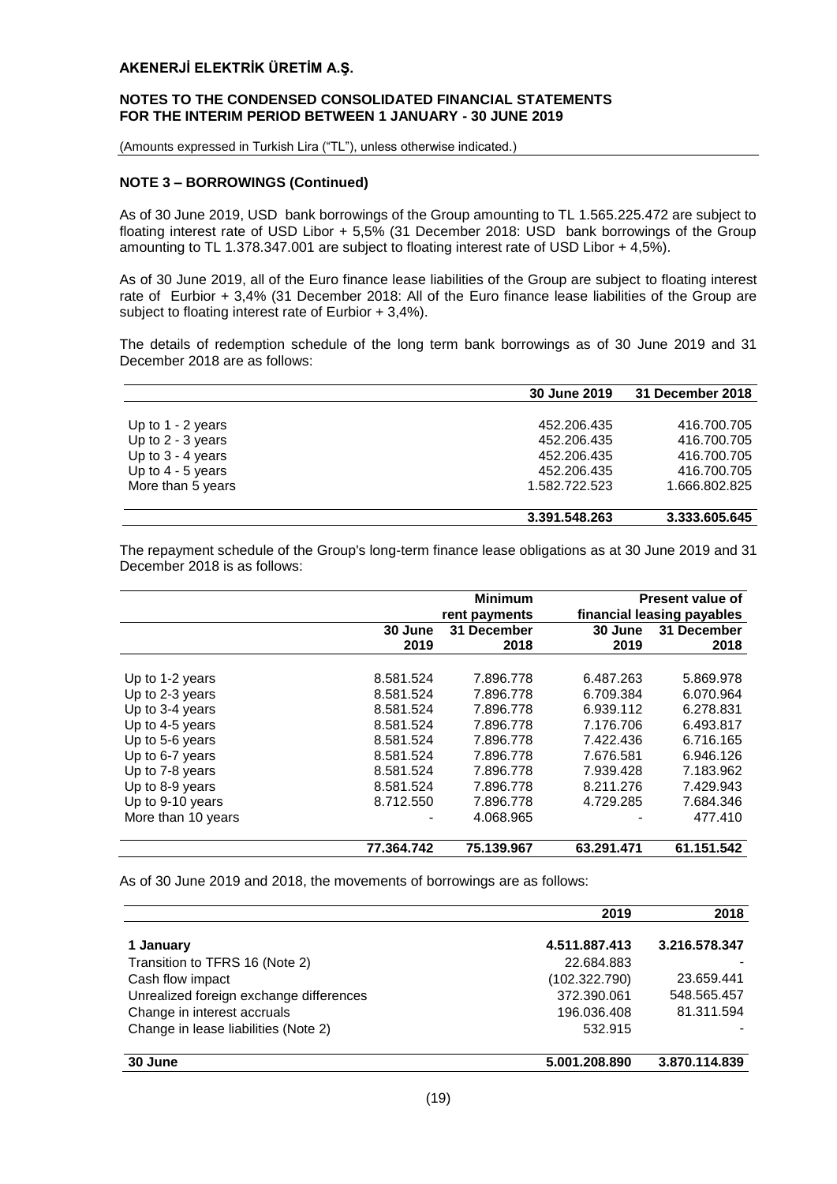### NOTE 3 – BORROWINGS (Continued)

As of 30 June 2019, USD bank borrowings of the Group amounting to TL 1.565.225.472 are subject to floating interest rate of USD Libor + 5,5% (31 December 2018: USD bank borrowings of the Group amounting to TL 1.378.347.001 are subject to floating interest rate of USD Libor + 4,5%).

As of 30 June 2019, all of the Euro finance lease liabilities of the Group are subject to floating interest rate of Eurbior + 3,4% (31 December 2018: All of the Euro finance lease liabilities of the Group are subject to floating interest rate of Eurbior + 3,4%).

The details of redemption schedule of the long term bank borrowings as of 30 June 2019 and 31 December 2018 are as follows:

| | 30 June 2019 | 31 December 2018 |
|---|---|---|
| Up to 1 - 2 years | 452.206.435 | 416.700.705 |
| Up to 2 - 3 years | 452.206.435 | 416.700.705 |
| Up to 3 - 4 years | 452.206.435 | 416.700.705 |
| Up to 4 - 5 years | 452.206.435 | 416.700.705 |
| More than 5 years | 1.582.722.523 | 1.666.802.825 |
| | **3.391.548.263** | **3.333.605.645** |

The repayment schedule of the Group's long-term finance lease obligations as at 30 June 2019 and 31 December 2018 is as follows:

| | Minimum rent payments | | Present value of financial leasing payables | |
|---|---|---|---|---|
| | 30 June 2019 | 31 December 2018 | 30 June 2019 | 31 December 2018 |
| Up to 1-2 years | 8.581.524 | 7.896.778 | 6.487.263 | 5.869.978 |
| Up to 2-3 years | 8.581.524 | 7.896.778 | 6.709.384 | 6.070.964 |
| Up to 3-4 years | 8.581.524 | 7.896.778 | 6.939.112 | 6.278.831 |
| Up to 4-5 years | 8.581.524 | 7.896.778 | 7.176.706 | 6.493.817 |
| Up to 5-6 years | 8.581.524 | 7.896.778 | 7.422.436 | 6.716.165 |
| Up to 6-7 years | 8.581.524 | 7.896.778 | 7.676.581 | 6.946.126 |
| Up to 7-8 years | 8.581.524 | 7.896.778 | 7.939.428 | 7.183.962 |
| Up to 8-9 years | 8.581.524 | 7.896.778 | 8.211.276 | 7.429.943 |
| Up to 9-10 years | 8.712.550 | 7.896.778 | 4.729.285 | 7.684.346 |
| More than 10 years | - | 4.068.965 | - | 477.410 |
| | **77.364.742** | **75.139.967** | **63.291.471** | **61.151.542** |

As of 30 June 2019 and 2018, the movements of borrowings are as follows:

| | 2019 | 2018 |
|---|---|---|
| **1 January** | **4.511.887.413** | **3.216.578.347** |
| Transition to TFRS 16 (Note 2) | 22.684.883 | - |
| Cash flow impact | (102.322.790) | 23.659.441 |
| Unrealized foreign exchange differences | 372.390.061 | 548.565.457 |
| Change in interest accruals | 196.036.408 | 81.311.594 |
| Change in lease liabilities (Note 2) | 532.915 | - |
| **30 June** | **5.001.208.890** | **3.870.114.839** |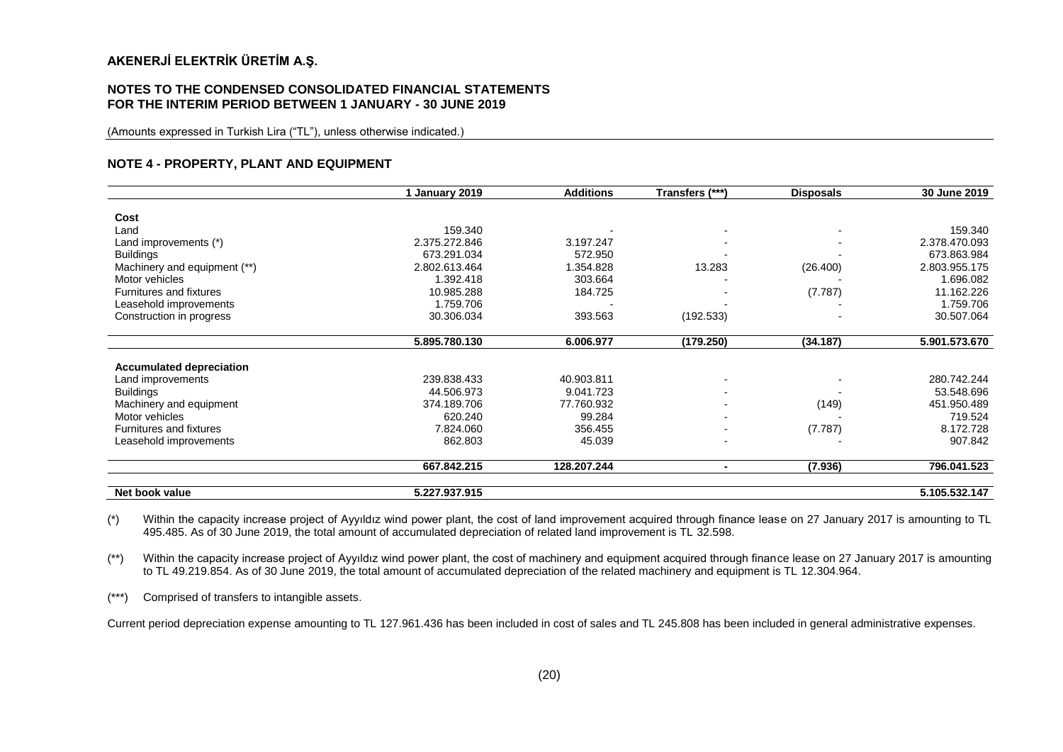# AKENERJİ ELEKTRİK ÜRETİM A.Ş.

## NOTES TO THE CONDENSED CONSOLIDATED FINANCIAL STATEMENTS FOR THE INTERIM PERIOD BETWEEN 1 JANUARY - 30 JUNE 2019

(Amounts expressed in Turkish Lira ("TL"), unless otherwise indicated.)

## NOTE 4 - PROPERTY, PLANT AND EQUIPMENT

| | 1 January 2019 | Additions | Transfers (***) | Disposals | 30 June 2019 |
|---|---|---|---|---|---|
| **Cost** | | | | | |
| Land | 159.340 | - | - | - | 159.340 |
| Land improvements (*) | 2.375.272.846 | 3.197.247 | - | - | 2.378.470.093 |
| Buildings | 673.291.034 | 572.950 | - | - | 673.863.984 |
| Machinery and equipment (**) | 2.802.613.464 | 1.354.828 | 13.283 | (26.400) | 2.803.955.175 |
| Motor vehicles | 1.392.418 | 303.664 | - | - | 1.696.082 |
| Furnitures and fixtures | 10.985.288 | 184.725 | - | (7.787) | 11.162.226 |
| Leasehold improvements | 1.759.706 | - | - | - | 1.759.706 |
| Construction in progress | 30.306.034 | 393.563 | (192.533) | - | 30.507.064 |
| | **5.895.780.130** | **6.006.977** | **(179.250)** | **(34.187)** | **5.901.573.670** |
| **Accumulated depreciation** | | | | | |
| Land improvements | 239.838.433 | 40.903.811 | - | - | 280.742.244 |
| Buildings | 44.506.973 | 9.041.723 | - | - | 53.548.696 |
| Machinery and equipment | 374.189.706 | 77.760.932 | - | (149) | 451.950.489 |
| Motor vehicles | 620.240 | 99.284 | - | - | 719.524 |
| Furnitures and fixtures | 7.824.060 | 356.455 | - | (7.787) | 8.172.728 |
| Leasehold improvements | 862.803 | 45.039 | - | - | 907.842 |
| | **667.842.215** | **128.207.244** | **-** | **(7.936)** | **796.041.523** |
| **Net book value** | **5.227.937.915** | | | | **5.105.532.147** |

(*) Within the capacity increase project of Ayyıldız wind power plant, the cost of land improvement acquired through finance lease on 27 January 2017 is amounting to TL 495.485. As of 30 June 2019, the total amount of accumulated depreciation of related land improvement is TL 32.598.

(**) Within the capacity increase project of Ayyıldız wind power plant, the cost of machinery and equipment acquired through finance lease on 27 January 2017 is amounting to TL 49.219.854. As of 30 June 2019, the total amount of accumulated depreciation of the related machinery and equipment is TL 12.304.964.

(***) Comprised of transfers to intangible assets.

Current period depreciation expense amounting to TL 127.961.436 has been included in cost of sales and TL 245.808 has been included in general administrative expenses.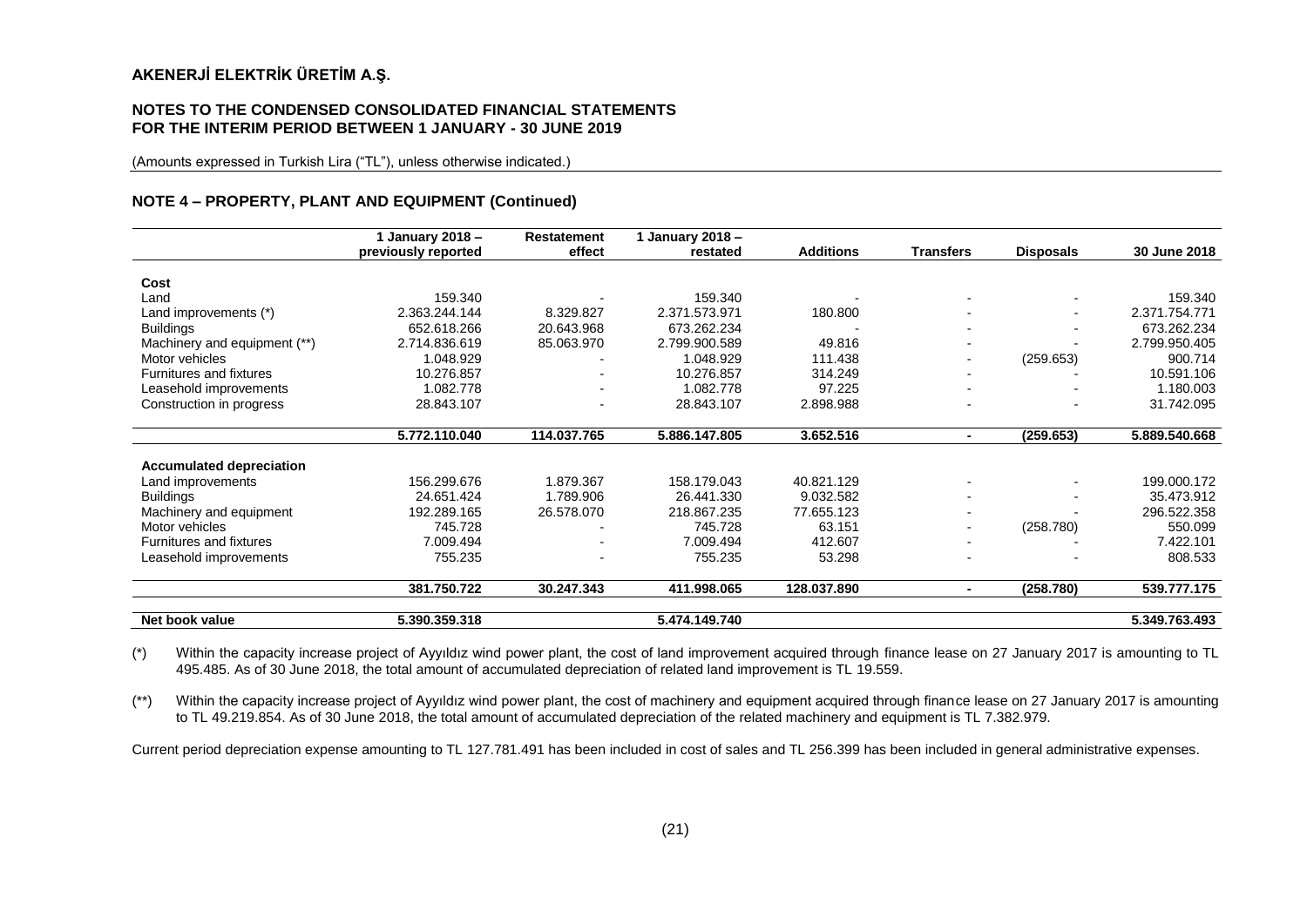## NOTE 4 – PROPERTY, PLANT AND EQUIPMENT (Continued)

| | 1 January 2018 – previously reported | Restatement effect | 1 January 2018 – restated | Additions | Transfers | Disposals | 30 June 2018 |
|---|---|---|---|---|---|---|---|
| **Cost** | | | | | | | |
| Land | 159.340 | - | 159.340 | - | - | - | 159.340 |
| Land improvements (*) | 2.363.244.144 | 8.329.827 | 2.371.573.971 | 180.800 | - | - | 2.371.754.771 |
| Buildings | 652.618.266 | 20.643.968 | 673.262.234 | - | - | - | 673.262.234 |
| Machinery and equipment (**) | 2.714.836.619 | 85.063.970 | 2.799.900.589 | 49.816 | - | - | 2.799.950.405 |
| Motor vehicles | 1.048.929 | - | 1.048.929 | 111.438 | - | (259.653) | 900.714 |
| Furnitures and fixtures | 10.276.857 | - | 10.276.857 | 314.249 | - | - | 10.591.106 |
| Leasehold improvements | 1.082.778 | - | 1.082.778 | 97.225 | - | - | 1.180.003 |
| Construction in progress | 28.843.107 | - | 28.843.107 | 2.898.988 | - | - | 31.742.095 |
| | **5.772.110.040** | **114.037.765** | **5.886.147.805** | **3.652.516** | **-** | **(259.653)** | **5.889.540.668** |
| **Accumulated depreciation** | | | | | | | |
| Land improvements | 156.299.676 | 1.879.367 | 158.179.043 | 40.821.129 | - | - | 199.000.172 |
| Buildings | 24.651.424 | 1.789.906 | 26.441.330 | 9.032.582 | - | - | 35.473.912 |
| Machinery and equipment | 192.289.165 | 26.578.070 | 218.867.235 | 77.655.123 | - | - | 296.522.358 |
| Motor vehicles | 745.728 | - | 745.728 | 63.151 | - | (258.780) | 550.099 |
| Furnitures and fixtures | 7.009.494 | - | 7.009.494 | 412.607 | - | - | 7.422.101 |
| Leasehold improvements | 755.235 | - | 755.235 | 53.298 | - | - | 808.533 |
| | **381.750.722** | **30.247.343** | **411.998.065** | **128.037.890** | **-** | **(258.780)** | **539.777.175** |
| **Net book value** | **5.390.359.318** | | **5.474.149.740** | | | | **5.349.763.493** |

(*) Within the capacity increase project of Ayyıldız wind power plant, the cost of land improvement acquired through finance lease on 27 January 2017 is amounting to TL 495.485. As of 30 June 2018, the total amount of accumulated depreciation of related land improvement is TL 19.559.

(**) Within the capacity increase project of Ayyıldız wind power plant, the cost of machinery and equipment acquired through finance lease on 27 January 2017 is amounting to TL 49.219.854. As of 30 June 2018, the total amount of accumulated depreciation of the related machinery and equipment is TL 7.382.979.

Current period depreciation expense amounting to TL 127.781.491 has been included in cost of sales and TL 256.399 has been included in general administrative expenses.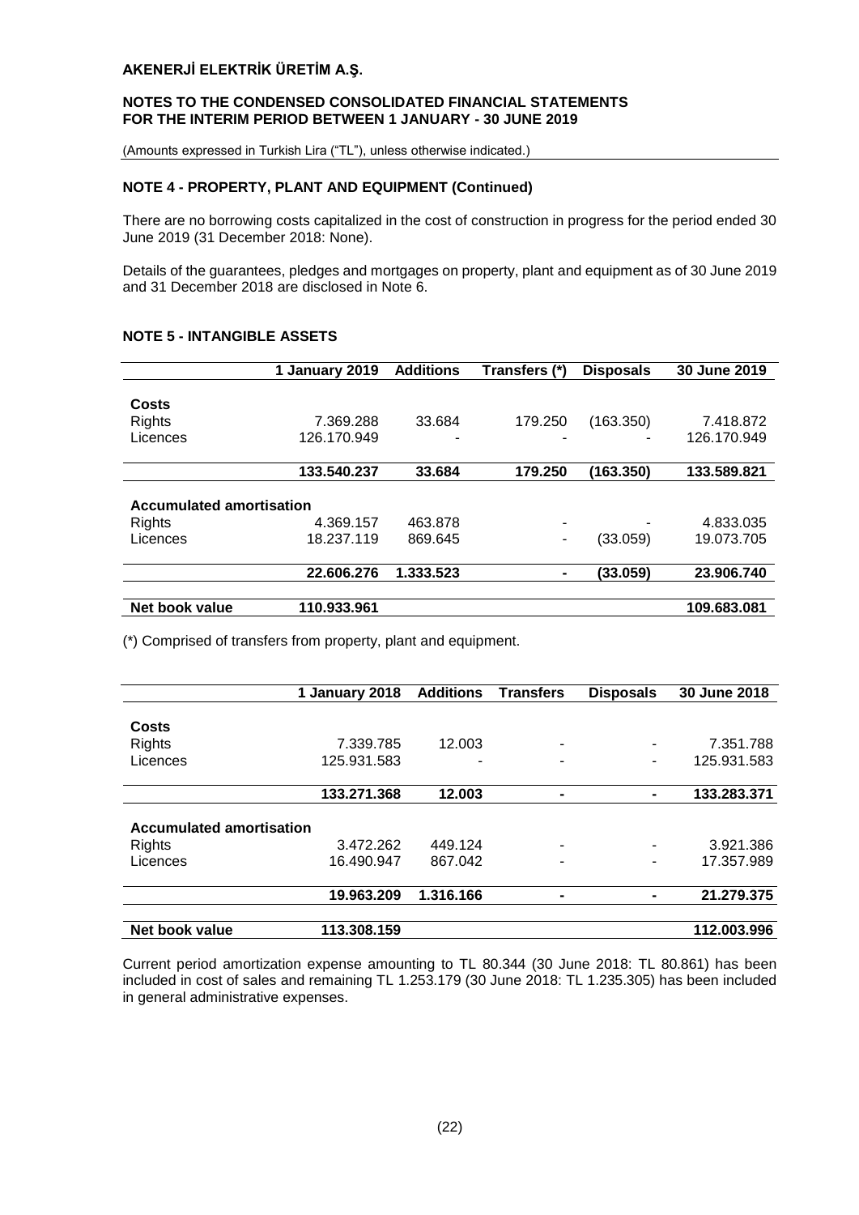## NOTE 4 - PROPERTY, PLANT AND EQUIPMENT (Continued)

There are no borrowing costs capitalized in the cost of construction in progress for the period ended 30 June 2019 (31 December 2018: None).

Details of the guarantees, pledges and mortgages on property, plant and equipment as of 30 June 2019 and 31 December 2018 are disclosed in Note 6.

## NOTE 5 - INTANGIBLE ASSETS

| | 1 January 2019 | Additions | Transfers (*) | Disposals | 30 June 2019 |
|---|---|---|---|---|---|
| **Costs** | | | | | |
| Rights | 7.369.288 | 33.684 | 179.250 | (163.350) | 7.418.872 |
| Licences | 126.170.949 | - | - | - | 126.170.949 |
| | **133.540.237** | **33.684** | **179.250** | **(163.350)** | **133.589.821** |
| **Accumulated amortisation** | | | | | |
| Rights | 4.369.157 | 463.878 | - | - | 4.833.035 |
| Licences | 18.237.119 | 869.645 | - | (33.059) | 19.073.705 |
| | **22.606.276** | **1.333.523** | **-** | **(33.059)** | **23.906.740** |
| **Net book value** | **110.933.961** | | | | **109.683.081** |

(*) Comprised of transfers from property, plant and equipment.

| | 1 January 2018 | Additions | Transfers | Disposals | 30 June 2018 |
|---|---|---|---|---|---|
| **Costs** | | | | | |
| Rights | 7.339.785 | 12.003 | - | - | 7.351.788 |
| Licences | 125.931.583 | - | - | - | 125.931.583 |
| | **133.271.368** | **12.003** | **-** | **-** | **133.283.371** |
| **Accumulated amortisation** | | | | | |
| Rights | 3.472.262 | 449.124 | - | - | 3.921.386 |
| Licences | 16.490.947 | 867.042 | - | - | 17.357.989 |
| | **19.963.209** | **1.316.166** | **-** | **-** | **21.279.375** |
| **Net book value** | **113.308.159** | | | | **112.003.996** |

Current period amortization expense amounting to TL 80.344 (30 June 2018: TL 80.861) has been included in cost of sales and remaining TL 1.253.179 (30 June 2018: TL 1.235.305) has been included in general administrative expenses.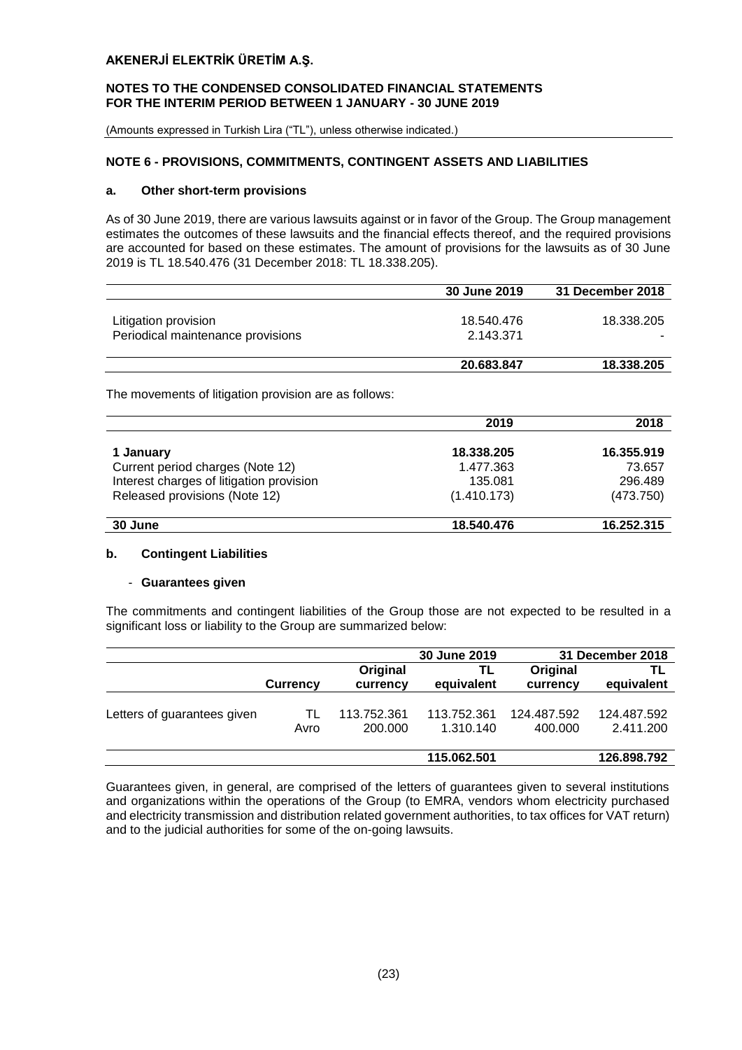## NOTE 6 - PROVISIONS, COMMITMENTS, CONTINGENT ASSETS AND LIABILITIES

### a. Other short-term provisions

As of 30 June 2019, there are various lawsuits against or in favor of the Group. The Group management estimates the outcomes of these lawsuits and the financial effects thereof, and the required provisions are accounted for based on these estimates. The amount of provisions for the lawsuits as of 30 June 2019 is TL 18.540.476 (31 December 2018: TL 18.338.205).

| | 30 June 2019 | 31 December 2018 |
|---|---|---|
| Litigation provision | 18.540.476 | 18.338.205 |
| Periodical maintenance provisions | 2.143.371 | - |
| | **20.683.847** | **18.338.205** |

The movements of litigation provision are as follows:

| | 2019 | 2018 |
|---|---|---|
| **1 January** | **18.338.205** | **16.355.919** |
| Current period charges (Note 12) | 1.477.363 | 73.657 |
| Interest charges of litigation provision | 135.081 | 296.489 |
| Released provisions (Note 12) | (1.410.173) | (473.750) |
| **30 June** | **18.540.476** | **16.252.315** |

### b. Contingent Liabilities

- **Guarantees given**

The commitments and contingent liabilities of the Group those are not expected to be resulted in a significant loss or liability to the Group are summarized below:

| | | 30 June 2019 | | 31 December 2018 | |
|---|---|---|---|---|---|
| | **Currency** | **Original currency** | **TL equivalent** | **Original currency** | **TL equivalent** |
| Letters of guarantees given | TL | 113.752.361 | 113.752.361 | 124.487.592 | 124.487.592 |
| | Avro | 200.000 | 1.310.140 | 400.000 | 2.411.200 |
| | | | **115.062.501** | | **126.898.792** |

Guarantees given, in general, are comprised of the letters of guarantees given to several institutions and organizations within the operations of the Group (to EMRA, vendors whom electricity purchased and electricity transmission and distribution related government authorities, to tax offices for VAT return) and to the judicial authorities for some of the on-going lawsuits.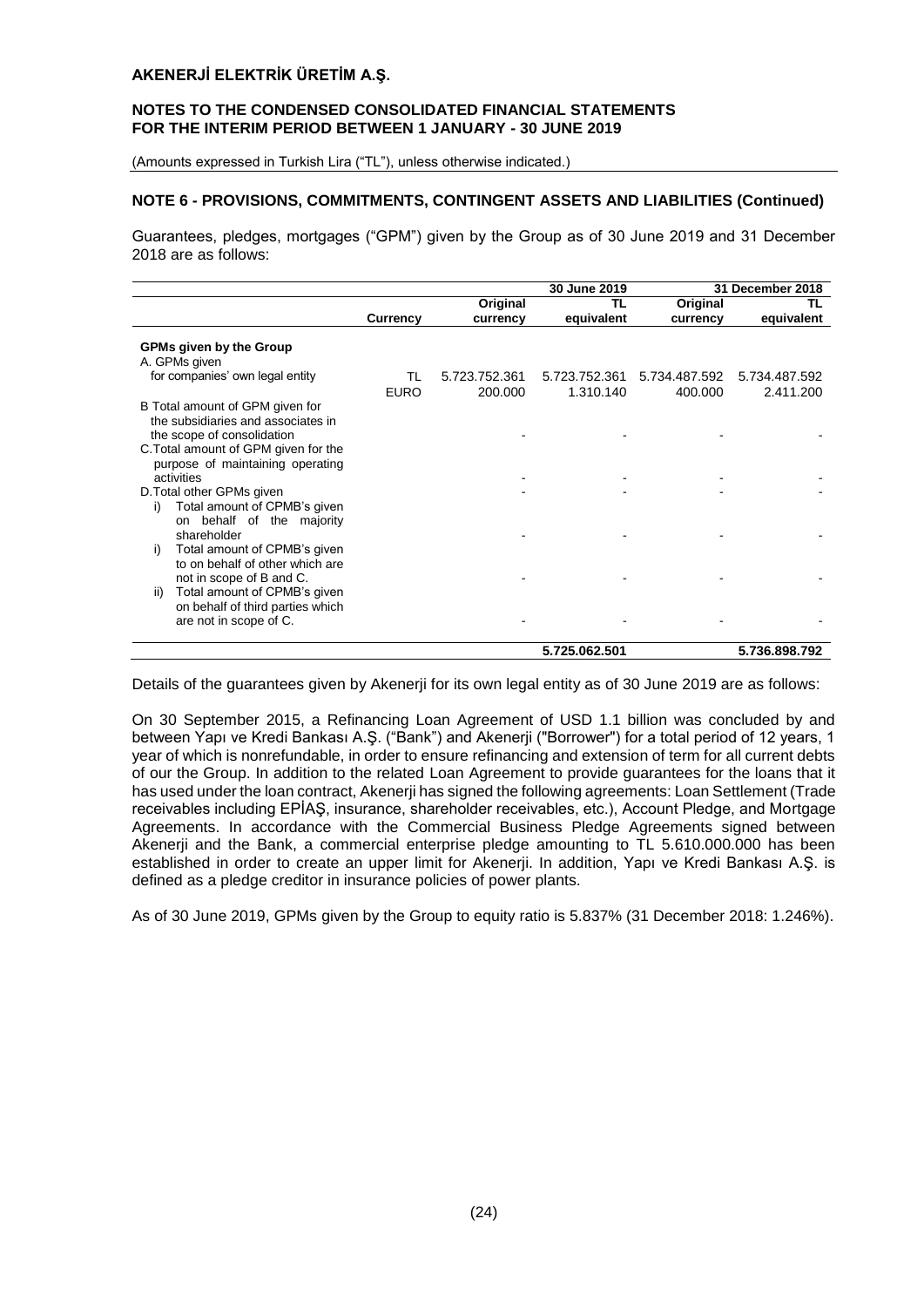## NOTE 6 - PROVISIONS, COMMITMENTS, CONTINGENT ASSETS AND LIABILITIES (Continued)

Guarantees, pledges, mortgages ("GPM") given by the Group as of 30 June 2019 and 31 December 2018 are as follows:

| | | 30 June 2019 | | 31 December 2018 | |
|---|---|---|---|---|---|
| | Currency | Original currency | TL equivalent | Original currency | TL equivalent |
| **GPMs given by the Group** | | | | | |
| A. GPMs given for companies' own legal entity | TL | 5.723.752.361 | 5.723.752.361 | 5.734.487.592 | 5.734.487.592 |
| | EURO | 200.000 | 1.310.140 | 400.000 | 2.411.200 |
| B Total amount of GPM given for the subsidiaries and associates in the scope of consolidation | | - | - | - | - |
| C. Total amount of GPM given for the purpose of maintaining operating activities | | - | - | - | - |
| D. Total other GPMs given | | - | - | - | - |
| i) Total amount of CPMB's given on behalf of the majority shareholder | | - | - | - | - |
| i) Total amount of CPMB's given to on behalf of other which are not in scope of B and C. | | - | - | - | - |
| ii) Total amount of CPMB's given on behalf of third parties which are not in scope of C. | | - | - | - | - |
| | | | **5.725.062.501** | | **5.736.898.792** |

Details of the guarantees given by Akenerji for its own legal entity as of 30 June 2019 are as follows:

On 30 September 2015, a Refinancing Loan Agreement of USD 1.1 billion was concluded by and between Yapı ve Kredi Bankası A.Ş. ("Bank") and Akenerji ("Borrower") for a total period of 12 years, 1 year of which is nonrefundable, in order to ensure refinancing and extension of term for all current debts of our the Group. In addition to the related Loan Agreement to provide guarantees for the loans that it has used under the loan contract, Akenerji has signed the following agreements: Loan Settlement (Trade receivables including EPİAŞ, insurance, shareholder receivables, etc.), Account Pledge, and Mortgage Agreements. In accordance with the Commercial Business Pledge Agreements signed between Akenerji and the Bank, a commercial enterprise pledge amounting to TL 5.610.000.000 has been established in order to create an upper limit for Akenerji. In addition, Yapı ve Kredi Bankası A.Ş. is defined as a pledge creditor in insurance policies of power plants.

As of 30 June 2019, GPMs given by the Group to equity ratio is 5.837% (31 December 2018: 1.246%).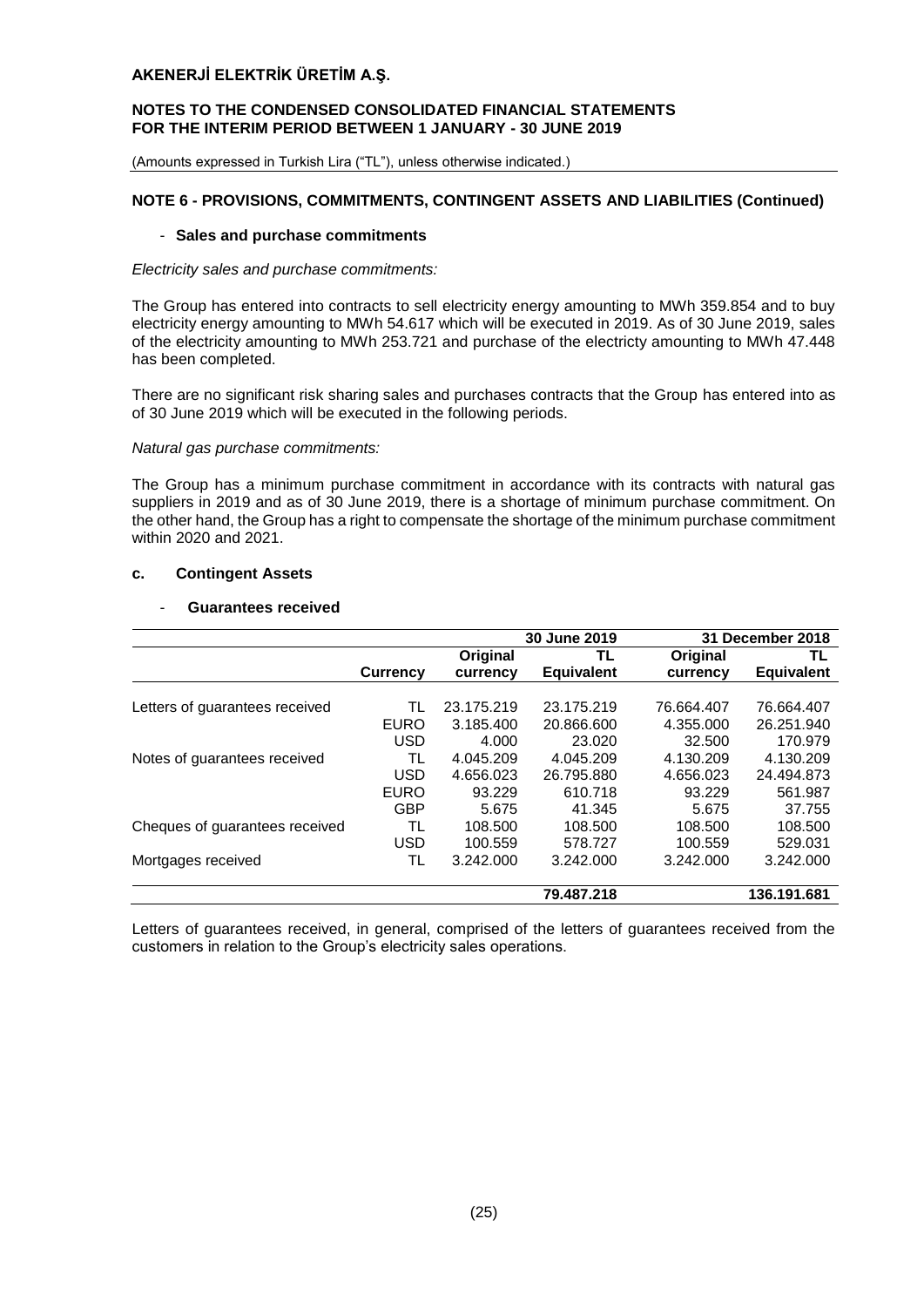## NOTE 6 - PROVISIONS, COMMITMENTS, CONTINGENT ASSETS AND LIABILITIES (Continued)

- **Sales and purchase commitments**

*Electricity sales and purchase commitments:*

The Group has entered into contracts to sell electricity energy amounting to MWh 359.854 and to buy electricity energy amounting to MWh 54.617 which will be executed in 2019. As of 30 June 2019, sales of the electricity amounting to MWh 253.721 and purchase of the electricty amounting to MWh 47.448 has been completed.

There are no significant risk sharing sales and purchases contracts that the Group has entered into as of 30 June 2019 which will be executed in the following periods.

*Natural gas purchase commitments:*

The Group has a minimum purchase commitment in accordance with its contracts with natural gas suppliers in 2019 and as of 30 June 2019, there is a shortage of minimum purchase commitment. On the other hand, the Group has a right to compensate the shortage of the minimum purchase commitment within 2020 and 2021.

### c. Contingent Assets

- **Guarantees received**

| | | 30 June 2019 | | 31 December 2018 | |
|---|---|---|---|---|---|
| | **Currency** | **Original currency** | **TL Equivalent** | **Original currency** | **TL Equivalent** |
| Letters of guarantees received | TL | 23.175.219 | 23.175.219 | 76.664.407 | 76.664.407 |
| | EURO | 3.185.400 | 20.866.600 | 4.355.000 | 26.251.940 |
| | USD | 4.000 | 23.020 | 32.500 | 170.979 |
| Notes of guarantees received | TL | 4.045.209 | 4.045.209 | 4.130.209 | 4.130.209 |
| | USD | 4.656.023 | 26.795.880 | 4.656.023 | 24.494.873 |
| | EURO | 93.229 | 610.718 | 93.229 | 561.987 |
| | GBP | 5.675 | 41.345 | 5.675 | 37.755 |
| Cheques of guarantees received | TL | 108.500 | 108.500 | 108.500 | 108.500 |
| | USD | 100.559 | 578.727 | 100.559 | 529.031 |
| Mortgages received | TL | 3.242.000 | 3.242.000 | 3.242.000 | 3.242.000 |
| | | | **79.487.218** | | **136.191.681** |

Letters of guarantees received, in general, comprised of the letters of guarantees received from the customers in relation to the Group's electricity sales operations.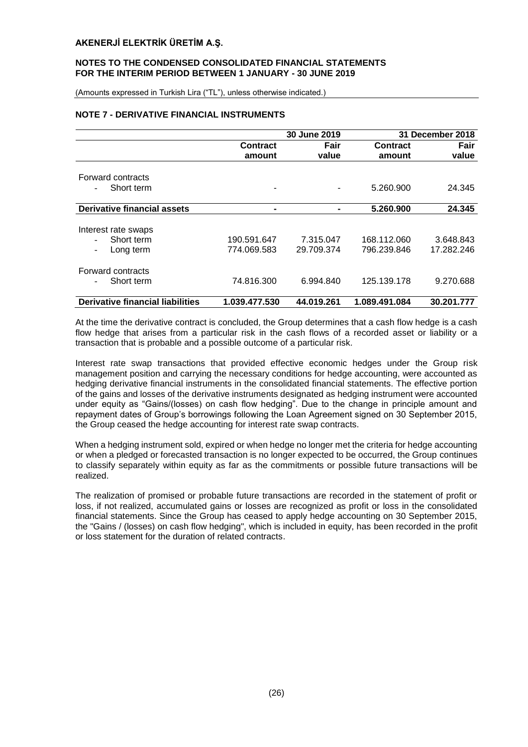## NOTE 7 - DERIVATIVE FINANCIAL INSTRUMENTS

| | 30 June 2019 | | 31 December 2018 | |
|---|---|---|---|---|
| | Contract amount | Fair value | Contract amount | Fair value |
| Forward contracts | | | | |
| - Short term | - | - | 5.260.900 | 24.345 |
| **Derivative financial assets** | **-** | **-** | **5.260.900** | **24.345** |
| Interest rate swaps | | | | |
| - Short term | 190.591.647 | 7.315.047 | 168.112.060 | 3.648.843 |
| - Long term | 774.069.583 | 29.709.374 | 796.239.846 | 17.282.246 |
| Forward contracts | | | | |
| - Short term | 74.816.300 | 6.994.840 | 125.139.178 | 9.270.688 |
| **Derivative financial liabilities** | **1.039.477.530** | **44.019.261** | **1.089.491.084** | **30.201.777** |

At the time the derivative contract is concluded, the Group determines that a cash flow hedge is a cash flow hedge that arises from a particular risk in the cash flows of a recorded asset or liability or a transaction that is probable and a possible outcome of a particular risk.

Interest rate swap transactions that provided effective economic hedges under the Group risk management position and carrying the necessary conditions for hedge accounting, were accounted as hedging derivative financial instruments in the consolidated financial statements. The effective portion of the gains and losses of the derivative instruments designated as hedging instrument were accounted under equity as "Gains/(losses) on cash flow hedging". Due to the change in principle amount and repayment dates of Group's borrowings following the Loan Agreement signed on 30 September 2015, the Group ceased the hedge accounting for interest rate swap contracts.

When a hedging instrument sold, expired or when hedge no longer met the criteria for hedge accounting or when a pledged or forecasted transaction is no longer expected to be occurred, the Group continues to classify separately within equity as far as the commitments or possible future transactions will be realized.

The realization of promised or probable future transactions are recorded in the statement of profit or loss, if not realized, accumulated gains or losses are recognized as profit or loss in the consolidated financial statements. Since the Group has ceased to apply hedge accounting on 30 September 2015, the "Gains / (losses) on cash flow hedging", which is included in equity, has been recorded in the profit or loss statement for the duration of related contracts.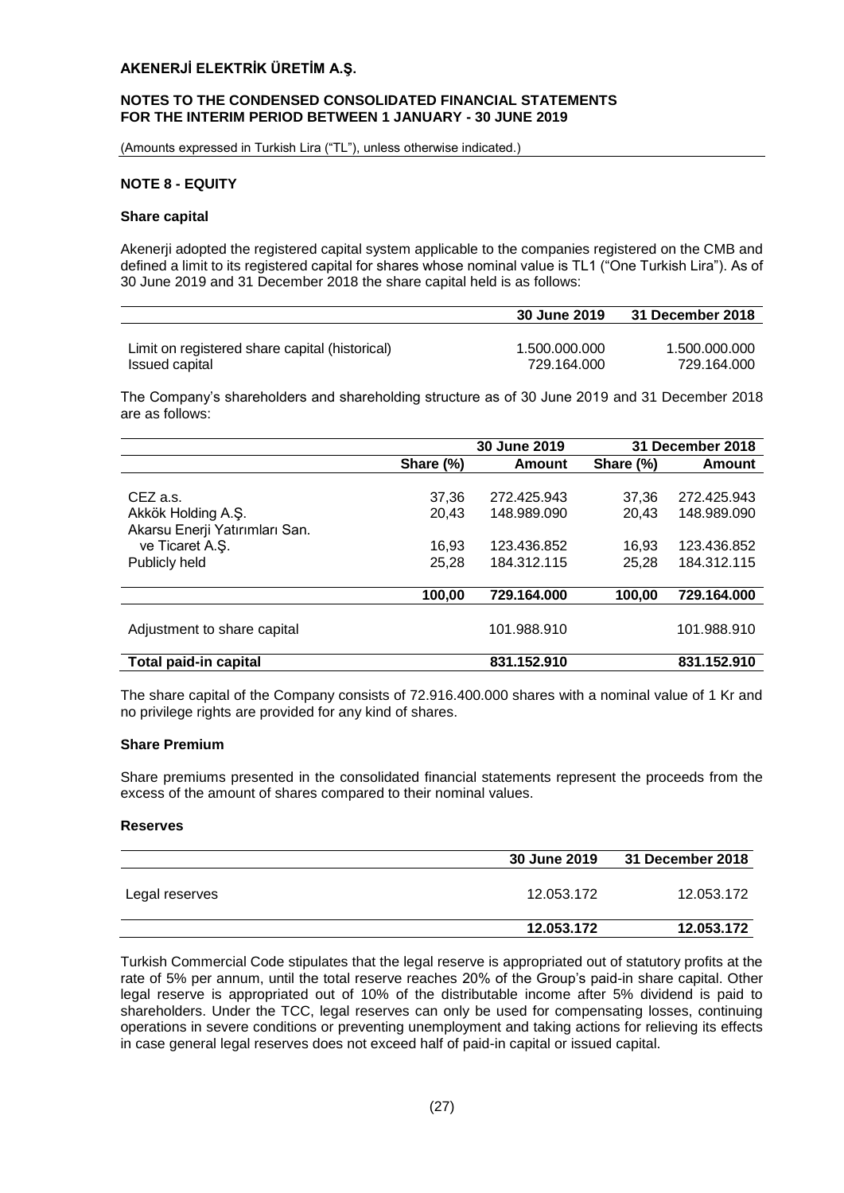## NOTE 8 - EQUITY

### Share capital

Akenerji adopted the registered capital system applicable to the companies registered on the CMB and defined a limit to its registered capital for shares whose nominal value is TL1 ("One Turkish Lira"). As of 30 June 2019 and 31 December 2018 the share capital held is as follows:

| | 30 June 2019 | 31 December 2018 |
|---|---|---|
| Limit on registered share capital (historical) | 1.500.000.000 | 1.500.000.000 |
| Issued capital | 729.164.000 | 729.164.000 |

The Company's shareholders and shareholding structure as of 30 June 2019 and 31 December 2018 are as follows:

| | 30 June 2019 | | 31 December 2018 | |
|---|---|---|---|---|
| | Share (%) | Amount | Share (%) | Amount |
| CEZ a.s. | 37,36 | 272.425.943 | 37,36 | 272.425.943 |
| Akkök Holding A.Ş. | 20,43 | 148.989.090 | 20,43 | 148.989.090 |
| Akarsu Enerji Yatırımları San. ve Ticaret A.Ş. | 16,93 | 123.436.852 | 16,93 | 123.436.852 |
| Publicly held | 25,28 | 184.312.115 | 25,28 | 184.312.115 |
| | **100,00** | **729.164.000** | **100,00** | **729.164.000** |
| Adjustment to share capital | | 101.988.910 | | 101.988.910 |
| **Total paid-in capital** | | **831.152.910** | | **831.152.910** |

The share capital of the Company consists of 72.916.400.000 shares with a nominal value of 1 Kr and no privilege rights are provided for any kind of shares.

### Share Premium

Share premiums presented in the consolidated financial statements represent the proceeds from the excess of the amount of shares compared to their nominal values.

### Reserves

| | 30 June 2019 | 31 December 2018 |
|---|---|---|
| Legal reserves | 12.053.172 | 12.053.172 |
| | **12.053.172** | **12.053.172** |

Turkish Commercial Code stipulates that the legal reserve is appropriated out of statutory profits at the rate of 5% per annum, until the total reserve reaches 20% of the Group's paid-in share capital. Other legal reserve is appropriated out of 10% of the distributable income after 5% dividend is paid to shareholders. Under the TCC, legal reserves can only be used for compensating losses, continuing operations in severe conditions or preventing unemployment and taking actions for relieving its effects in case general legal reserves does not exceed half of paid-in capital or issued capital.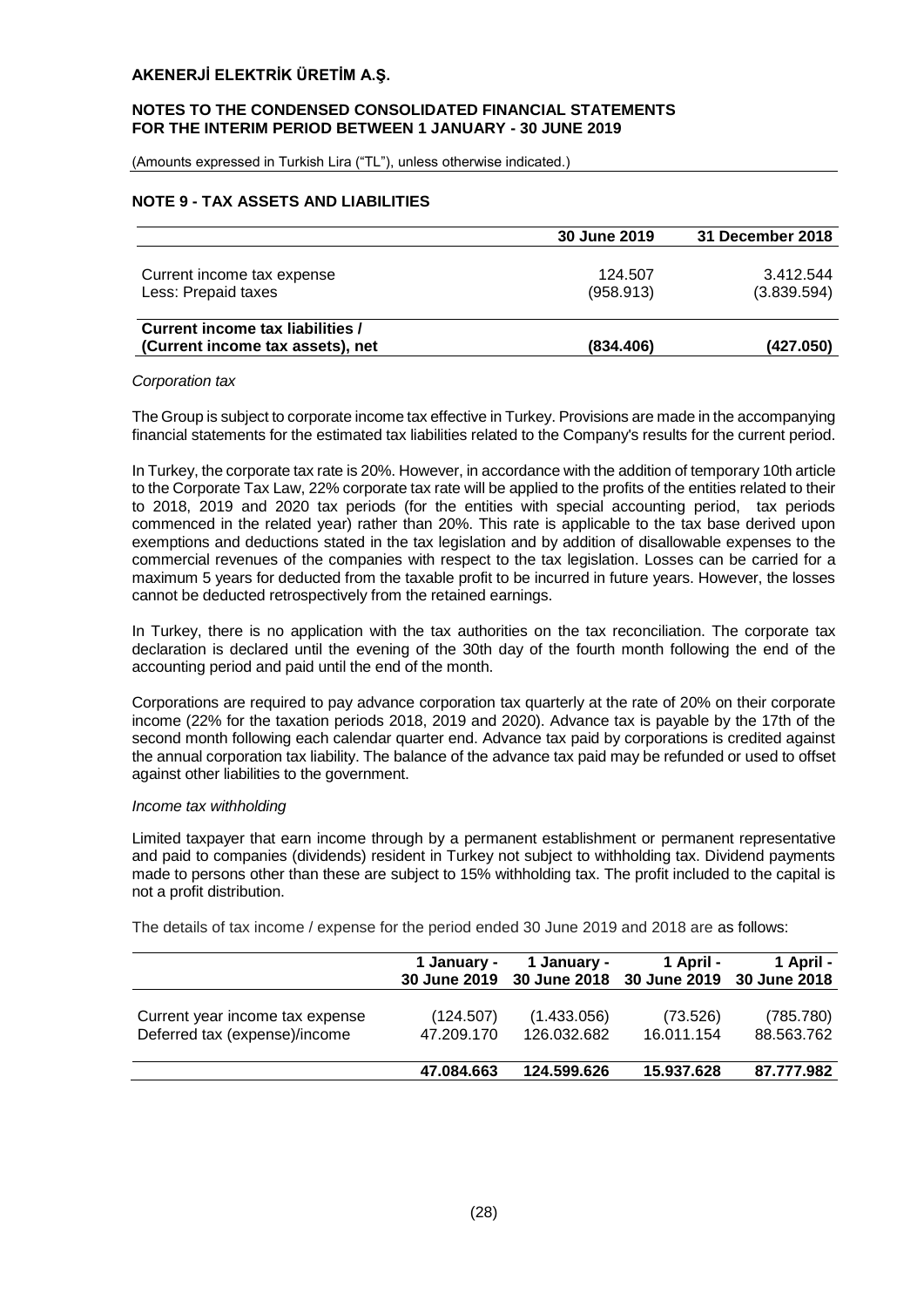## NOTE 9 - TAX ASSETS AND LIABILITIES

| | 30 June 2019 | 31 December 2018 |
|---|---|---|
| Current income tax expense | 124.507 | 3.412.544 |
| Less: Prepaid taxes | (958.913) | (3.839.594) |
| **Current income tax liabilities / (Current income tax assets), net** | **(834.406)** | **(427.050)** |

*Corporation tax*

The Group is subject to corporate income tax effective in Turkey. Provisions are made in the accompanying financial statements for the estimated tax liabilities related to the Company's results for the current period.

In Turkey, the corporate tax rate is 20%. However, in accordance with the addition of temporary 10th article to the Corporate Tax Law, 22% corporate tax rate will be applied to the profits of the entities related to their to 2018, 2019 and 2020 tax periods (for the entities with special accounting period, tax periods commenced in the related year) rather than 20%. This rate is applicable to the tax base derived upon exemptions and deductions stated in the tax legislation and by addition of disallowable expenses to the commercial revenues of the companies with respect to the tax legislation. Losses can be carried for a maximum 5 years for deducted from the taxable profit to be incurred in future years. However, the losses cannot be deducted retrospectively from the retained earnings.

In Turkey, there is no application with the tax authorities on the tax reconciliation. The corporate tax declaration is declared until the evening of the 30th day of the fourth month following the end of the accounting period and paid until the end of the month.

Corporations are required to pay advance corporation tax quarterly at the rate of 20% on their corporate income (22% for the taxation periods 2018, 2019 and 2020). Advance tax is payable by the 17th of the second month following each calendar quarter end. Advance tax paid by corporations is credited against the annual corporation tax liability. The balance of the advance tax paid may be refunded or used to offset against other liabilities to the government.

*Income tax withholding*

Limited taxpayer that earn income through by a permanent establishment or permanent representative and paid to companies (dividends) resident in Turkey not subject to withholding tax. Dividend payments made to persons other than these are subject to 15% withholding tax. The profit included to the capital is not a profit distribution.

The details of tax income / expense for the period ended 30 June 2019 and 2018 are as follows:

| | 1 January - 30 June 2019 | 1 January - 30 June 2018 | 1 April - 30 June 2019 | 1 April - 30 June 2018 |
|---|---|---|---|---|
| Current year income tax expense | (124.507) | (1.433.056) | (73.526) | (785.780) |
| Deferred tax (expense)/income | 47.209.170 | 126.032.682 | 16.011.154 | 88.563.762 |
| | **47.084.663** | **124.599.626** | **15.937.628** | **87.777.982** |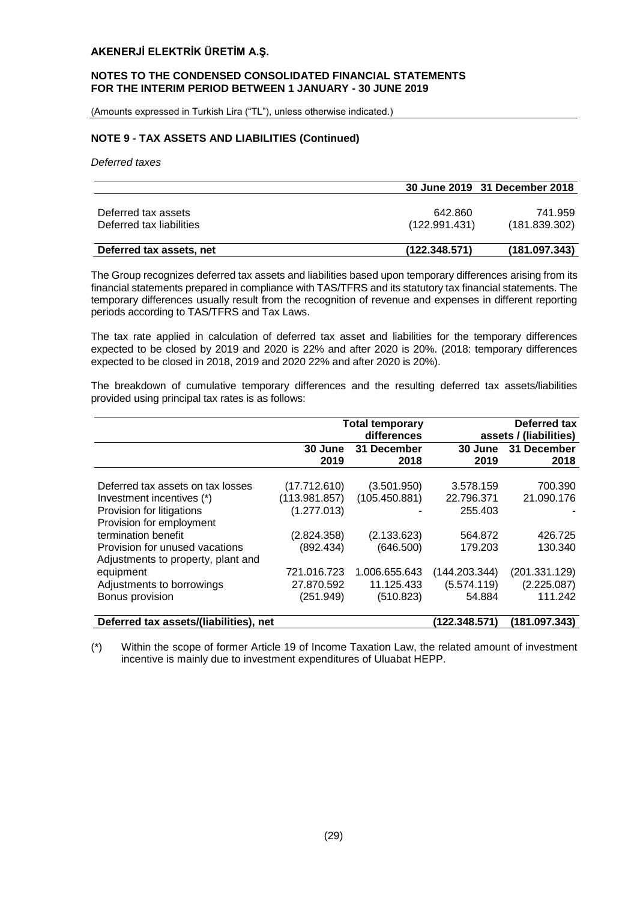## NOTE 9 - TAX ASSETS AND LIABILITIES (Continued)

*Deferred taxes*

| | 30 June 2019 | 31 December 2018 |
|---|---|---|
| Deferred tax assets | 642.860 | 741.959 |
| Deferred tax liabilities | (122.991.431) | (181.839.302) |
| **Deferred tax assets, net** | **(122.348.571)** | **(181.097.343)** |

The Group recognizes deferred tax assets and liabilities based upon temporary differences arising from its financial statements prepared in compliance with TAS/TFRS and its statutory tax financial statements. The temporary differences usually result from the recognition of revenue and expenses in different reporting periods according to TAS/TFRS and Tax Laws.

The tax rate applied in calculation of deferred tax asset and liabilities for the temporary differences expected to be closed by 2019 and 2020 is 22% and after 2020 is 20%. (2018: temporary differences expected to be closed in 2018, 2019 and 2020 22% and after 2020 is 20%).

The breakdown of cumulative temporary differences and the resulting deferred tax assets/liabilities provided using principal tax rates is as follows:

| | Total temporary differences | | Deferred tax assets / (liabilities) | |
|---|---|---|---|---|
| | 30 June 2019 | 31 December 2018 | 30 June 2019 | 31 December 2018 |
| Deferred tax assets on tax losses | (17.712.610) | (3.501.950) | 3.578.159 | 700.390 |
| Investment incentives (*) | (113.981.857) | (105.450.881) | 22.796.371 | 21.090.176 |
| Provision for litigations | (1.277.013) | - | 255.403 | - |
| Provision for employment termination benefit | (2.824.358) | (2.133.623) | 564.872 | 426.725 |
| Provision for unused vacations | (892.434) | (646.500) | 179.203 | 130.340 |
| Adjustments to property, plant and equipment | 721.016.723 | 1.006.655.643 | (144.203.344) | (201.331.129) |
| Adjustments to borrowings | 27.870.592 | 11.125.433 | (5.574.119) | (2.225.087) |
| Bonus provision | (251.949) | (510.823) | 54.884 | 111.242 |
| **Deferred tax assets/(liabilities), net** | | | **(122.348.571)** | **(181.097.343)** |

(*) Within the scope of former Article 19 of Income Taxation Law, the related amount of investment incentive is mainly due to investment expenditures of Uluabat HEPP.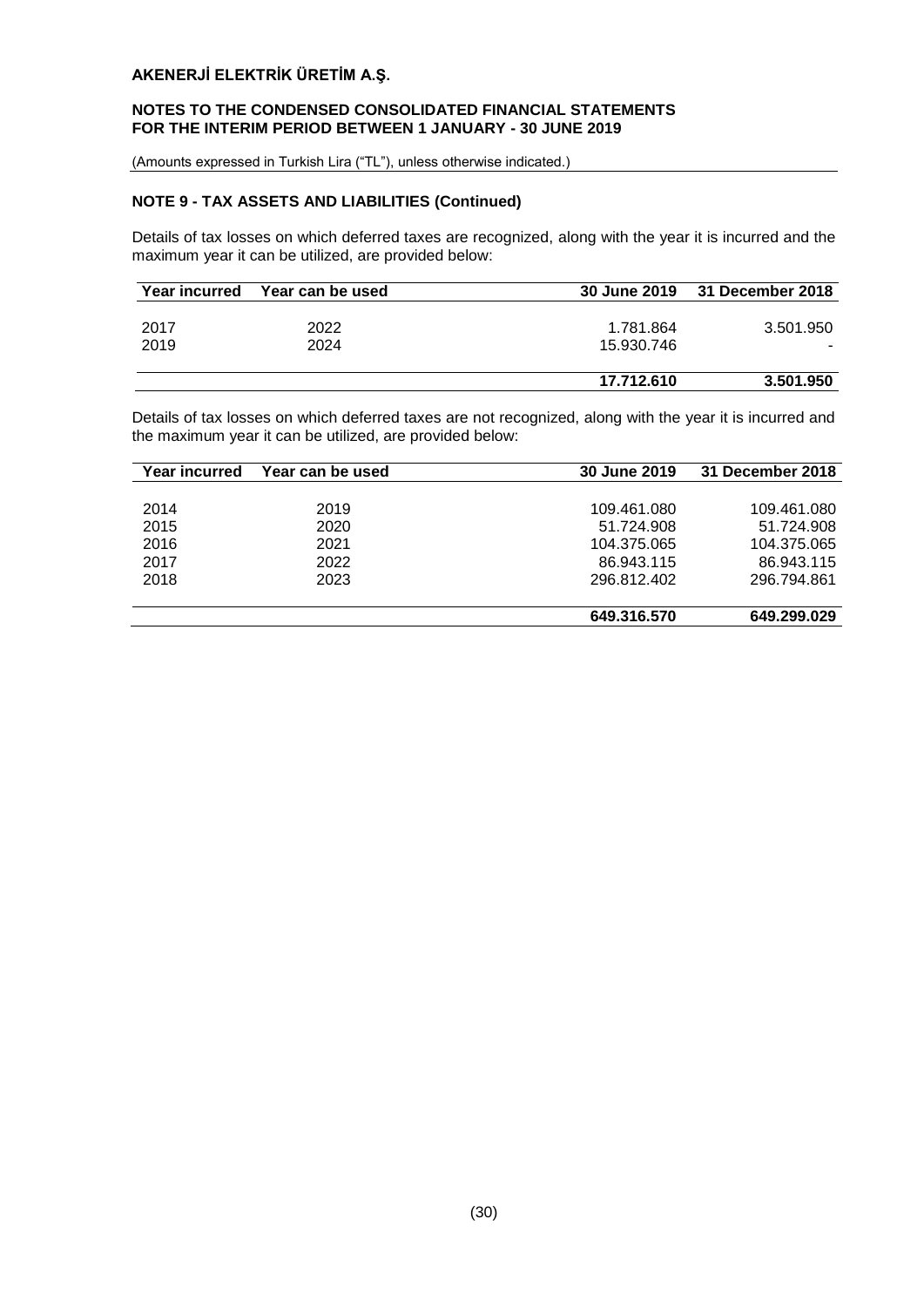## NOTE 9 - TAX ASSETS AND LIABILITIES (Continued)

Details of tax losses on which deferred taxes are recognized, along with the year it is incurred and the maximum year it can be utilized, are provided below:

| Year incurred | Year can be used | 30 June 2019 | 31 December 2018 |
|---|---|---|---|
| 2017 | 2022 | 1.781.864 | 3.501.950 |
| 2019 | 2024 | 15.930.746 | - |
| | | **17.712.610** | **3.501.950** |

Details of tax losses on which deferred taxes are not recognized, along with the year it is incurred and the maximum year it can be utilized, are provided below:

| Year incurred | Year can be used | 30 June 2019 | 31 December 2018 |
|---|---|---|---|
| 2014 | 2019 | 109.461.080 | 109.461.080 |
| 2015 | 2020 | 51.724.908 | 51.724.908 |
| 2016 | 2021 | 104.375.065 | 104.375.065 |
| 2017 | 2022 | 86.943.115 | 86.943.115 |
| 2018 | 2023 | 296.812.402 | 296.794.861 |
| | | **649.316.570** | **649.299.029** |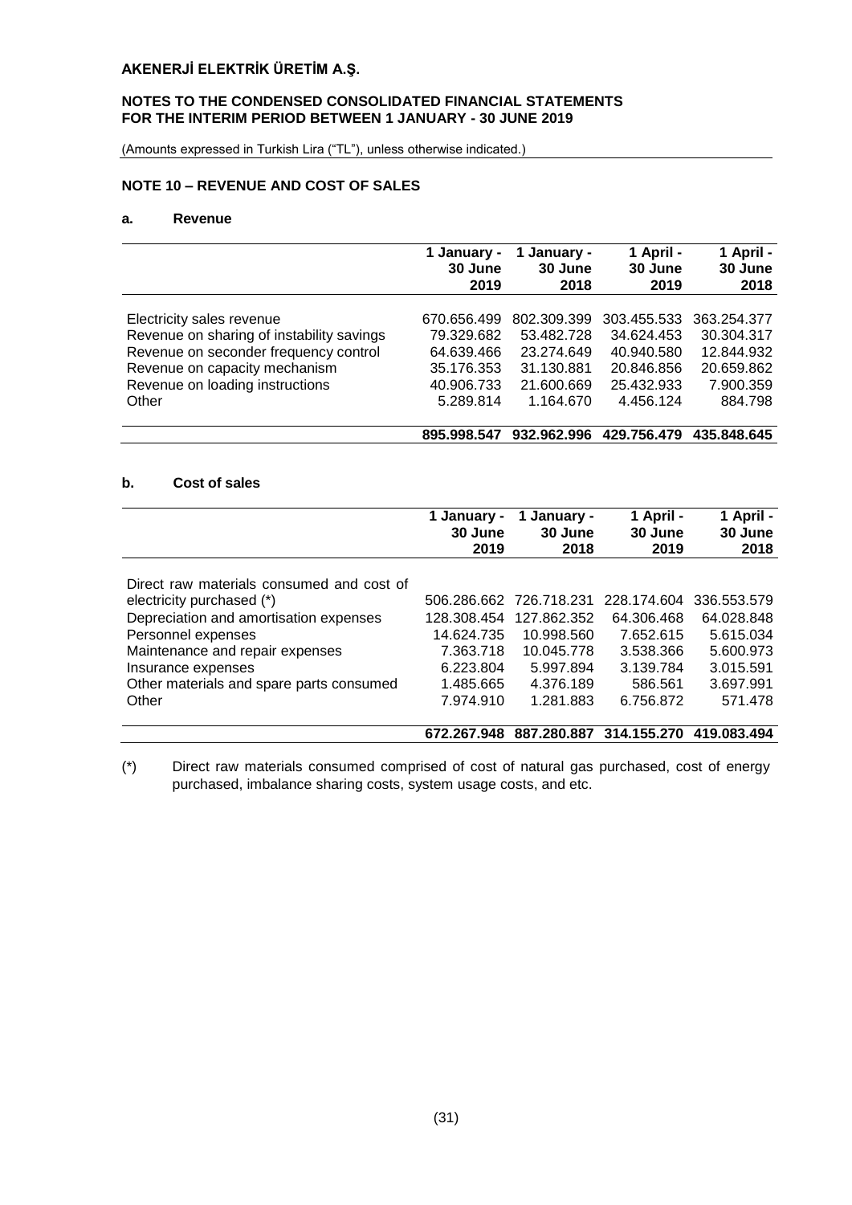# AKENERJİ ELEKTRİK ÜRETİM A.Ş.

**NOTES TO THE CONDENSED CONSOLIDATED FINANCIAL STATEMENTS FOR THE INTERIM PERIOD BETWEEN 1 JANUARY - 30 JUNE 2019**

(Amounts expressed in Turkish Lira ("TL"), unless otherwise indicated.)

## NOTE 10 – REVENUE AND COST OF SALES

### a. Revenue

| | 1 January - 30 June 2019 | 1 January - 30 June 2018 | 1 April - 30 June 2019 | 1 April - 30 June 2018 |
|---|---|---|---|---|
| Electricity sales revenue | 670.656.499 | 802.309.399 | 303.455.533 | 363.254.377 |
| Revenue on sharing of instability savings | 79.329.682 | 53.482.728 | 34.624.453 | 30.304.317 |
| Revenue on seconder frequency control | 64.639.466 | 23.274.649 | 40.940.580 | 12.844.932 |
| Revenue on capacity mechanism | 35.176.353 | 31.130.881 | 20.846.856 | 20.659.862 |
| Revenue on loading instructions | 40.906.733 | 21.600.669 | 25.432.933 | 7.900.359 |
| Other | 5.289.814 | 1.164.670 | 4.456.124 | 884.798 |
| | **895.998.547** | **932.962.996** | **429.756.479** | **435.848.645** |

### b. Cost of sales

| | 1 January - 30 June 2019 | 1 January - 30 June 2018 | 1 April - 30 June 2019 | 1 April - 30 June 2018 |
|---|---|---|---|---|
| Direct raw materials consumed and cost of electricity purchased (*) | 506.286.662 | 726.718.231 | 228.174.604 | 336.553.579 |
| Depreciation and amortisation expenses | 128.308.454 | 127.862.352 | 64.306.468 | 64.028.848 |
| Personnel expenses | 14.624.735 | 10.998.560 | 7.652.615 | 5.615.034 |
| Maintenance and repair expenses | 7.363.718 | 10.045.778 | 3.538.366 | 5.600.973 |
| Insurance expenses | 6.223.804 | 5.997.894 | 3.139.784 | 3.015.591 |
| Other materials and spare parts consumed | 1.485.665 | 4.376.189 | 586.561 | 3.697.991 |
| Other | 7.974.910 | 1.281.883 | 6.756.872 | 571.478 |
| | **672.267.948** | **887.280.887** | **314.155.270** | **419.083.494** |

(*) Direct raw materials consumed comprised of cost of natural gas purchased, cost of energy purchased, imbalance sharing costs, system usage costs, and etc.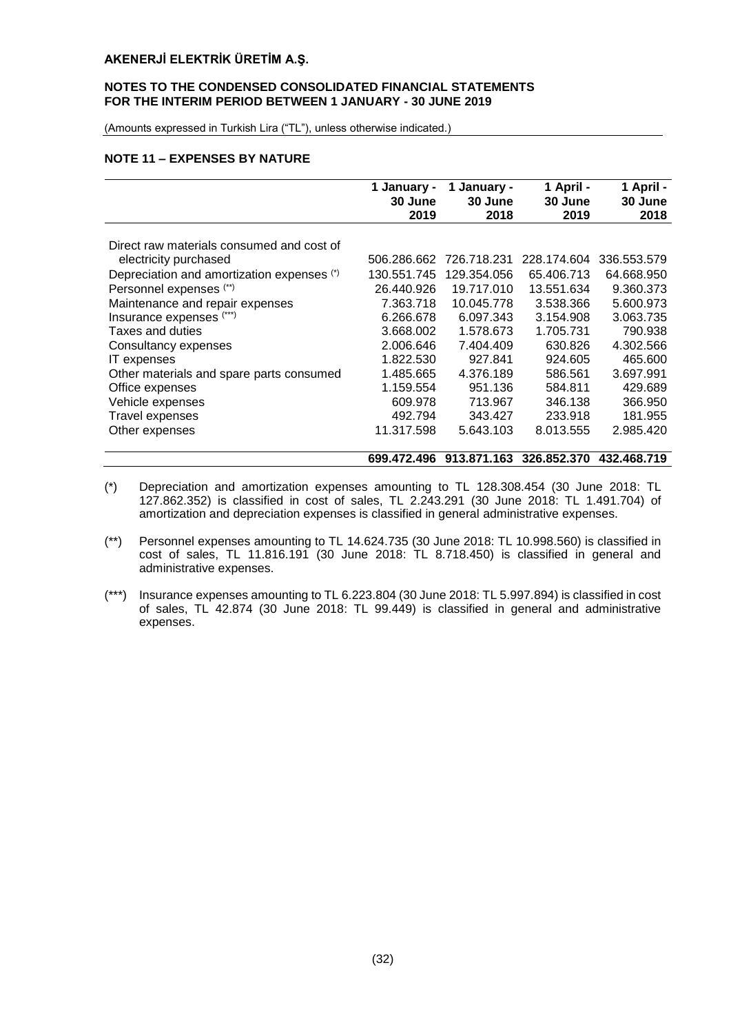## NOTE 11 – EXPENSES BY NATURE

| | 1 January - 30 June 2019 | 1 January - 30 June 2018 | 1 April - 30 June 2019 | 1 April - 30 June 2018 |
|---|---|---|---|---|
| Direct raw materials consumed and cost of electricity purchased | 506.286.662 | 726.718.231 | 228.174.604 | 336.553.579 |
| Depreciation and amortization expenses (*) | 130.551.745 | 129.354.056 | 65.406.713 | 64.668.950 |
| Personnel expenses (**) | 26.440.926 | 19.717.010 | 13.551.634 | 9.360.373 |
| Maintenance and repair expenses | 7.363.718 | 10.045.778 | 3.538.366 | 5.600.973 |
| Insurance expenses (***) | 6.266.678 | 6.097.343 | 3.154.908 | 3.063.735 |
| Taxes and duties | 3.668.002 | 1.578.673 | 1.705.731 | 790.938 |
| Consultancy expenses | 2.006.646 | 7.404.409 | 630.826 | 4.302.566 |
| IT expenses | 1.822.530 | 927.841 | 924.605 | 465.600 |
| Other materials and spare parts consumed | 1.485.665 | 4.376.189 | 586.561 | 3.697.991 |
| Office expenses | 1.159.554 | 951.136 | 584.811 | 429.689 |
| Vehicle expenses | 609.978 | 713.967 | 346.138 | 366.950 |
| Travel expenses | 492.794 | 343.427 | 233.918 | 181.955 |
| Other expenses | 11.317.598 | 5.643.103 | 8.013.555 | 2.985.420 |
| | **699.472.496** | **913.871.163** | **326.852.370** | **432.468.719** |

(*) Depreciation and amortization expenses amounting to TL 128.308.454 (30 June 2018: TL 127.862.352) is classified in cost of sales, TL 2.243.291 (30 June 2018: TL 1.491.704) of amortization and depreciation expenses is classified in general administrative expenses.

(**) Personnel expenses amounting to TL 14.624.735 (30 June 2018: TL 10.998.560) is classified in cost of sales, TL 11.816.191 (30 June 2018: TL 8.718.450) is classified in general and administrative expenses.

(***) Insurance expenses amounting to TL 6.223.804 (30 June 2018: TL 5.997.894) is classified in cost of sales, TL 42.874 (30 June 2018: TL 99.449) is classified in general and administrative expenses.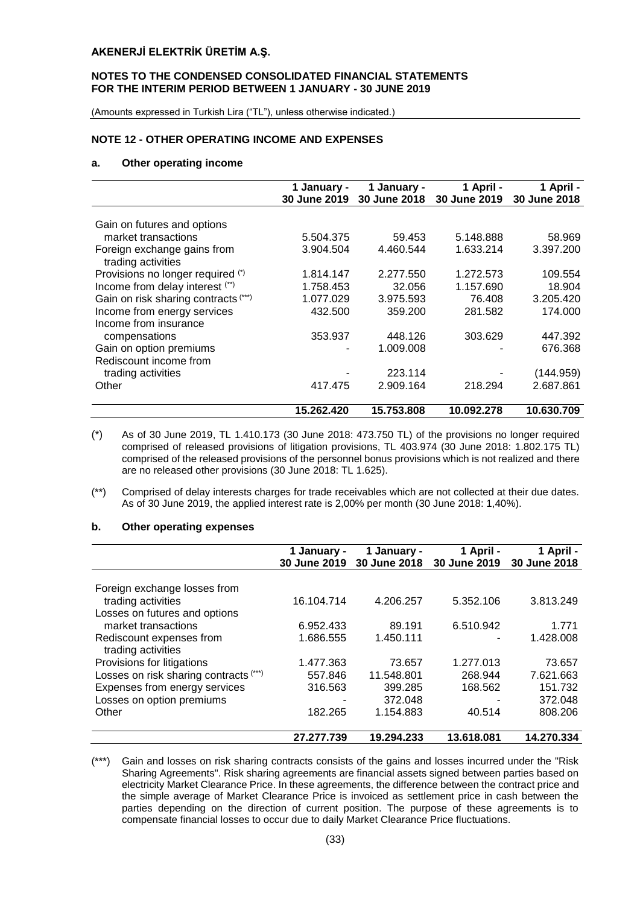## AKENERJİ ELEKTRİK ÜRETİM A.Ş.

**NOTES TO THE CONDENSED CONSOLIDATED FINANCIAL STATEMENTS FOR THE INTERIM PERIOD BETWEEN 1 JANUARY - 30 JUNE 2019**

(Amounts expressed in Turkish Lira ("TL"), unless otherwise indicated.)

### NOTE 12 - OTHER OPERATING INCOME AND EXPENSES

#### a. Other operating income

| | 1 January - 30 June 2019 | 1 January - 30 June 2018 | 1 April - 30 June 2019 | 1 April - 30 June 2018 |
|---|---|---|---|---|
| Gain on futures and options market transactions | 5.504.375 | 59.453 | 5.148.888 | 58.969 |
| Foreign exchange gains from trading activities | 3.904.504 | 4.460.544 | 1.633.214 | 3.397.200 |
| Provisions no longer required (*) | 1.814.147 | 2.277.550 | 1.272.573 | 109.554 |
| Income from delay interest (**) | 1.758.453 | 32.056 | 1.157.690 | 18.904 |
| Gain on risk sharing contracts (***) | 1.077.029 | 3.975.593 | 76.408 | 3.205.420 |
| Income from energy services | 432.500 | 359.200 | 281.582 | 174.000 |
| Income from insurance compensations | 353.937 | 448.126 | 303.629 | 447.392 |
| Gain on option premiums | - | 1.009.008 | - | 676.368 |
| Rediscount income from trading activities | - | 223.114 | - | (144.959) |
| Other | 417.475 | 2.909.164 | 218.294 | 2.687.861 |
| | **15.262.420** | **15.753.808** | **10.092.278** | **10.630.709** |

(*) As of 30 June 2019, TL 1.410.173 (30 June 2018: 473.750 TL) of the provisions no longer required comprised of released provisions of litigation provisions, TL 403.974 (30 June 2018: 1.802.175 TL) comprised of the released provisions of the personnel bonus provisions which is not realized and there are no released other provisions (30 June 2018: TL 1.625).

(**) Comprised of delay interests charges for trade receivables which are not collected at their due dates. As of 30 June 2019, the applied interest rate is 2,00% per month (30 June 2018: 1,40%).

#### b. Other operating expenses

| | 1 January - 30 June 2019 | 1 January - 30 June 2018 | 1 April - 30 June 2019 | 1 April - 30 June 2018 |
|---|---|---|---|---|
| Foreign exchange losses from trading activities | 16.104.714 | 4.206.257 | 5.352.106 | 3.813.249 |
| Losses on futures and options market transactions | 6.952.433 | 89.191 | 6.510.942 | 1.771 |
| Rediscount expenses from trading activities | 1.686.555 | 1.450.111 | - | 1.428.008 |
| Provisions for litigations | 1.477.363 | 73.657 | 1.277.013 | 73.657 |
| Losses on risk sharing contracts (***) | 557.846 | 11.548.801 | 268.944 | 7.621.663 |
| Expenses from energy services | 316.563 | 399.285 | 168.562 | 151.732 |
| Losses on option premiums | - | 372.048 | - | 372.048 |
| Other | 182.265 | 1.154.883 | 40.514 | 808.206 |
| | **27.277.739** | **19.294.233** | **13.618.081** | **14.270.334** |

(***) Gain and losses on risk sharing contracts consists of the gains and losses incurred under the "Risk Sharing Agreements". Risk sharing agreements are financial assets signed between parties based on electricity Market Clearance Price. In these agreements, the difference between the contract price and the simple average of Market Clearance Price is invoiced as settlement price in cash between the parties depending on the direction of current position. The purpose of these agreements is to compensate financial losses to occur due to daily Market Clearance Price fluctuations.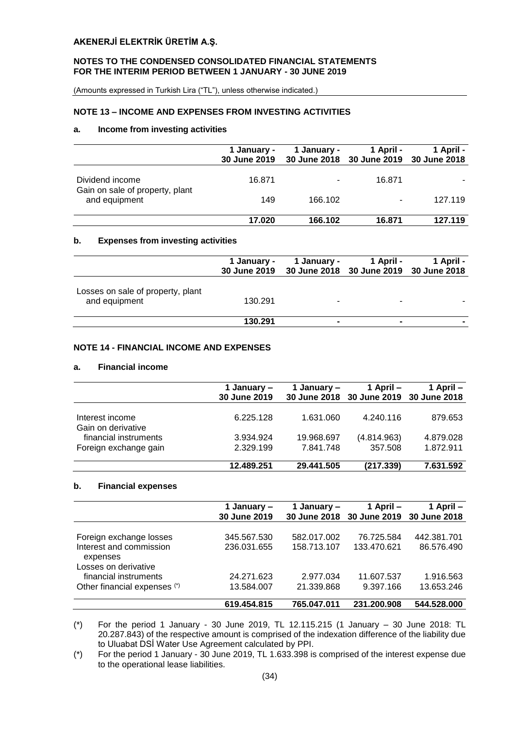## NOTE 13 – INCOME AND EXPENSES FROM INVESTING ACTIVITIES

### a. Income from investing activities

| | 1 January - 30 June 2019 | 1 January - 30 June 2018 | 1 April - 30 June 2019 | 1 April - 30 June 2018 |
|---|---|---|---|---|
| Dividend income | 16.871 | - | 16.871 | - |
| Gain on sale of property, plant and equipment | 149 | 166.102 | - | 127.119 |
| | **17.020** | **166.102** | **16.871** | **127.119** |

### b. Expenses from investing activities

| | 1 January - 30 June 2019 | 1 January - 30 June 2018 | 1 April - 30 June 2019 | 1 April - 30 June 2018 |
|---|---|---|---|---|
| Losses on sale of property, plant and equipment | 130.291 | - | - | - |
| | **130.291** | **-** | **-** | **-** |

## NOTE 14 - FINANCIAL INCOME AND EXPENSES

### a. Financial income

| | 1 January – 30 June 2019 | 1 January – 30 June 2018 | 1 April – 30 June 2019 | 1 April – 30 June 2018 |
|---|---|---|---|---|
| Interest income | 6.225.128 | 1.631.060 | 4.240.116 | 879.653 |
| Gain on derivative financial instruments | 3.934.924 | 19.968.697 | (4.814.963) | 4.879.028 |
| Foreign exchange gain | 2.329.199 | 7.841.748 | 357.508 | 1.872.911 |
| | **12.489.251** | **29.441.505** | **(217.339)** | **7.631.592** |

### b. Financial expenses

| | 1 January – 30 June 2019 | 1 January – 30 June 2018 | 1 April – 30 June 2019 | 1 April – 30 June 2018 |
|---|---|---|---|---|
| Foreign exchange losses | 345.567.530 | 582.017.002 | 76.725.584 | 442.381.701 |
| Interest and commission expenses | 236.031.655 | 158.713.107 | 133.470.621 | 86.576.490 |
| Losses on derivative financial instruments | 24.271.623 | 2.977.034 | 11.607.537 | 1.916.563 |
| Other financial expenses (*) | 13.584.007 | 21.339.868 | 9.397.166 | 13.653.246 |
| | **619.454.815** | **765.047.011** | **231.200.908** | **544.528.000** |

(*) For the period 1 January - 30 June 2019, TL 12.115.215 (1 January – 30 June 2018: TL 20.287.843) of the respective amount is comprised of the indexation difference of the liability due to Uluabat DSİ Water Use Agreement calculated by PPI.

(*) For the period 1 January - 30 June 2019, TL 1.633.398 is comprised of the interest expense due to the operational lease liabilities.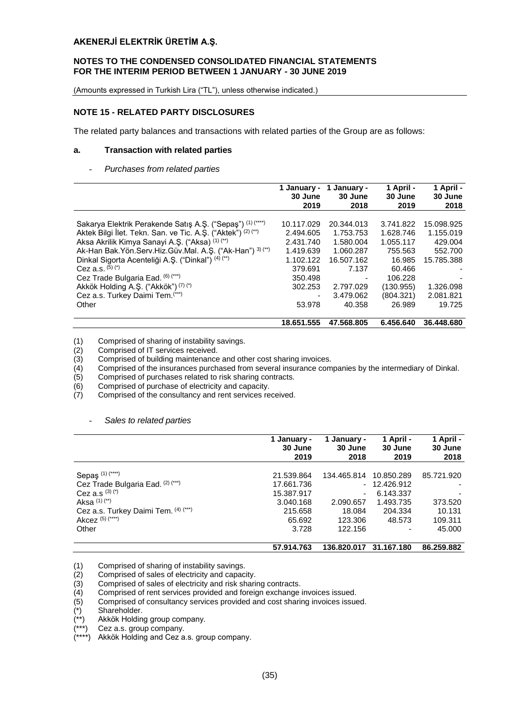# AKENERJİ ELEKTRİK ÜRETİM A.Ş.

## NOTES TO THE CONDENSED CONSOLIDATED FINANCIAL STATEMENTS FOR THE INTERIM PERIOD BETWEEN 1 JANUARY - 30 JUNE 2019

(Amounts expressed in Turkish Lira ("TL"), unless otherwise indicated.)

## NOTE 15 - RELATED PARTY DISCLOSURES

The related party balances and transactions with related parties of the Group are as follows:

### a. Transaction with related parties

- *Purchases from related parties*

| | 1 January - 30 June 2019 | 1 January - 30 June 2018 | 1 April - 30 June 2019 | 1 April - 30 June 2018 |
|---|---|---|---|---|
| Sakarya Elektrik Perakende Satış A.Ş. ("Sepaş") (1) (****) | 10.117.029 | 20.344.013 | 3.741.822 | 15.098.925 |
| Aktek Bilgi İlet. Tekn. San. ve Tic. A.Ş. ("Aktek") (2) (**) | 2.494.605 | 1.753.753 | 1.628.746 | 1.155.019 |
| Aksa Akrilik Kimya Sanayi A.Ş. ("Aksa") (1) (**) | 2.431.740 | 1.580.004 | 1.055.117 | 429.004 |
| Ak-Han Bak.Yön.Serv.Hiz.Güv.Mal. A.Ş. ("Ak-Han") 3) (**) | 1.419.639 | 1.060.287 | 755.563 | 552.700 |
| Dinkal Sigorta Acenteliği A.Ş. ("Dinkal") (4) (**) | 1.102.122 | 16.507.162 | 16.985 | 15.785.388 |
| Cez a.s. (5) (*) | 379.691 | 7.137 | 60.466 | - |
| Cez Trade Bulgaria Ead. (6) (***) | 350.498 | - | 106.228 | - |
| Akkök Holding A.Ş. ("Akkök") (7) (*) | 302.253 | 2.797.029 | (130.955) | 1.326.098 |
| Cez a.s. Turkey Daimi Tem. (***) | - | 3.479.062 | (804.321) | 2.081.821 |
| Other | 53.978 | 40.358 | 26.989 | 19.725 |
| | **18.651.555** | **47.568.805** | **6.456.640** | **36.448.680** |

(1) Comprised of sharing of instability savings.
(2) Comprised of IT services received.
(3) Comprised of building maintenance and other cost sharing invoices.
(4) Comprised of the insurances purchased from several insurance companies by the intermediary of Dinkal.
(5) Comprised of purchases related to risk sharing contracts.
(6) Comprised of purchase of electricity and capacity.
(7) Comprised of the consultancy and rent services received.

- *Sales to related parties*

| | 1 January - 30 June 2019 | 1 January - 30 June 2018 | 1 April - 30 June 2019 | 1 April - 30 June 2018 |
|---|---|---|---|---|
| Sepaş (1) (****) | 21.539.864 | 134.465.814 | 10.850.289 | 85.721.920 |
| Cez Trade Bulgaria Ead. (2) (***) | 17.661.736 | - | 12.426.912 | - |
| Cez a.s (3) (*) | 15.387.917 | - | 6.143.337 | - |
| Aksa (1) (**) | 3.040.168 | 2.090.657 | 1.493.735 | 373.520 |
| Cez a.s. Turkey Daimi Tem. (4) (***) | 215.658 | 18.084 | 204.334 | 10.131 |
| Akcez (5) (****) | 65.692 | 123.306 | 48.573 | 109.311 |
| Other | 3.728 | 122.156 | - | 45.000 |
| | **57.914.763** | **136.820.017** | **31.167.180** | **86.259.882** |

(1) Comprised of sharing of instability savings.
(2) Comprised of sales of electricity and capacity.
(3) Comprised of sales of electricity and risk sharing contracts.
(4) Comprised of rent services provided and foreign exchange invoices issued.
(5) Comprised of consultancy services provided and cost sharing invoices issued.
(*) Shareholder.
(**) Akkök Holding group company.
(***) Cez a.s. group company.
(****) Akkök Holding and Cez a.s. group company.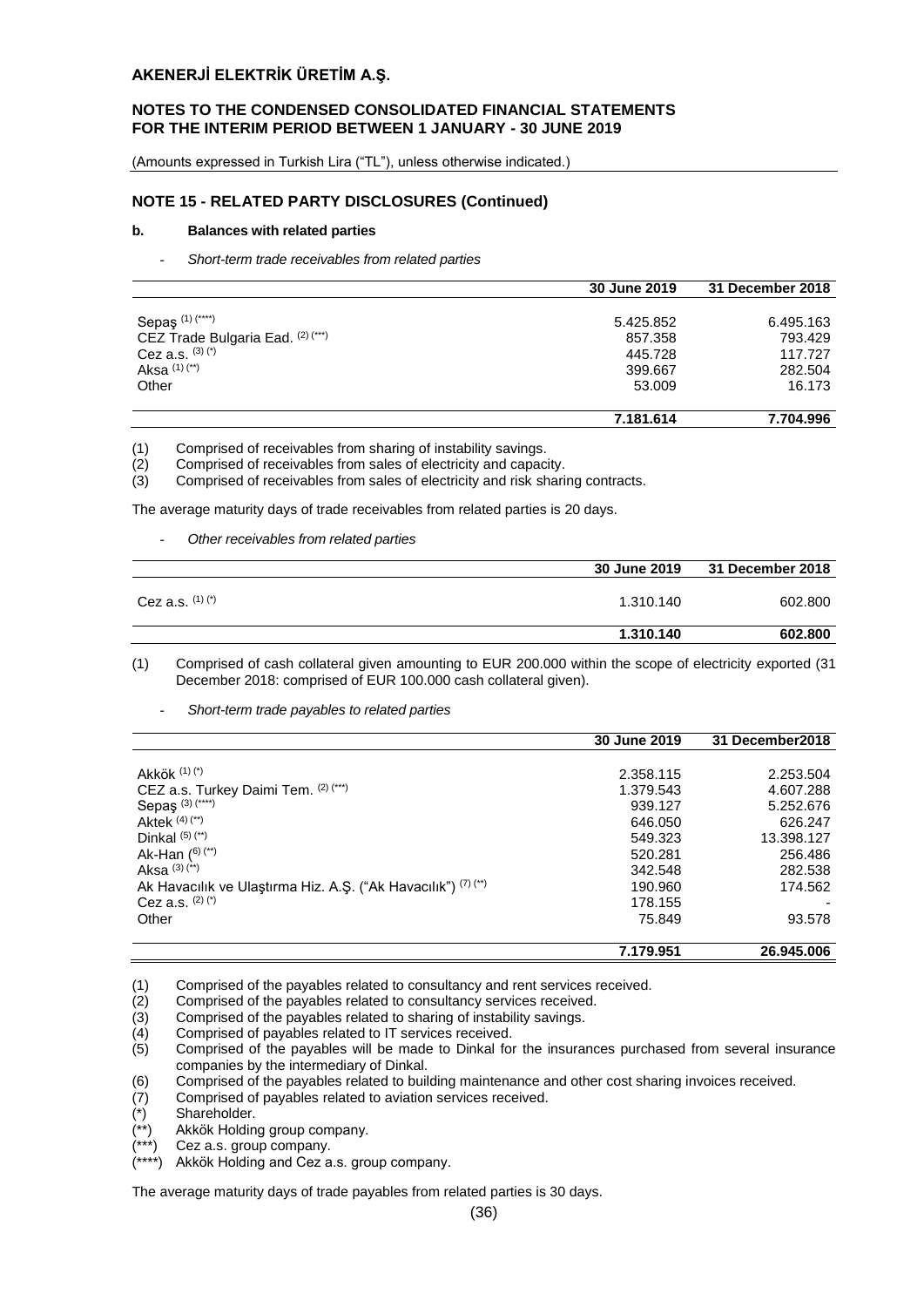## NOTE 15 - RELATED PARTY DISCLOSURES (Continued)

### b. Balances with related parties

- *Short-term trade receivables from related parties*

| | 30 June 2019 | 31 December 2018 |
|---|---|---|
| Sepaş [(1) (****)] | 5.425.852 | 6.495.163 |
| CEZ Trade Bulgaria Ead. [(2) (***)] | 857.358 | 793.429 |
| Cez a.s. [(3) (*)] | 445.728 | 117.727 |
| Aksa [(1) (**)] | 399.667 | 282.504 |
| Other | 53.009 | 16.173 |
| | **7.181.614** | **7.704.996** |

(1) Comprised of receivables from sharing of instability savings.
(2) Comprised of receivables from sales of electricity and capacity.
(3) Comprised of receivables from sales of electricity and risk sharing contracts.

The average maturity days of trade receivables from related parties is 20 days.

- *Other receivables from related parties*

| | 30 June 2019 | 31 December 2018 |
|---|---|---|
| Cez a.s. [(1) (*)] | 1.310.140 | 602.800 |
| | **1.310.140** | **602.800** |

(1) Comprised of cash collateral given amounting to EUR 200.000 within the scope of electricity exported (31 December 2018: comprised of EUR 100.000 cash collateral given).

- *Short-term trade payables to related parties*

| | 30 June 2019 | 31 December2018 |
|---|---|---|
| Akkök [(1) (*)] | 2.358.115 | 2.253.504 |
| CEZ a.s. Turkey Daimi Tem. [(2) (***)] | 1.379.543 | 4.607.288 |
| Sepaş [(3) (****)] | 939.127 | 5.252.676 |
| Aktek [(4) (**)] | 646.050 | 626.247 |
| Dinkal [(5) (**)] | 549.323 | 13.398.127 |
| Ak-Han [(6) (**)] | 520.281 | 256.486 |
| Aksa [(3) (**)] | 342.548 | 282.538 |
| Ak Havacılık ve Ulaştırma Hiz. A.Ş. ("Ak Havacılık") [(7) (**)] | 190.960 | 174.562 |
| Cez a.s. [(2) (*)] | 178.155 | - |
| Other | 75.849 | 93.578 |
| | **7.179.951** | **26.945.006** |

(1) Comprised of the payables related to consultancy and rent services received.
(2) Comprised of the payables related to consultancy services received.
(3) Comprised of the payables related to sharing of instability savings.
(4) Comprised of payables related to IT services received.
(5) Comprised of the payables will be made to Dinkal for the insurances purchased from several insurance companies by the intermediary of Dinkal.
(6) Comprised of the payables related to building maintenance and other cost sharing invoices received.
(7) Comprised of payables related to aviation services received.
(*) Shareholder.
(**) Akkök Holding group company.
(***) Cez a.s. group company.
(****) Akkök Holding and Cez a.s. group company.

The average maturity days of trade payables from related parties is 30 days.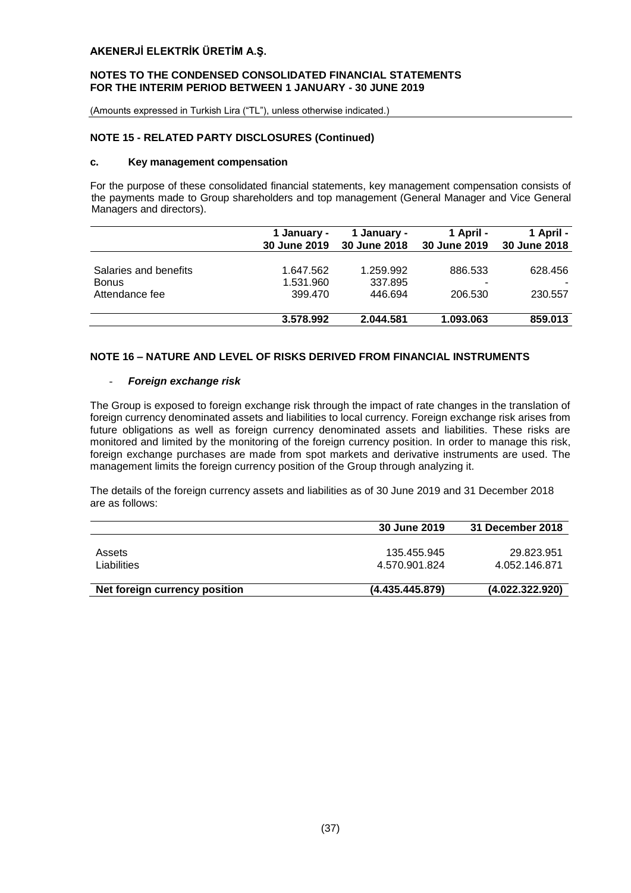## NOTE 15 - RELATED PARTY DISCLOSURES (Continued)

### c. Key management compensation

For the purpose of these consolidated financial statements, key management compensation consists of the payments made to Group shareholders and top management (General Manager and Vice General Managers and directors).

| | 1 January - 30 June 2019 | 1 January - 30 June 2018 | 1 April - 30 June 2019 | 1 April - 30 June 2018 |
|---|---|---|---|---|
| Salaries and benefits | 1.647.562 | 1.259.992 | 886.533 | 628.456 |
| Bonus | 1.531.960 | 337.895 | - | - |
| Attendance fee | 399.470 | 446.694 | 206.530 | 230.557 |
| | **3.578.992** | **2.044.581** | **1.093.063** | **859.013** |

## NOTE 16 – NATURE AND LEVEL OF RISKS DERIVED FROM FINANCIAL INSTRUMENTS

- ***Foreign exchange risk***

The Group is exposed to foreign exchange risk through the impact of rate changes in the translation of foreign currency denominated assets and liabilities to local currency. Foreign exchange risk arises from future obligations as well as foreign currency denominated assets and liabilities. These risks are monitored and limited by the monitoring of the foreign currency position. In order to manage this risk, foreign exchange purchases are made from spot markets and derivative instruments are used. The management limits the foreign currency position of the Group through analyzing it.

The details of the foreign currency assets and liabilities as of 30 June 2019 and 31 December 2018 are as follows:

| | 30 June 2019 | 31 December 2018 |
|---|---|---|
| Assets | 135.455.945 | 29.823.951 |
| Liabilities | 4.570.901.824 | 4.052.146.871 |
| **Net foreign currency position** | **(4.435.445.879)** | **(4.022.322.920)** |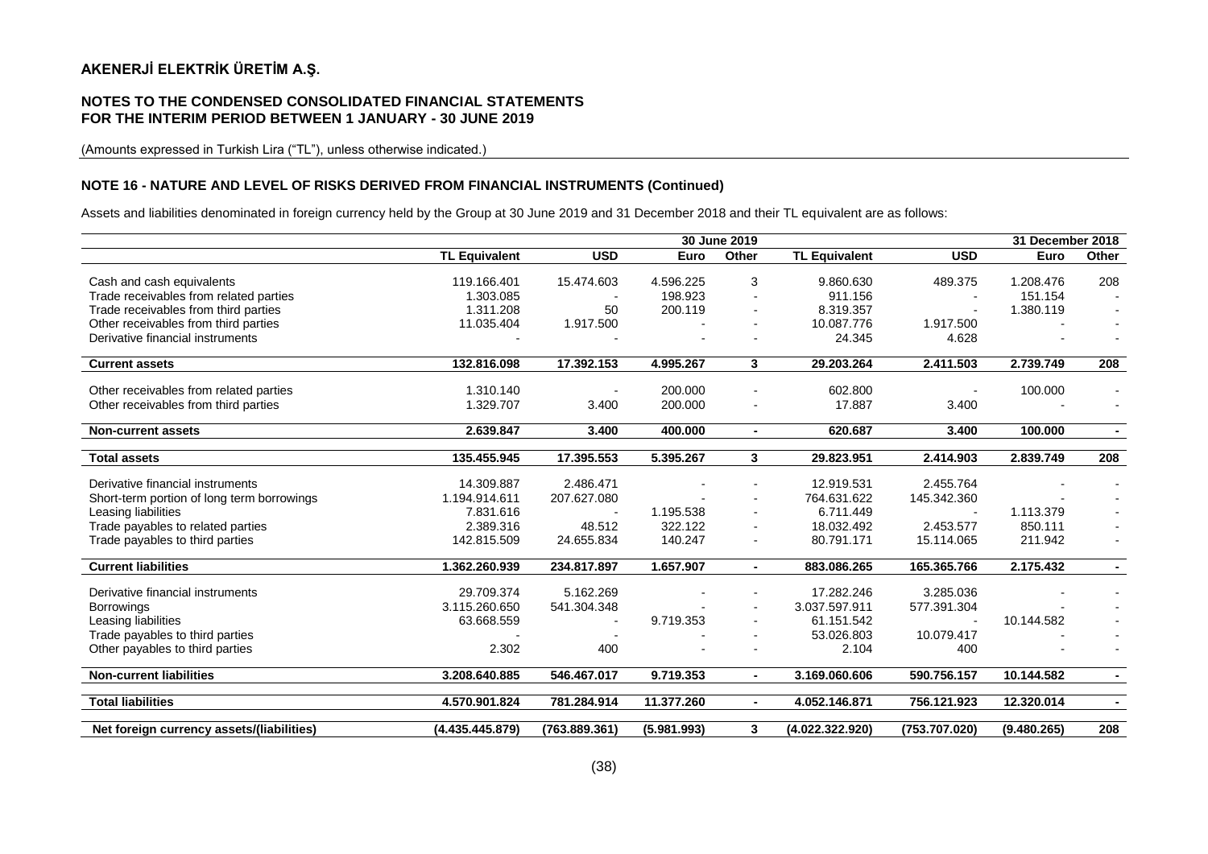# AKENERJİ ELEKTRİK ÜRETİM A.Ş.

## NOTES TO THE CONDENSED CONSOLIDATED FINANCIAL STATEMENTS FOR THE INTERIM PERIOD BETWEEN 1 JANUARY - 30 JUNE 2019

(Amounts expressed in Turkish Lira ("TL"), unless otherwise indicated.)

### NOTE 16 - NATURE AND LEVEL OF RISKS DERIVED FROM FINANCIAL INSTRUMENTS (Continued)

Assets and liabilities denominated in foreign currency held by the Group at 30 June 2019 and 31 December 2018 and their TL equivalent are as follows:

| | 30 June 2019 | | | | 31 December 2018 | | | |
|---|---|---|---|---|---|---|---|---|
| | **TL Equivalent** | **USD** | **Euro** | **Other** | **TL Equivalent** | **USD** | **Euro** | **Other** |
| Cash and cash equivalents | 119.166.401 | 15.474.603 | 4.596.225 | 3 | 9.860.630 | 489.375 | 1.208.476 | 208 |
| Trade receivables from related parties | 1.303.085 | - | 198.923 | - | 911.156 | - | 151.154 | - |
| Trade receivables from third parties | 1.311.208 | 50 | 200.119 | - | 8.319.357 | - | 1.380.119 | - |
| Other receivables from third parties | 11.035.404 | 1.917.500 | - | - | 10.087.776 | 1.917.500 | - | - |
| Derivative financial instruments | - | - | - | - | 24.345 | 4.628 | - | - |
| **Current assets** | **132.816.098** | **17.392.153** | **4.995.267** | **3** | **29.203.264** | **2.411.503** | **2.739.749** | **208** |
| Other receivables from related parties | 1.310.140 | - | 200.000 | - | 602.800 | - | 100.000 | - |
| Other receivables from third parties | 1.329.707 | 3.400 | 200.000 | - | 17.887 | 3.400 | - | - |
| **Non-current assets** | **2.639.847** | **3.400** | **400.000** | **-** | **620.687** | **3.400** | **100.000** | **-** |
| **Total assets** | **135.455.945** | **17.395.553** | **5.395.267** | **3** | **29.823.951** | **2.414.903** | **2.839.749** | **208** |
| Derivative financial instruments | 14.309.887 | 2.486.471 | - | - | 12.919.531 | 2.455.764 | - | - |
| Short-term portion of long term borrowings | 1.194.914.611 | 207.627.080 | - | - | 764.631.622 | 145.342.360 | - | - |
| Leasing liabilities | 7.831.616 | - | 1.195.538 | - | 6.711.449 | - | 1.113.379 | - |
| Trade payables to related parties | 2.389.316 | 48.512 | 322.122 | - | 18.032.492 | 2.453.577 | 850.111 | - |
| Trade payables to third parties | 142.815.509 | 24.655.834 | 140.247 | - | 80.791.171 | 15.114.065 | 211.942 | - |
| **Current liabilities** | **1.362.260.939** | **234.817.897** | **1.657.907** | **-** | **883.086.265** | **165.365.766** | **2.175.432** | **-** |
| Derivative financial instruments | 29.709.374 | 5.162.269 | - | - | 17.282.246 | 3.285.036 | - | - |
| Borrowings | 3.115.260.650 | 541.304.348 | - | - | 3.037.597.911 | 577.391.304 | - | - |
| Leasing liabilities | 63.668.559 | - | 9.719.353 | - | 61.151.542 | - | 10.144.582 | - |
| Trade payables to third parties | - | - | - | - | 53.026.803 | 10.079.417 | - | - |
| Other payables to third parties | 2.302 | 400 | - | - | 2.104 | 400 | - | - |
| **Non-current liabilities** | **3.208.640.885** | **546.467.017** | **9.719.353** | **-** | **3.169.060.606** | **590.756.157** | **10.144.582** | **-** |
| **Total liabilities** | **4.570.901.824** | **781.284.914** | **11.377.260** | **-** | **4.052.146.871** | **756.121.923** | **12.320.014** | **-** |
| **Net foreign currency assets/(liabilities)** | **(4.435.445.879)** | **(763.889.361)** | **(5.981.993)** | **3** | **(4.022.322.920)** | **(753.707.020)** | **(9.480.265)** | **208** |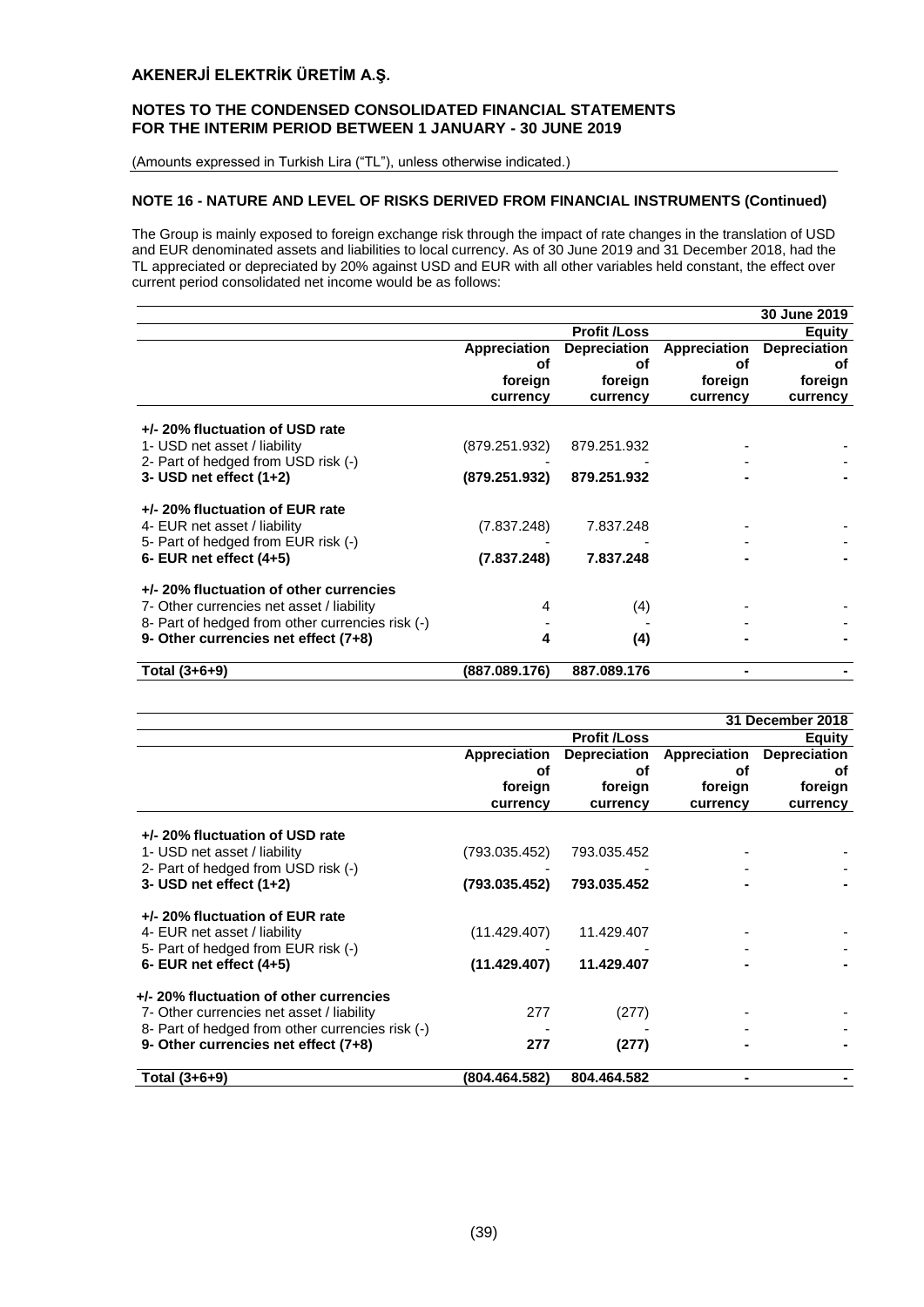## NOTE 16 - NATURE AND LEVEL OF RISKS DERIVED FROM FINANCIAL INSTRUMENTS (Continued)

The Group is mainly exposed to foreign exchange risk through the impact of rate changes in the translation of USD and EUR denominated assets and liabilities to local currency. As of 30 June 2019 and 31 December 2018, had the TL appreciated or depreciated by 20% against USD and EUR with all other variables held constant, the effect over current period consolidated net income would be as follows:

| | | | | 30 June 2019 |
|---|---|---|---|---|
| | Profit /Loss | | Equity | |
| | Appreciation of foreign currency | Depreciation of foreign currency | Appreciation of foreign currency | Depreciation of foreign currency |
| **+/- 20% fluctuation of USD rate** | | | | |
| 1- USD net asset / liability | (879.251.932) | 879.251.932 | - | - |
| 2- Part of hedged from USD risk (-) | - | - | - | - |
| **3- USD net effect (1+2)** | **(879.251.932)** | **879.251.932** | **-** | **-** |
| **+/- 20% fluctuation of EUR rate** | | | | |
| 4- EUR net asset / liability | (7.837.248) | 7.837.248 | - | - |
| 5- Part of hedged from EUR risk (-) | - | - | - | - |
| **6- EUR net effect (4+5)** | **(7.837.248)** | **7.837.248** | **-** | **-** |
| **+/- 20% fluctuation of other currencies** | | | | |
| 7- Other currencies net asset / liability | 4 | (4) | - | - |
| 8- Part of hedged from other currencies risk (-) | - | - | - | - |
| **9- Other currencies net effect (7+8)** | **4** | **(4)** | **-** | **-** |
| **Total (3+6+9)** | **(887.089.176)** | **887.089.176** | **-** | **-** |

| | | | | 31 December 2018 |
|---|---|---|---|---|
| | Profit /Loss | | Equity | |
| | Appreciation of foreign currency | Depreciation of foreign currency | Appreciation of foreign currency | Depreciation of foreign currency |
| **+/- 20% fluctuation of USD rate** | | | | |
| 1- USD net asset / liability | (793.035.452) | 793.035.452 | - | - |
| 2- Part of hedged from USD risk (-) | - | - | - | - |
| **3- USD net effect (1+2)** | **(793.035.452)** | **793.035.452** | **-** | **-** |
| **+/- 20% fluctuation of EUR rate** | | | | |
| 4- EUR net asset / liability | (11.429.407) | 11.429.407 | - | - |
| 5- Part of hedged from EUR risk (-) | - | - | - | - |
| **6- EUR net effect (4+5)** | **(11.429.407)** | **11.429.407** | **-** | **-** |
| **+/- 20% fluctuation of other currencies** | | | | |
| 7- Other currencies net asset / liability | 277 | (277) | - | - |
| 8- Part of hedged from other currencies risk (-) | - | - | - | - |
| **9- Other currencies net effect (7+8)** | **277** | **(277)** | **-** | **-** |
| **Total (3+6+9)** | **(804.464.582)** | **804.464.582** | **-** | **-** |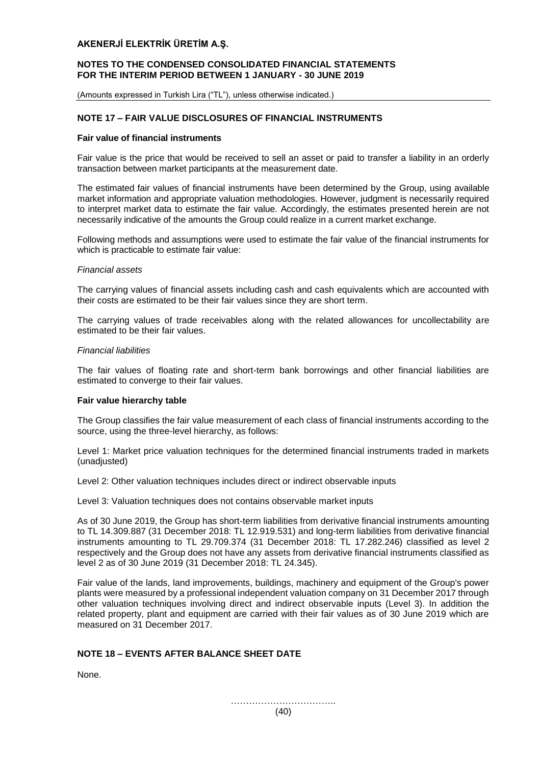## NOTE 17 – FAIR VALUE DISCLOSURES OF FINANCIAL INSTRUMENTS

### Fair value of financial instruments

Fair value is the price that would be received to sell an asset or paid to transfer a liability in an orderly transaction between market participants at the measurement date.

The estimated fair values of financial instruments have been determined by the Group, using available market information and appropriate valuation methodologies. However, judgment is necessarily required to interpret market data to estimate the fair value. Accordingly, the estimates presented herein are not necessarily indicative of the amounts the Group could realize in a current market exchange.

Following methods and assumptions were used to estimate the fair value of the financial instruments for which is practicable to estimate fair value:

*Financial assets*

The carrying values of financial assets including cash and cash equivalents which are accounted with their costs are estimated to be their fair values since they are short term.

The carrying values of trade receivables along with the related allowances for uncollectability are estimated to be their fair values.

*Financial liabilities*

The fair values of floating rate and short-term bank borrowings and other financial liabilities are estimated to converge to their fair values.

### Fair value hierarchy table

The Group classifies the fair value measurement of each class of financial instruments according to the source, using the three-level hierarchy, as follows:

Level 1: Market price valuation techniques for the determined financial instruments traded in markets (unadjusted)

Level 2: Other valuation techniques includes direct or indirect observable inputs

Level 3: Valuation techniques does not contains observable market inputs

As of 30 June 2019, the Group has short-term liabilities from derivative financial instruments amounting to TL 14.309.887 (31 December 2018: TL 12.919.531) and long-term liabilities from derivative financial instruments amounting to TL 29.709.374 (31 December 2018: TL 17.282.246) classified as level 2 respectively and the Group does not have any assets from derivative financial instruments classified as level 2 as of 30 June 2019 (31 December 2018: TL 24.345).

Fair value of the lands, land improvements, buildings, machinery and equipment of the Group's power plants were measured by a professional independent valuation company on 31 December 2017 through other valuation techniques involving direct and indirect observable inputs (Level 3). In addition the related property, plant and equipment are carried with their fair values as of 30 June 2019 which are measured on 31 December 2017.

## NOTE 18 – EVENTS AFTER BALANCE SHEET DATE

None.

……………………………..